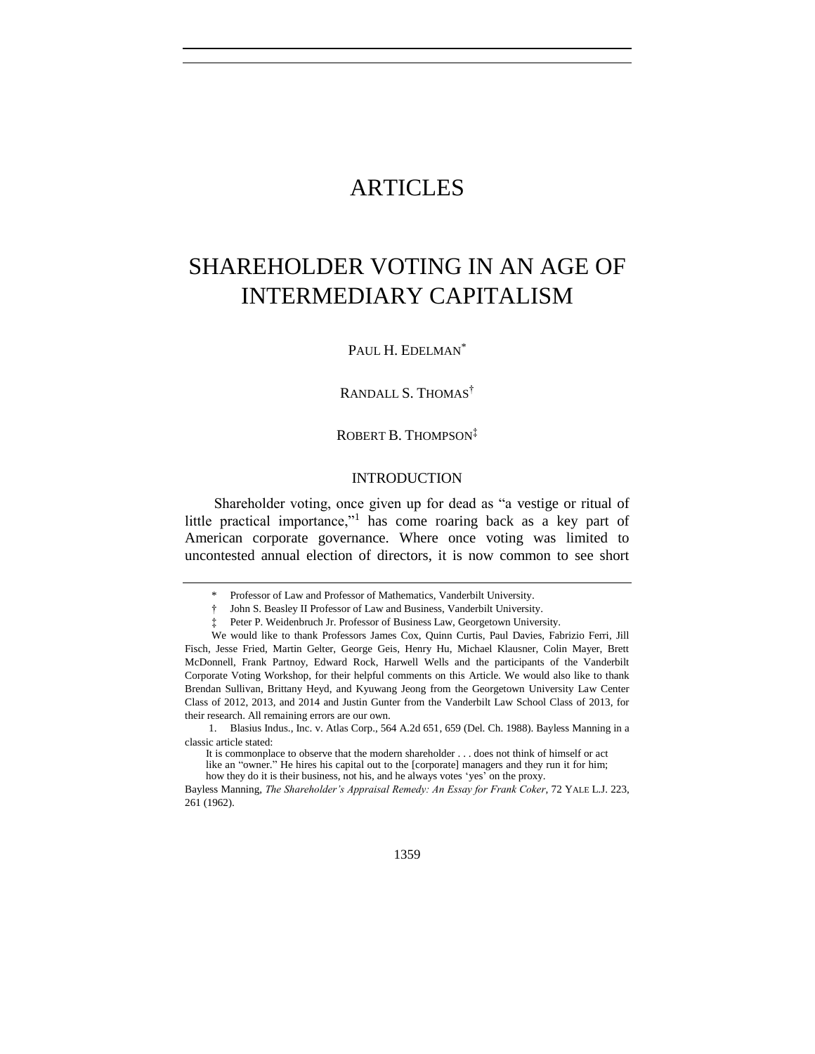# ARTICLES

# SHAREHOLDER VOTING IN AN AGE OF INTERMEDIARY CAPITALISM

PAUL H. EDELMAN[*]

RANDALL S. THOMAS[†]

ROBERT B. THOMPSON[‡]

## INTRODUCTION

Shareholder voting, once given up for dead as "a vestige or ritual of little practical importance,"[1] has come roaring back as a key part of American corporate governance. Where once voting was limited to uncontested annual election of directors, it is now common to see short

---

[*] Professor of Law and Professor of Mathematics, Vanderbilt University.

[†] John S. Beasley II Professor of Law and Business, Vanderbilt University.

[‡] Peter P. Weidenbruch Jr. Professor of Business Law, Georgetown University.

We would like to thank Professors James Cox, Quinn Curtis, Paul Davies, Fabrizio Ferri, Jill Fisch, Jesse Fried, Martin Gelter, George Geis, Henry Hu, Michael Klausner, Colin Mayer, Brett McDonnell, Frank Partnoy, Edward Rock, Harwell Wells and the participants of the Vanderbilt Corporate Voting Workshop, for their helpful comments on this Article. We would also like to thank Brendan Sullivan, Brittany Heyd, and Kyuwang Jeong from the Georgetown University Law Center Class of 2012, 2013, and 2014 and Justin Gunter from the Vanderbilt Law School Class of 2013, for their research. All remaining errors are our own.

1. Blasius Indus., Inc. v. Atlas Corp., 564 A.2d 651, 659 (Del. Ch. 1988). Bayless Manning in a classic article stated:

> It is commonplace to observe that the modern shareholder . . . does not think of himself or act like an "owner." He hires his capital out to the [corporate] managers and they run it for him; how they do it is their business, not his, and he always votes 'yes' on the proxy.

Bayless Manning, *The Shareholder's Appraisal Remedy: An Essay for Frank Coker*, 72 YALE L.J. 223, 261 (1962).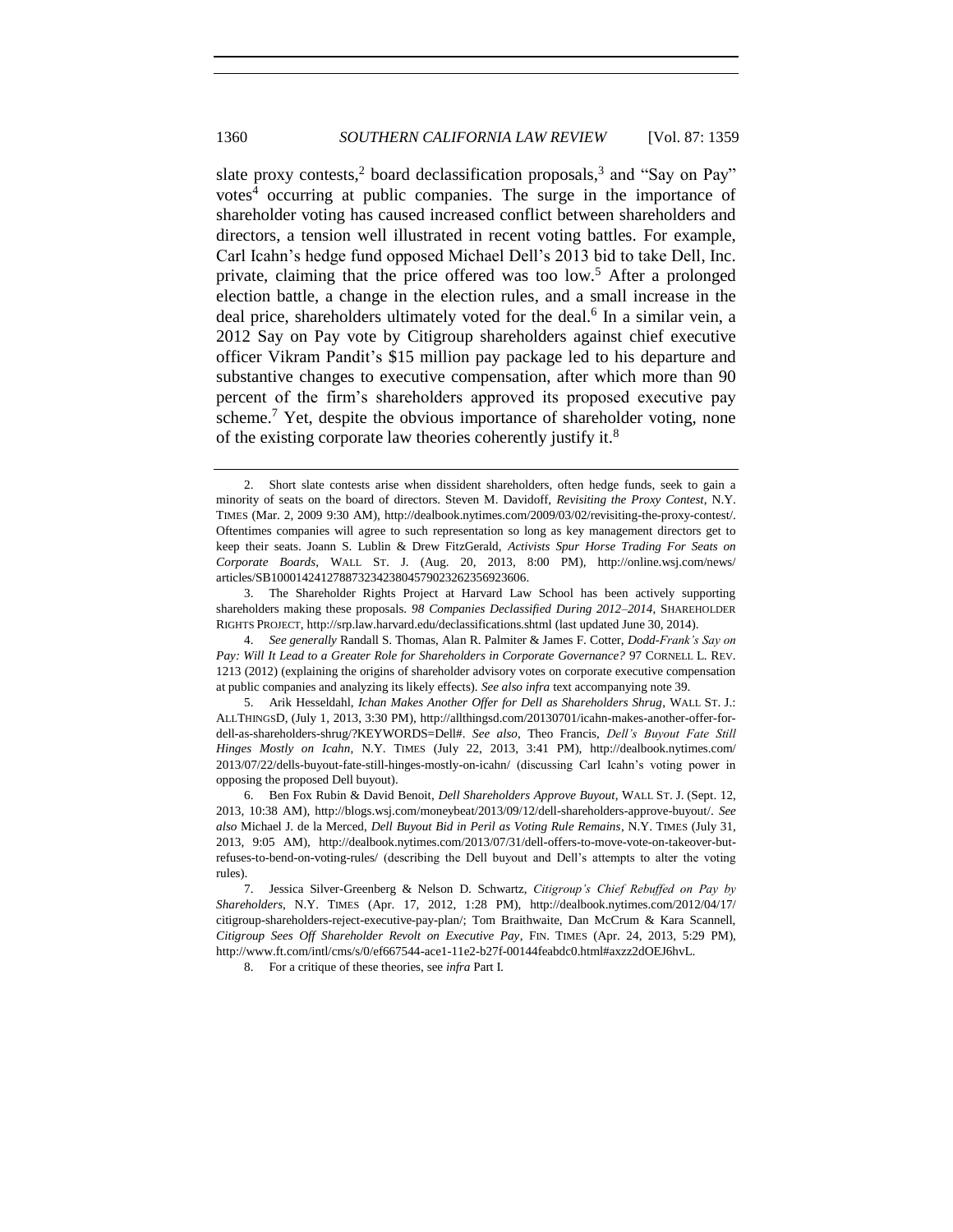slate proxy contests,[2] board declassification proposals,[3] and "Say on Pay" votes[4] occurring at public companies. The surge in the importance of shareholder voting has caused increased conflict between shareholders and directors, a tension well illustrated in recent voting battles. For example, Carl Icahn's hedge fund opposed Michael Dell's 2013 bid to take Dell, Inc. private, claiming that the price offered was too low.[5] After a prolonged election battle, a change in the election rules, and a small increase in the deal price, shareholders ultimately voted for the deal.[6] In a similar vein, a 2012 Say on Pay vote by Citigroup shareholders against chief executive officer Vikram Pandit's $15 million pay package led to his departure and substantive changes to executive compensation, after which more than 90 percent of the firm's shareholders approved its proposed executive pay scheme.[7] Yet, despite the obvious importance of shareholder voting, none of the existing corporate law theories coherently justify it.[8]

---

2. Short slate contests arise when dissident shareholders, often hedge funds, seek to gain a minority of seats on the board of directors. Steven M. Davidoff, *Revisiting the Proxy Contest*, N.Y. TIMES (Mar. 2, 2009 9:30 AM), http://dealbook.nytimes.com/2009/03/02/revisiting-the-proxy-contest/. Oftentimes companies will agree to such representation so long as key management directors get to keep their seats. Joann S. Lublin & Drew FitzGerald, *Activists Spur Horse Trading For Seats on Corporate Boards*, WALL ST. J. (Aug. 20, 2013, 8:00 PM), http://online.wsj.com/news/articles/SB10001424127887323423804579023262356923606.

3. The Shareholder Rights Project at Harvard Law School has been actively supporting shareholders making these proposals. *98 Companies Declassified During 2012–2014*, SHAREHOLDER RIGHTS PROJECT, http://srp.law.harvard.edu/declassifications.shtml (last updated June 30, 2014).

4. *See generally* Randall S. Thomas, Alan R. Palmiter & James F. Cotter, *Dodd-Frank's Say on Pay: Will It Lead to a Greater Role for Shareholders in Corporate Governance?* 97 CORNELL L. REV. 1213 (2012) (explaining the origins of shareholder advisory votes on corporate executive compensation at public companies and analyzing its likely effects). *See also infra* text accompanying note 39.

5. Arik Hesseldahl, *Ichan Makes Another Offer for Dell as Shareholders Shrug*, WALL ST. J.: ALLTHINGSD, (July 1, 2013, 3:30 PM), http://allthingsd.com/20130701/icahn-makes-another-offer-for-dell-as-shareholders-shrug/?KEYWORDS=Dell#. *See also*, Theo Francis, *Dell's Buyout Fate Still Hinges Mostly on Icahn*, N.Y. TIMES (July 22, 2013, 3:41 PM), http://dealbook.nytimes.com/2013/07/22/dells-buyout-fate-still-hinges-mostly-on-icahn/ (discussing Carl Icahn's voting power in opposing the proposed Dell buyout).

6. Ben Fox Rubin & David Benoit, *Dell Shareholders Approve Buyout*, WALL ST. J. (Sept. 12, 2013, 10:38 AM), http://blogs.wsj.com/moneybeat/2013/09/12/dell-shareholders-approve-buyout/. *See also* Michael J. de la Merced, *Dell Buyout Bid in Peril as Voting Rule Remains*, N.Y. TIMES (July 31, 2013, 9:05 AM), http://dealbook.nytimes.com/2013/07/31/dell-offers-to-move-vote-on-takeover-but-refuses-to-bend-on-voting-rules/ (describing the Dell buyout and Dell's attempts to alter the voting rules).

7. Jessica Silver-Greenberg & Nelson D. Schwartz, *Citigroup's Chief Rebuffed on Pay by Shareholders*, N.Y. TIMES (Apr. 17, 2012, 1:28 PM), http://dealbook.nytimes.com/2012/04/17/citigroup-shareholders-reject-executive-pay-plan/; Tom Braithwaite, Dan McCrum & Kara Scannell, *Citigroup Sees Off Shareholder Revolt on Executive Pay*, FIN. TIMES (Apr. 24, 2013, 5:29 PM), http://www.ft.com/intl/cms/s/0/ef667544-ace1-11e2-b27f-00144feabdc0.html#axzz2dOEJ6hvL.

8. For a critique of these theories, see *infra* Part I.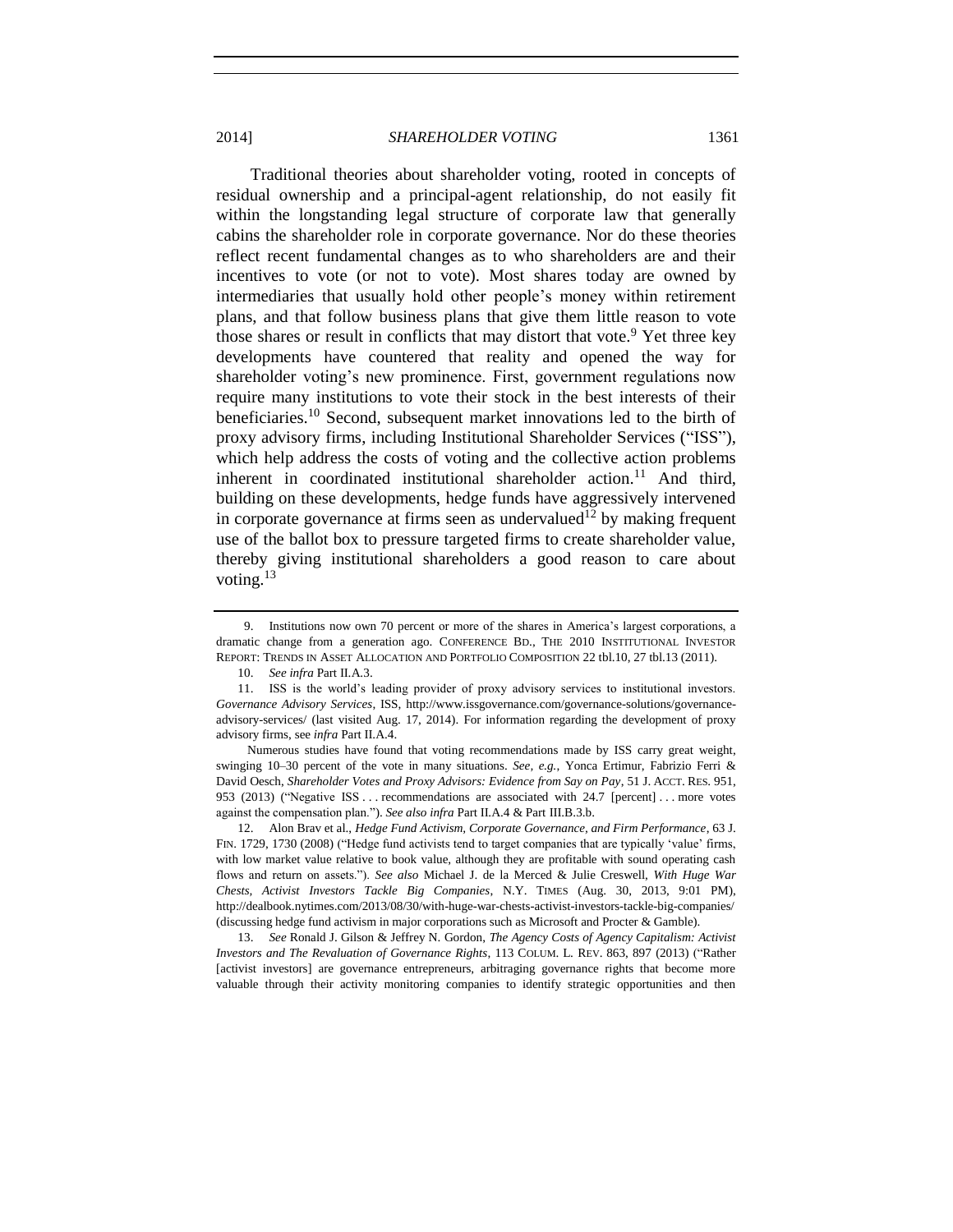Traditional theories about shareholder voting, rooted in concepts of residual ownership and a principal-agent relationship, do not easily fit within the longstanding legal structure of corporate law that generally cabins the shareholder role in corporate governance. Nor do these theories reflect recent fundamental changes as to who shareholders are and their incentives to vote (or not to vote). Most shares today are owned by intermediaries that usually hold other people's money within retirement plans, and that follow business plans that give them little reason to vote those shares or result in conflicts that may distort that vote.[9] Yet three key developments have countered that reality and opened the way for shareholder voting's new prominence. First, government regulations now require many institutions to vote their stock in the best interests of their beneficiaries.[10] Second, subsequent market innovations led to the birth of proxy advisory firms, including Institutional Shareholder Services ("ISS"), which help address the costs of voting and the collective action problems inherent in coordinated institutional shareholder action.[11] And third, building on these developments, hedge funds have aggressively intervened in corporate governance at firms seen as undervalued[12] by making frequent use of the ballot box to pressure targeted firms to create shareholder value, thereby giving institutional shareholders a good reason to care about voting.[13]

---

9. Institutions now own 70 percent or more of the shares in America's largest corporations, a dramatic change from a generation ago. CONFERENCE BD., THE 2010 INSTITUTIONAL INVESTOR REPORT: TRENDS IN ASSET ALLOCATION AND PORTFOLIO COMPOSITION 22 tbl.10, 27 tbl.13 (2011).

10. *See infra* Part II.A.3.

11. ISS is the world's leading provider of proxy advisory services to institutional investors. *Governance Advisory Services*, ISS, http://www.issgovernance.com/governance-solutions/governance-advisory-services/ (last visited Aug. 17, 2014). For information regarding the development of proxy advisory firms, see *infra* Part II.A.4.

Numerous studies have found that voting recommendations made by ISS carry great weight, swinging 10–30 percent of the vote in many situations. *See, e.g.*, Yonca Ertimur, Fabrizio Ferri & David Oesch, *Shareholder Votes and Proxy Advisors: Evidence from Say on Pay*, 51 J. ACCT. RES. 951, 953 (2013) ("Negative ISS . . . recommendations are associated with 24.7 [percent] . . . more votes against the compensation plan."). *See also infra* Part II.A.4 & Part III.B.3.b.

12. Alon Brav et al., *Hedge Fund Activism, Corporate Governance, and Firm Performance*, 63 J. FIN. 1729, 1730 (2008) ("Hedge fund activists tend to target companies that are typically 'value' firms, with low market value relative to book value, although they are profitable with sound operating cash flows and return on assets."). *See also* Michael J. de la Merced & Julie Creswell, *With Huge War Chests, Activist Investors Tackle Big Companies*, N.Y. TIMES (Aug. 30, 2013, 9:01 PM), http://dealbook.nytimes.com/2013/08/30/with-huge-war-chests-activist-investors-tackle-big-companies/ (discussing hedge fund activism in major corporations such as Microsoft and Procter & Gamble).

13. *See* Ronald J. Gilson & Jeffrey N. Gordon, *The Agency Costs of Agency Capitalism: Activist Investors and The Revaluation of Governance Rights*, 113 COLUM. L. REV. 863, 897 (2013) ("Rather [activist investors] are governance entrepreneurs, arbitraging governance rights that become more valuable through their activity monitoring companies to identify strategic opportunities and then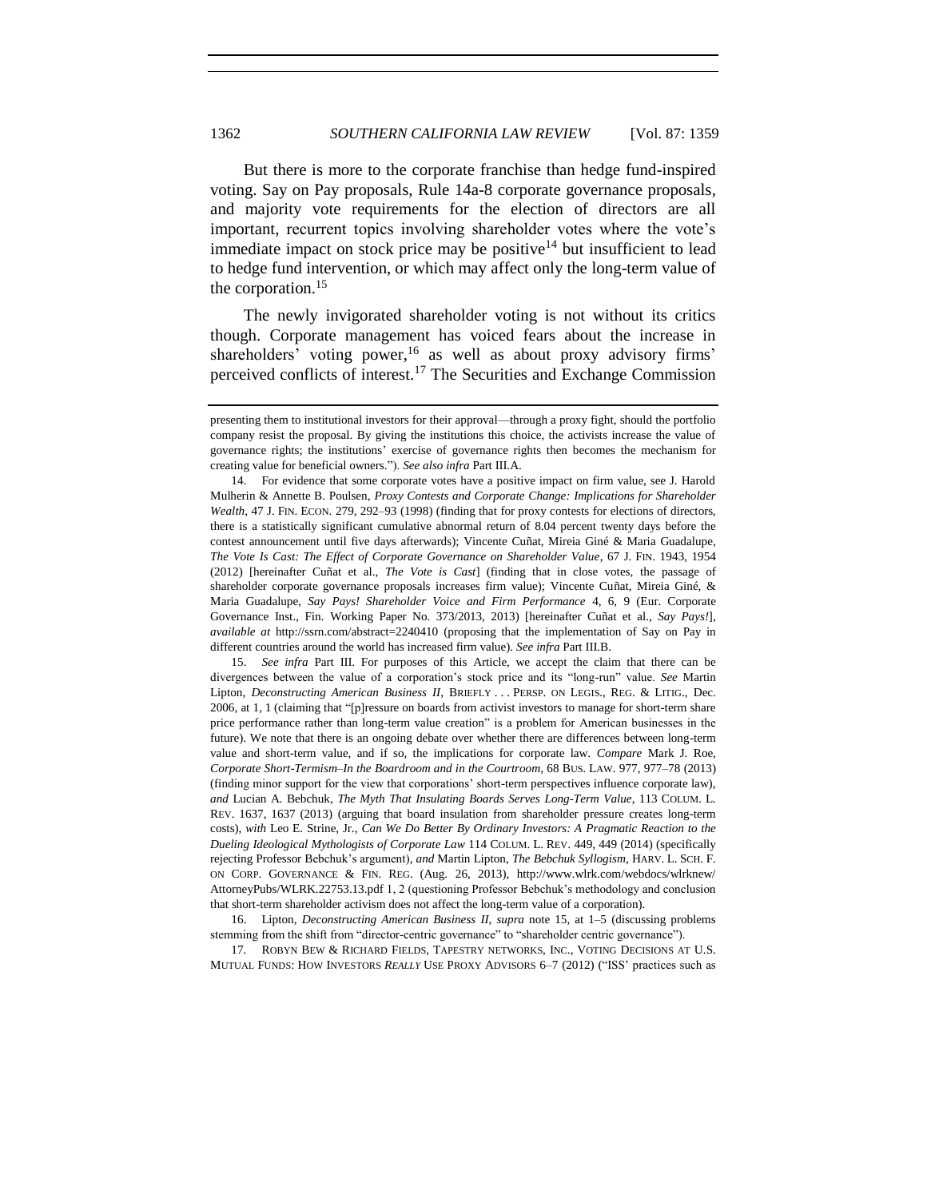But there is more to the corporate franchise than hedge fund-inspired voting. Say on Pay proposals, Rule 14a-8 corporate governance proposals, and majority vote requirements for the election of directors are all important, recurrent topics involving shareholder votes where the vote's immediate impact on stock price may be positive[14] but insufficient to lead to hedge fund intervention, or which may affect only the long-term value of the corporation.[15]

The newly invigorated shareholder voting is not without its critics though. Corporate management has voiced fears about the increase in shareholders' voting power,[16] as well as about proxy advisory firms' perceived conflicts of interest.[17] The Securities and Exchange Commission

---

presenting them to institutional investors for their approval—through a proxy fight, should the portfolio company resist the proposal. By giving the institutions this choice, the activists increase the value of governance rights; the institutions' exercise of governance rights then becomes the mechanism for creating value for beneficial owners."). *See also infra* Part III.A.

14. For evidence that some corporate votes have a positive impact on firm value, see J. Harold Mulherin & Annette B. Poulsen, *Proxy Contests and Corporate Change: Implications for Shareholder Wealth*, 47 J. FIN. ECON. 279, 292–93 (1998) (finding that for proxy contests for elections of directors, there is a statistically significant cumulative abnormal return of 8.04 percent twenty days before the contest announcement until five days afterwards); Vincente Cuñat, Mireia Giné & Maria Guadalupe, *The Vote Is Cast: The Effect of Corporate Governance on Shareholder Value*, 67 J. FIN. 1943, 1954 (2012) [hereinafter Cuñat et al., *The Vote is Cast*] (finding that in close votes, the passage of shareholder corporate governance proposals increases firm value); Vincente Cuñat, Mireia Giné, & Maria Guadalupe, *Say Pays! Shareholder Voice and Firm Performance* 4, 6, 9 (Eur. Corporate Governance Inst., Fin. Working Paper No. 373/2013, 2013) [hereinafter Cuñat et al., *Say Pays!*], *available at* http://ssrn.com/abstract=2240410 (proposing that the implementation of Say on Pay in different countries around the world has increased firm value). *See infra* Part III.B.

15. *See infra* Part III. For purposes of this Article, we accept the claim that there can be divergences between the value of a corporation's stock price and its "long-run" value. *See* Martin Lipton, *Deconstructing American Business II*, BRIEFLY . . . PERSP. ON LEGIS., REG. & LITIG., Dec. 2006, at 1, 1 (claiming that "[p]ressure on boards from activist investors to manage for short-term share price performance rather than long-term value creation" is a problem for American businesses in the future). We note that there is an ongoing debate over whether there are differences between long-term value and short-term value, and if so, the implications for corporate law. *Compare* Mark J. Roe, *Corporate Short-Termism–In the Boardroom and in the Courtroom*, 68 BUS. LAW. 977, 977–78 (2013) (finding minor support for the view that corporations' short-term perspectives influence corporate law), *and* Lucian A. Bebchuk, *The Myth That Insulating Boards Serves Long-Term Value*, 113 COLUM. L. REV. 1637, 1637 (2013) (arguing that board insulation from shareholder pressure creates long-term costs), *with* Leo E. Strine, Jr., *Can We Do Better By Ordinary Investors: A Pragmatic Reaction to the Dueling Ideological Mythologists of Corporate Law* 114 COLUM. L. REV. 449, 449 (2014) (specifically rejecting Professor Bebchuk's argument), *and* Martin Lipton, *The Bebchuk Syllogism*, HARV. L. SCH. F. ON CORP. GOVERNANCE & FIN. REG. (Aug. 26, 2013), http://www.wlrk.com/webdocs/wlrknew/AttorneyPubs/WLRK.22753.13.pdf 1, 2 (questioning Professor Bebchuk's methodology and conclusion that short-term shareholder activism does not affect the long-term value of a corporation).

16. Lipton, *Deconstructing American Business II*, *supra* note 15, at 1–5 (discussing problems stemming from the shift from "director-centric governance" to "shareholder centric governance").

17. ROBYN BEW & RICHARD FIELDS, TAPESTRY NETWORKS, INC., VOTING DECISIONS AT U.S. MUTUAL FUNDS: HOW INVESTORS *REALLY* USE PROXY ADVISORS 6–7 (2012) ("ISS' practices such as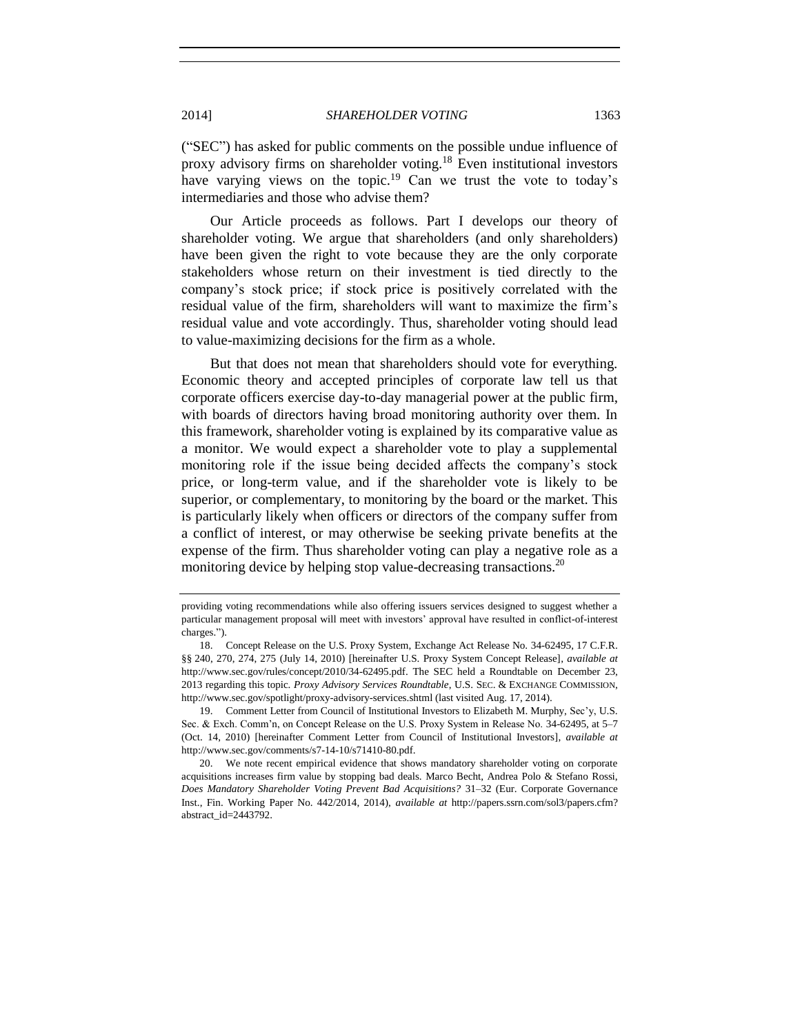("SEC") has asked for public comments on the possible undue influence of proxy advisory firms on shareholder voting.[18] Even institutional investors have varying views on the topic.[19] Can we trust the vote to today's intermediaries and those who advise them?

Our Article proceeds as follows. Part I develops our theory of shareholder voting. We argue that shareholders (and only shareholders) have been given the right to vote because they are the only corporate stakeholders whose return on their investment is tied directly to the company's stock price; if stock price is positively correlated with the residual value of the firm, shareholders will want to maximize the firm's residual value and vote accordingly. Thus, shareholder voting should lead to value-maximizing decisions for the firm as a whole.

But that does not mean that shareholders should vote for everything. Economic theory and accepted principles of corporate law tell us that corporate officers exercise day-to-day managerial power at the public firm, with boards of directors having broad monitoring authority over them. In this framework, shareholder voting is explained by its comparative value as a monitor. We would expect a shareholder vote to play a supplemental monitoring role if the issue being decided affects the company's stock price, or long-term value, and if the shareholder vote is likely to be superior, or complementary, to monitoring by the board or the market. This is particularly likely when officers or directors of the company suffer from a conflict of interest, or may otherwise be seeking private benefits at the expense of the firm. Thus shareholder voting can play a negative role as a monitoring device by helping stop value-decreasing transactions.[20]

---

providing voting recommendations while also offering issuers services designed to suggest whether a particular management proposal will meet with investors' approval have resulted in conflict-of-interest charges.").

18. Concept Release on the U.S. Proxy System, Exchange Act Release No. 34-62495, 17 C.F.R. §§ 240, 270, 274, 275 (July 14, 2010) [hereinafter U.S. Proxy System Concept Release], *available at* http://www.sec.gov/rules/concept/2010/34-62495.pdf. The SEC held a Roundtable on December 23, 2013 regarding this topic. *Proxy Advisory Services Roundtable*, U.S. SEC. & EXCHANGE COMMISSION, http://www.sec.gov/spotlight/proxy-advisory-services.shtml (last visited Aug. 17, 2014).

19. Comment Letter from Council of Institutional Investors to Elizabeth M. Murphy, Sec'y, U.S. Sec. & Exch. Comm'n, on Concept Release on the U.S. Proxy System in Release No. 34-62495, at 5–7 (Oct. 14, 2010) [hereinafter Comment Letter from Council of Institutional Investors], *available at* http://www.sec.gov/comments/s7-14-10/s71410-80.pdf.

20. We note recent empirical evidence that shows mandatory shareholder voting on corporate acquisitions increases firm value by stopping bad deals. Marco Becht, Andrea Polo & Stefano Rossi, *Does Mandatory Shareholder Voting Prevent Bad Acquisitions?* 31–32 (Eur. Corporate Governance Inst., Fin. Working Paper No. 442/2014, 2014), *available at* http://papers.ssrn.com/sol3/papers.cfm?abstract_id=2443792.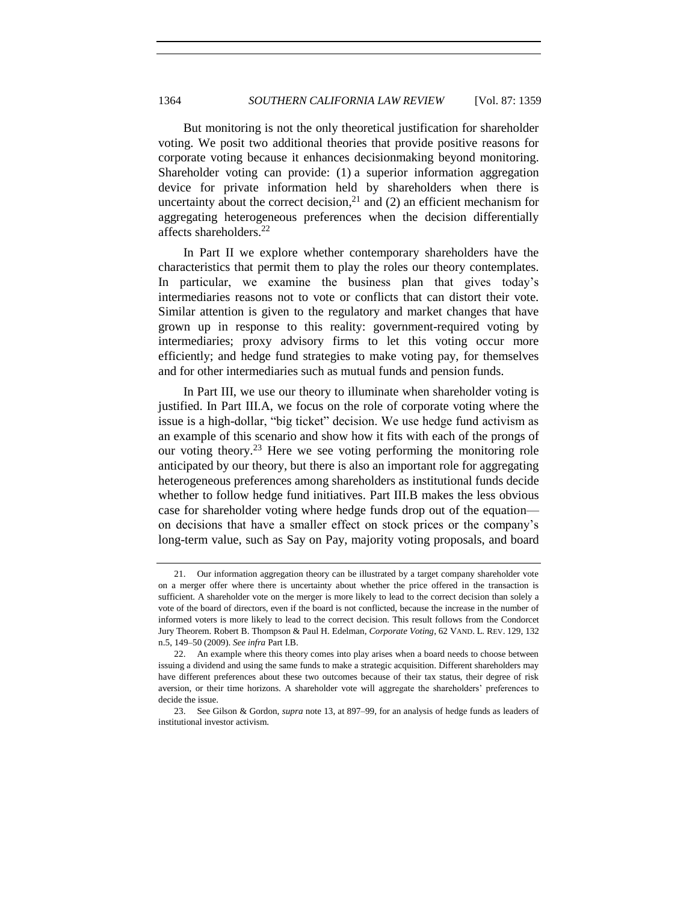But monitoring is not the only theoretical justification for shareholder voting. We posit two additional theories that provide positive reasons for corporate voting because it enhances decisionmaking beyond monitoring. Shareholder voting can provide: (1) a superior information aggregation device for private information held by shareholders when there is uncertainty about the correct decision,[21] and (2) an efficient mechanism for aggregating heterogeneous preferences when the decision differentially affects shareholders.[22]

In Part II we explore whether contemporary shareholders have the characteristics that permit them to play the roles our theory contemplates. In particular, we examine the business plan that gives today's intermediaries reasons not to vote or conflicts that can distort their vote. Similar attention is given to the regulatory and market changes that have grown up in response to this reality: government-required voting by intermediaries; proxy advisory firms to let this voting occur more efficiently; and hedge fund strategies to make voting pay, for themselves and for other intermediaries such as mutual funds and pension funds.

In Part III, we use our theory to illuminate when shareholder voting is justified. In Part III.A, we focus on the role of corporate voting where the issue is a high-dollar, "big ticket" decision. We use hedge fund activism as an example of this scenario and show how it fits with each of the prongs of our voting theory.[23] Here we see voting performing the monitoring role anticipated by our theory, but there is also an important role for aggregating heterogeneous preferences among shareholders as institutional funds decide whether to follow hedge fund initiatives. Part III.B makes the less obvious case for shareholder voting where hedge funds drop out of the equation—on decisions that have a smaller effect on stock prices or the company's long-term value, such as Say on Pay, majority voting proposals, and board

21. Our information aggregation theory can be illustrated by a target company shareholder vote on a merger offer where there is uncertainty about whether the price offered in the transaction is sufficient. A shareholder vote on the merger is more likely to lead to the correct decision than solely a vote of the board of directors, even if the board is not conflicted, because the increase in the number of informed voters is more likely to lead to the correct decision. This result follows from the Condorcet Jury Theorem. Robert B. Thompson & Paul H. Edelman, *Corporate Voting*, 62 VAND. L. REV. 129, 132 n.5, 149–50 (2009). *See infra* Part I.B.

22. An example where this theory comes into play arises when a board needs to choose between issuing a dividend and using the same funds to make a strategic acquisition. Different shareholders may have different preferences about these two outcomes because of their tax status, their degree of risk aversion, or their time horizons. A shareholder vote will aggregate the shareholders' preferences to decide the issue.

23. See Gilson & Gordon, *supra* note 13, at 897–99, for an analysis of hedge funds as leaders of institutional investor activism.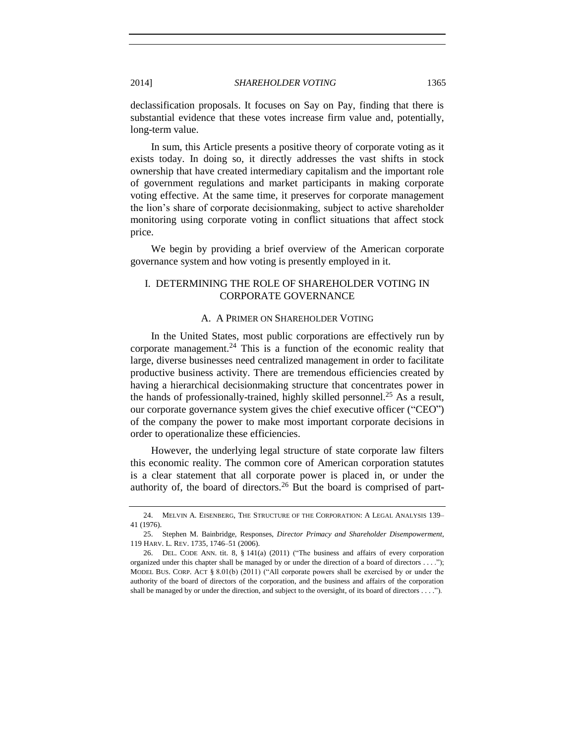declassification proposals. It focuses on Say on Pay, finding that there is substantial evidence that these votes increase firm value and, potentially, long-term value.

In sum, this Article presents a positive theory of corporate voting as it exists today. In doing so, it directly addresses the vast shifts in stock ownership that have created intermediary capitalism and the important role of government regulations and market participants in making corporate voting effective. At the same time, it preserves for corporate management the lion's share of corporate decisionmaking, subject to active shareholder monitoring using corporate voting in conflict situations that affect stock price.

We begin by providing a brief overview of the American corporate governance system and how voting is presently employed in it.

## I. DETERMINING THE ROLE OF SHAREHOLDER VOTING IN CORPORATE GOVERNANCE

### A. A Primer on Shareholder Voting

In the United States, most public corporations are effectively run by corporate management.[24] This is a function of the economic reality that large, diverse businesses need centralized management in order to facilitate productive business activity. There are tremendous efficiencies created by having a hierarchical decisionmaking structure that concentrates power in the hands of professionally-trained, highly skilled personnel.[25] As a result, our corporate governance system gives the chief executive officer ("CEO") of the company the power to make most important corporate decisions in order to operationalize these efficiencies.

However, the underlying legal structure of state corporate law filters this economic reality. The common core of American corporation statutes is a clear statement that all corporate power is placed in, or under the authority of, the board of directors.[26] But the board is comprised of part-

---

24. Melvin A. Eisenberg, The Structure of the Corporation: A Legal Analysis 139–41 (1976).

25. Stephen M. Bainbridge, Responses, *Director Primacy and Shareholder Disempowerment*, 119 Harv. L. Rev. 1735, 1746–51 (2006).

26. Del. Code Ann. tit. 8, § 141(a) (2011) ("The business and affairs of every corporation organized under this chapter shall be managed by or under the direction of a board of directors . . . ."); Model Bus. Corp. Act § 8.01(b) (2011) ("All corporate powers shall be exercised by or under the authority of the board of directors of the corporation, and the business and affairs of the corporation shall be managed by or under the direction, and subject to the oversight, of its board of directors . . . .").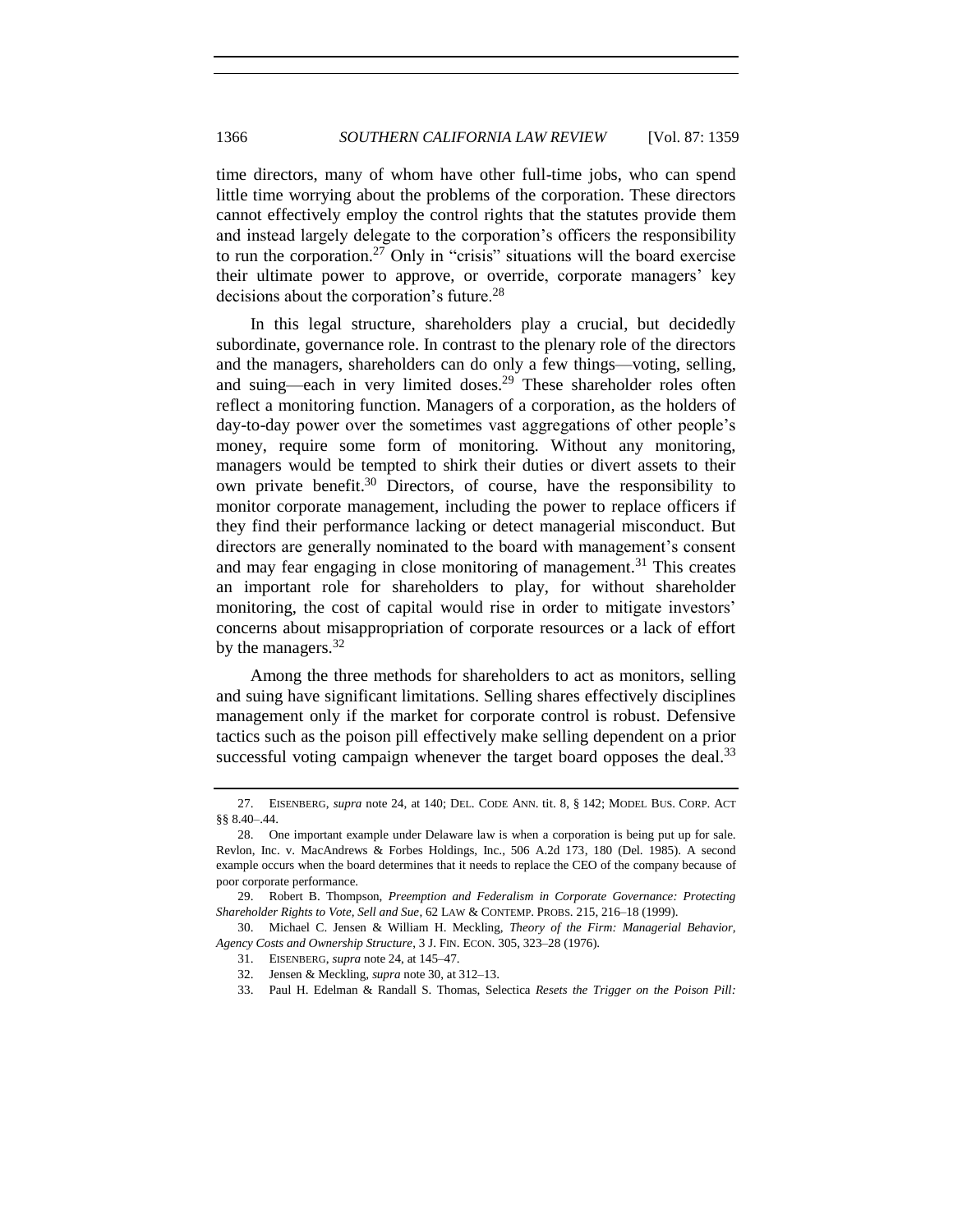time directors, many of whom have other full-time jobs, who can spend little time worrying about the problems of the corporation. These directors cannot effectively employ the control rights that the statutes provide them and instead largely delegate to the corporation's officers the responsibility to run the corporation.[27] Only in "crisis" situations will the board exercise their ultimate power to approve, or override, corporate managers' key decisions about the corporation's future.[28]

In this legal structure, shareholders play a crucial, but decidedly subordinate, governance role. In contrast to the plenary role of the directors and the managers, shareholders can do only a few things—voting, selling, and suing—each in very limited doses.[29] These shareholder roles often reflect a monitoring function. Managers of a corporation, as the holders of day-to-day power over the sometimes vast aggregations of other people's money, require some form of monitoring. Without any monitoring, managers would be tempted to shirk their duties or divert assets to their own private benefit.[30] Directors, of course, have the responsibility to monitor corporate management, including the power to replace officers if they find their performance lacking or detect managerial misconduct. But directors are generally nominated to the board with management's consent and may fear engaging in close monitoring of management.[31] This creates an important role for shareholders to play, for without shareholder monitoring, the cost of capital would rise in order to mitigate investors' concerns about misappropriation of corporate resources or a lack of effort by the managers.[32]

Among the three methods for shareholders to act as monitors, selling and suing have significant limitations. Selling shares effectively disciplines management only if the market for corporate control is robust. Defensive tactics such as the poison pill effectively make selling dependent on a prior successful voting campaign whenever the target board opposes the deal.[33]

---

27. EISENBERG, *supra* note 24, at 140; DEL. CODE ANN. tit. 8, § 142; MODEL BUS. CORP. ACT §§ 8.40–.44.

28. One important example under Delaware law is when a corporation is being put up for sale. Revlon, Inc. v. MacAndrews & Forbes Holdings, Inc., 506 A.2d 173, 180 (Del. 1985). A second example occurs when the board determines that it needs to replace the CEO of the company because of poor corporate performance.

29. Robert B. Thompson, *Preemption and Federalism in Corporate Governance: Protecting Shareholder Rights to Vote, Sell and Sue*, 62 LAW & CONTEMP. PROBS. 215, 216–18 (1999).

30. Michael C. Jensen & William H. Meckling, *Theory of the Firm: Managerial Behavior, Agency Costs and Ownership Structure*, 3 J. FIN. ECON. 305, 323–28 (1976).

31. EISENBERG, *supra* note 24, at 145–47.

32. Jensen & Meckling, *supra* note 30, at 312–13.

33. Paul H. Edelman & Randall S. Thomas, Selectica *Resets the Trigger on the Poison Pill:*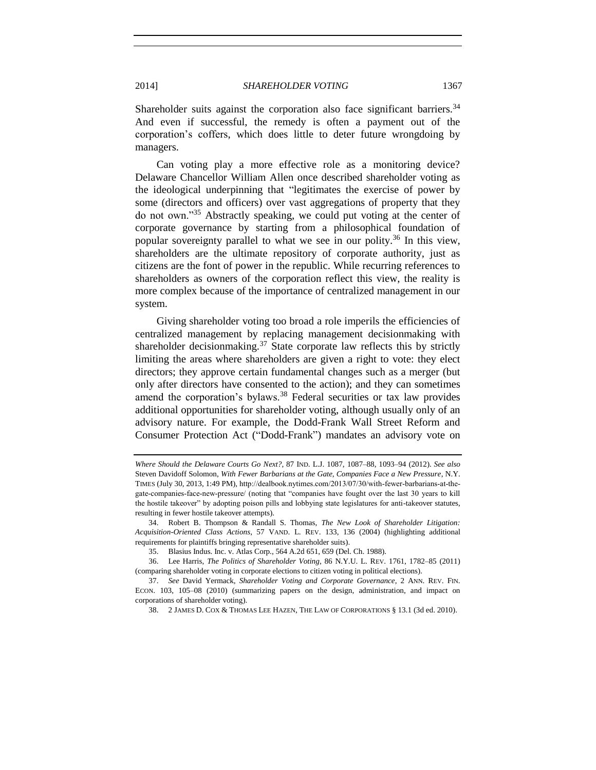Shareholder suits against the corporation also face significant barriers.[34] And even if successful, the remedy is often a payment out of the corporation's coffers, which does little to deter future wrongdoing by managers.

Can voting play a more effective role as a monitoring device? Delaware Chancellor William Allen once described shareholder voting as the ideological underpinning that "legitimates the exercise of power by some (directors and officers) over vast aggregations of property that they do not own."[35] Abstractly speaking, we could put voting at the center of corporate governance by starting from a philosophical foundation of popular sovereignty parallel to what we see in our polity.[36] In this view, shareholders are the ultimate repository of corporate authority, just as citizens are the font of power in the republic. While recurring references to shareholders as owners of the corporation reflect this view, the reality is more complex because of the importance of centralized management in our system.

Giving shareholder voting too broad a role imperils the efficiencies of centralized management by replacing management decisionmaking with shareholder decisionmaking.[37] State corporate law reflects this by strictly limiting the areas where shareholders are given a right to vote: they elect directors; they approve certain fundamental changes such as a merger (but only after directors have consented to the action); and they can sometimes amend the corporation's bylaws.[38] Federal securities or tax law provides additional opportunities for shareholder voting, although usually only of an advisory nature. For example, the Dodd-Frank Wall Street Reform and Consumer Protection Act ("Dodd-Frank") mandates an advisory vote on

---

*Where Should the Delaware Courts Go Next?*, 87 IND. L.J. 1087, 1087–88, 1093–94 (2012). *See also* Steven Davidoff Solomon, *With Fewer Barbarians at the Gate, Companies Face a New Pressure*, N.Y. TIMES (July 30, 2013, 1:49 PM), http://dealbook.nytimes.com/2013/07/30/with-fewer-barbarians-at-the-gate-companies-face-new-pressure/ (noting that "companies have fought over the last 30 years to kill the hostile takeover" by adopting poison pills and lobbying state legislatures for anti-takeover statutes, resulting in fewer hostile takeover attempts).

34. Robert B. Thompson & Randall S. Thomas, *The New Look of Shareholder Litigation: Acquisition-Oriented Class Actions*, 57 VAND. L. REV. 133, 136 (2004) (highlighting additional requirements for plaintiffs bringing representative shareholder suits).

35. Blasius Indus. Inc. v. Atlas Corp., 564 A.2d 651, 659 (Del. Ch. 1988).

36. Lee Harris, *The Politics of Shareholder Voting*, 86 N.Y.U. L. REV. 1761, 1782–85 (2011) (comparing shareholder voting in corporate elections to citizen voting in political elections).

37. *See* David Yermack, *Shareholder Voting and Corporate Governance*, 2 ANN. REV. FIN. ECON. 103, 105–08 (2010) (summarizing papers on the design, administration, and impact on corporations of shareholder voting).

38. 2 JAMES D. COX & THOMAS LEE HAZEN, THE LAW OF CORPORATIONS § 13.1 (3d ed. 2010).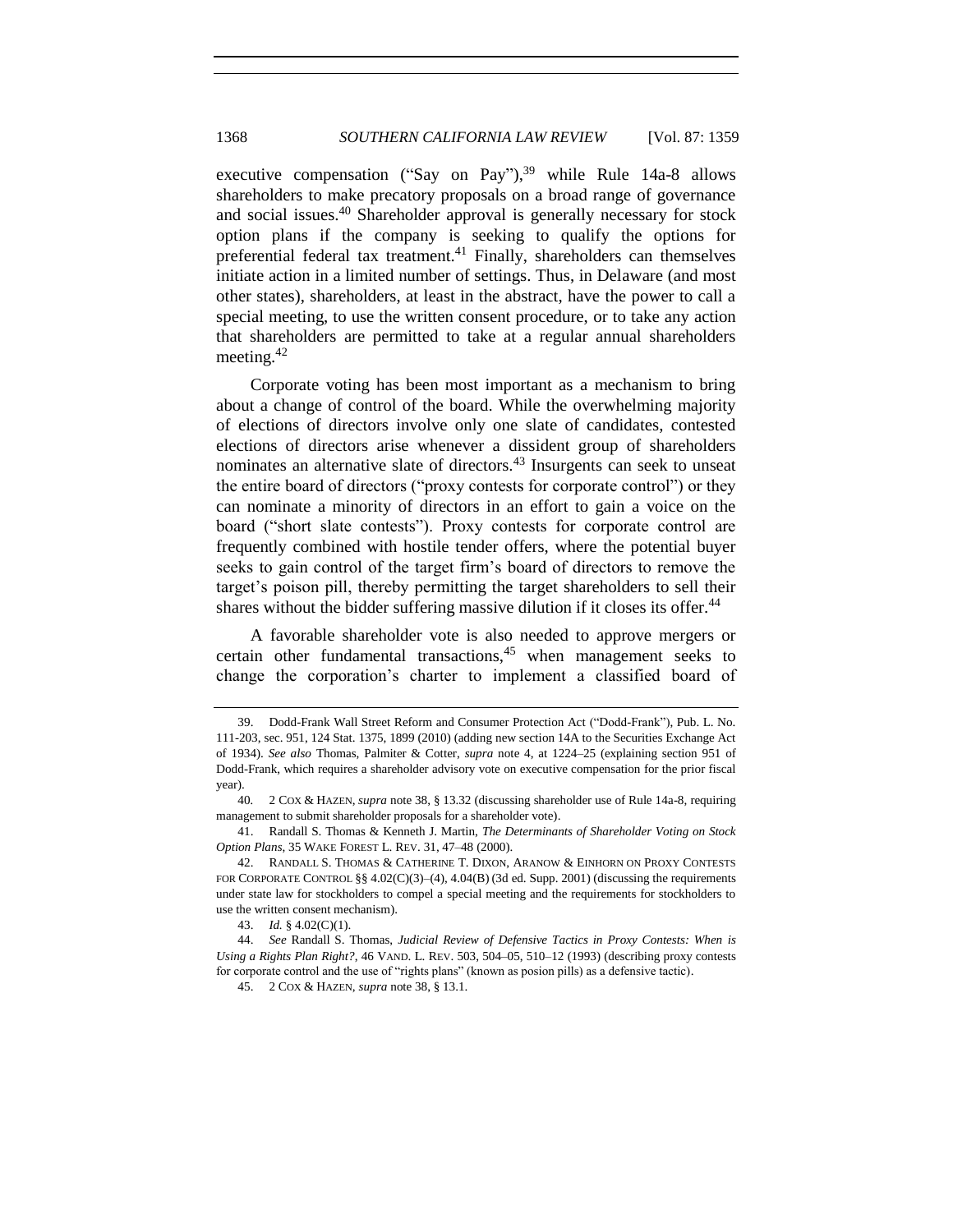executive compensation ("Say on Pay"),[39] while Rule 14a-8 allows shareholders to make precatory proposals on a broad range of governance and social issues.[40] Shareholder approval is generally necessary for stock option plans if the company is seeking to qualify the options for preferential federal tax treatment.[41] Finally, shareholders can themselves initiate action in a limited number of settings. Thus, in Delaware (and most other states), shareholders, at least in the abstract, have the power to call a special meeting, to use the written consent procedure, or to take any action that shareholders are permitted to take at a regular annual shareholders meeting.[42]

Corporate voting has been most important as a mechanism to bring about a change of control of the board. While the overwhelming majority of elections of directors involve only one slate of candidates, contested elections of directors arise whenever a dissident group of shareholders nominates an alternative slate of directors.[43] Insurgents can seek to unseat the entire board of directors ("proxy contests for corporate control") or they can nominate a minority of directors in an effort to gain a voice on the board ("short slate contests"). Proxy contests for corporate control are frequently combined with hostile tender offers, where the potential buyer seeks to gain control of the target firm's board of directors to remove the target's poison pill, thereby permitting the target shareholders to sell their shares without the bidder suffering massive dilution if it closes its offer.[44]

A favorable shareholder vote is also needed to approve mergers or certain other fundamental transactions,[45] when management seeks to change the corporation's charter to implement a classified board of

---

39. Dodd-Frank Wall Street Reform and Consumer Protection Act ("Dodd-Frank"), Pub. L. No. 111-203, sec. 951, 124 Stat. 1375, 1899 (2010) (adding new section 14A to the Securities Exchange Act of 1934). *See also* Thomas, Palmiter & Cotter, *supra* note 4, at 1224–25 (explaining section 951 of Dodd-Frank, which requires a shareholder advisory vote on executive compensation for the prior fiscal year).

40. 2 COX & HAZEN, *supra* note 38, § 13.32 (discussing shareholder use of Rule 14a-8, requiring management to submit shareholder proposals for a shareholder vote).

41. Randall S. Thomas & Kenneth J. Martin, *The Determinants of Shareholder Voting on Stock Option Plans*, 35 WAKE FOREST L. REV. 31, 47–48 (2000).

42. RANDALL S. THOMAS & CATHERINE T. DIXON, ARANOW & EINHORN ON PROXY CONTESTS FOR CORPORATE CONTROL §§ 4.02(C)(3)–(4), 4.04(B) (3d ed. Supp. 2001) (discussing the requirements under state law for stockholders to compel a special meeting and the requirements for stockholders to use the written consent mechanism).

43. *Id.* § 4.02(C)(1).

44. *See* Randall S. Thomas, *Judicial Review of Defensive Tactics in Proxy Contests: When is Using a Rights Plan Right?*, 46 VAND. L. REV. 503, 504–05, 510–12 (1993) (describing proxy contests for corporate control and the use of "rights plans" (known as posion pills) as a defensive tactic).

45. 2 COX & HAZEN, *supra* note 38, § 13.1.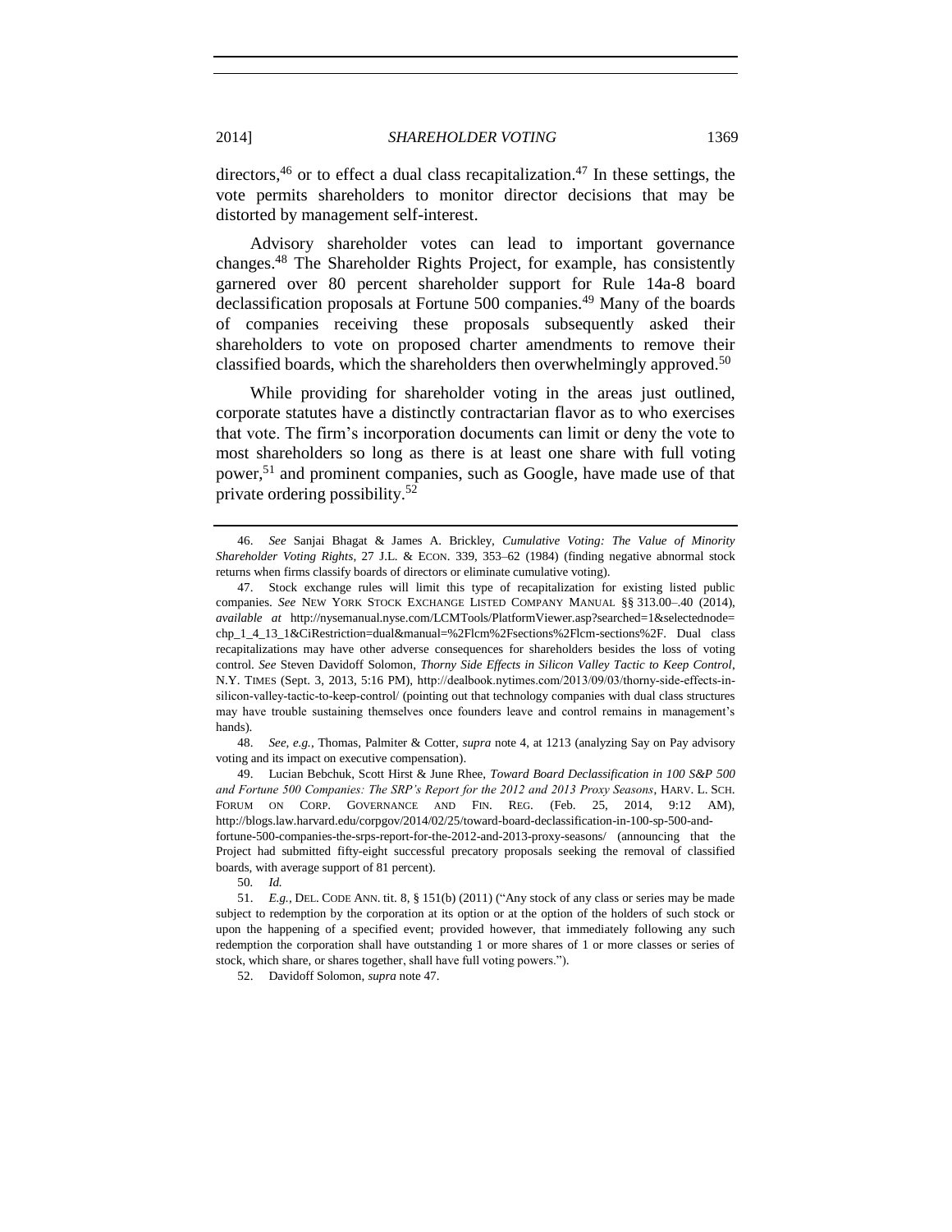directors,[46] or to effect a dual class recapitalization.[47] In these settings, the vote permits shareholders to monitor director decisions that may be distorted by management self-interest.

Advisory shareholder votes can lead to important governance changes.[48] The Shareholder Rights Project, for example, has consistently garnered over 80 percent shareholder support for Rule 14a-8 board declassification proposals at Fortune 500 companies.[49] Many of the boards of companies receiving these proposals subsequently asked their shareholders to vote on proposed charter amendments to remove their classified boards, which the shareholders then overwhelmingly approved.[50]

While providing for shareholder voting in the areas just outlined, corporate statutes have a distinctly contractarian flavor as to who exercises that vote. The firm's incorporation documents can limit or deny the vote to most shareholders so long as there is at least one share with full voting power,[51] and prominent companies, such as Google, have made use of that private ordering possibility.[52]

---

46. *See* Sanjai Bhagat & James A. Brickley, *Cumulative Voting: The Value of Minority Shareholder Voting Rights*, 27 J.L. & ECON. 339, 353–62 (1984) (finding negative abnormal stock returns when firms classify boards of directors or eliminate cumulative voting).

47. Stock exchange rules will limit this type of recapitalization for existing listed public companies. *See* NEW YORK STOCK EXCHANGE LISTED COMPANY MANUAL §§ 313.00–.40 (2014), *available at* http://nysemanual.nyse.com/LCMTools/PlatformViewer.asp?searched=1&selectednode=chp_1_4_13_1&CiRestriction=dual&manual=%2Flcm%2Fsections%2Flcm-sections%2F. Dual class recapitalizations may have other adverse consequences for shareholders besides the loss of voting control. *See* Steven Davidoff Solomon, *Thorny Side Effects in Silicon Valley Tactic to Keep Control*, N.Y. TIMES (Sept. 3, 2013, 5:16 PM), http://dealbook.nytimes.com/2013/09/03/thorny-side-effects-in-silicon-valley-tactic-to-keep-control/ (pointing out that technology companies with dual class structures may have trouble sustaining themselves once founders leave and control remains in management's hands).

48. *See, e.g.*, Thomas, Palmiter & Cotter, *supra* note 4, at 1213 (analyzing Say on Pay advisory voting and its impact on executive compensation).

49. Lucian Bebchuk, Scott Hirst & June Rhee, *Toward Board Declassification in 100 S&P 500 and Fortune 500 Companies: The SRP's Report for the 2012 and 2013 Proxy Seasons*, HARV. L. SCH. FORUM ON CORP. GOVERNANCE AND FIN. REG. (Feb. 25, 2014, 9:12 AM), http://blogs.law.harvard.edu/corpgov/2014/02/25/toward-board-declassification-in-100-sp-500-and-fortune-500-companies-the-srps-report-for-the-2012-and-2013-proxy-seasons/ (announcing that the Project had submitted fifty-eight successful precatory proposals seeking the removal of classified boards, with average support of 81 percent).

50. *Id.*

51. *E.g.*, DEL. CODE ANN. tit. 8, § 151(b) (2011) ("Any stock of any class or series may be made subject to redemption by the corporation at its option or at the option of the holders of such stock or upon the happening of a specified event; provided however, that immediately following any such redemption the corporation shall have outstanding 1 or more shares of 1 or more classes or series of stock, which share, or shares together, shall have full voting powers.").

52. Davidoff Solomon, *supra* note 47.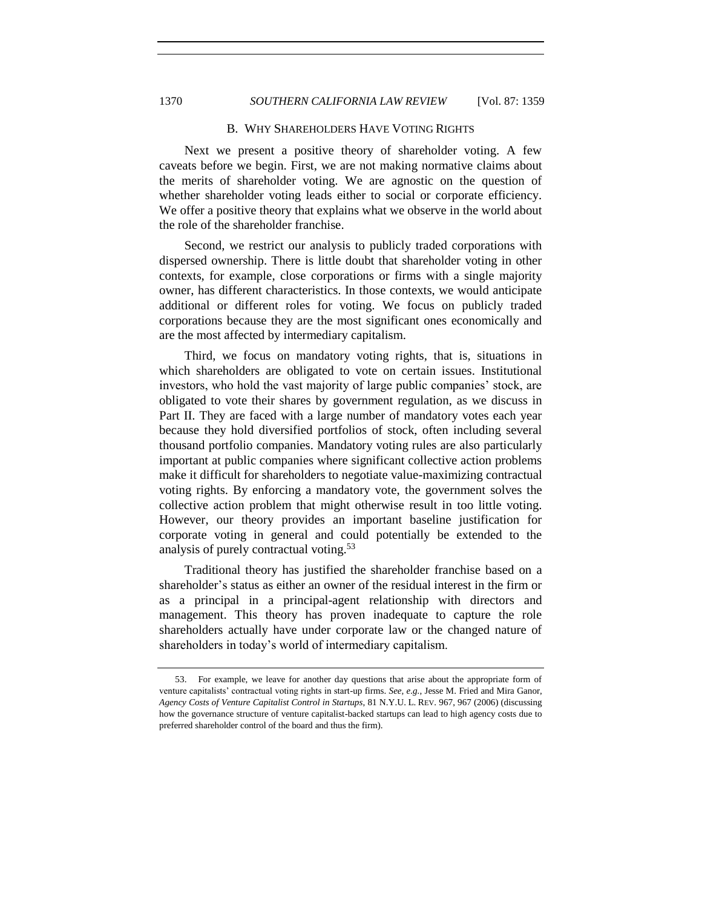### B. WHY SHAREHOLDERS HAVE VOTING RIGHTS

Next we present a positive theory of shareholder voting. A few caveats before we begin. First, we are not making normative claims about the merits of shareholder voting. We are agnostic on the question of whether shareholder voting leads either to social or corporate efficiency. We offer a positive theory that explains what we observe in the world about the role of the shareholder franchise.

Second, we restrict our analysis to publicly traded corporations with dispersed ownership. There is little doubt that shareholder voting in other contexts, for example, close corporations or firms with a single majority owner, has different characteristics. In those contexts, we would anticipate additional or different roles for voting. We focus on publicly traded corporations because they are the most significant ones economically and are the most affected by intermediary capitalism.

Third, we focus on mandatory voting rights, that is, situations in which shareholders are obligated to vote on certain issues. Institutional investors, who hold the vast majority of large public companies' stock, are obligated to vote their shares by government regulation, as we discuss in Part II. They are faced with a large number of mandatory votes each year because they hold diversified portfolios of stock, often including several thousand portfolio companies. Mandatory voting rules are also particularly important at public companies where significant collective action problems make it difficult for shareholders to negotiate value-maximizing contractual voting rights. By enforcing a mandatory vote, the government solves the collective action problem that might otherwise result in too little voting. However, our theory provides an important baseline justification for corporate voting in general and could potentially be extended to the analysis of purely contractual voting.[53]

Traditional theory has justified the shareholder franchise based on a shareholder's status as either an owner of the residual interest in the firm or as a principal in a principal-agent relationship with directors and management. This theory has proven inadequate to capture the role shareholders actually have under corporate law or the changed nature of shareholders in today's world of intermediary capitalism.

---

53. For example, we leave for another day questions that arise about the appropriate form of venture capitalists' contractual voting rights in start-up firms. *See, e.g.*, Jesse M. Fried and Mira Ganor, *Agency Costs of Venture Capitalist Control in Startups*, 81 N.Y.U. L. REV. 967, 967 (2006) (discussing how the governance structure of venture capitalist-backed startups can lead to high agency costs due to preferred shareholder control of the board and thus the firm).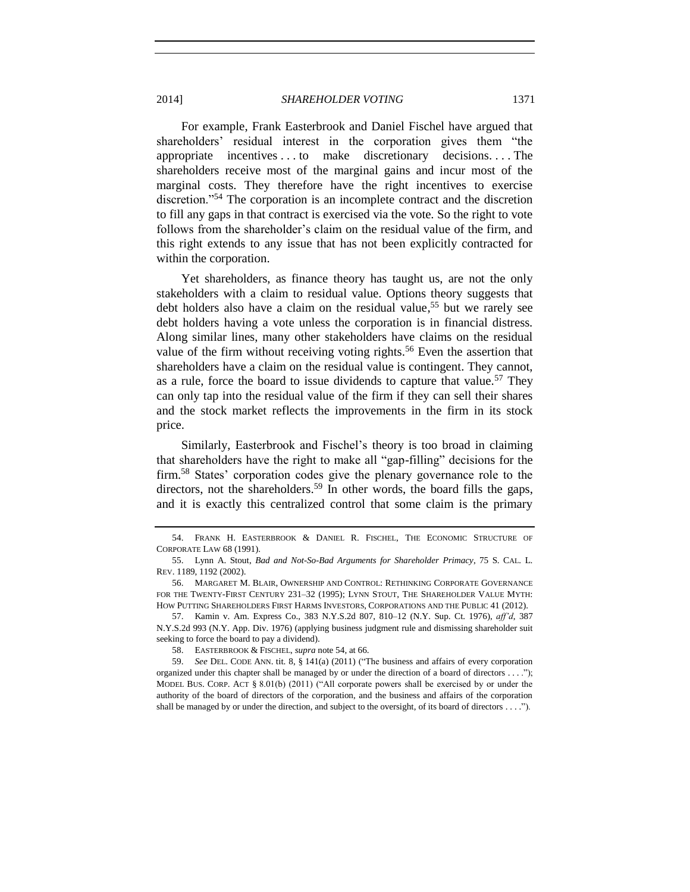For example, Frank Easterbrook and Daniel Fischel have argued that shareholders' residual interest in the corporation gives them "the appropriate incentives . . . to make discretionary decisions. . . . The shareholders receive most of the marginal gains and incur most of the marginal costs. They therefore have the right incentives to exercise discretion."[54] The corporation is an incomplete contract and the discretion to fill any gaps in that contract is exercised via the vote. So the right to vote follows from the shareholder's claim on the residual value of the firm, and this right extends to any issue that has not been explicitly contracted for within the corporation.

Yet shareholders, as finance theory has taught us, are not the only stakeholders with a claim to residual value. Options theory suggests that debt holders also have a claim on the residual value,[55] but we rarely see debt holders having a vote unless the corporation is in financial distress. Along similar lines, many other stakeholders have claims on the residual value of the firm without receiving voting rights.[56] Even the assertion that shareholders have a claim on the residual value is contingent. They cannot, as a rule, force the board to issue dividends to capture that value.[57] They can only tap into the residual value of the firm if they can sell their shares and the stock market reflects the improvements in the firm in its stock price.

Similarly, Easterbrook and Fischel's theory is too broad in claiming that shareholders have the right to make all "gap-filling" decisions for the firm.[58] States' corporation codes give the plenary governance role to the directors, not the shareholders.[59] In other words, the board fills the gaps, and it is exactly this centralized control that some claim is the primary

---

54. FRANK H. EASTERBROOK & DANIEL R. FISCHEL, THE ECONOMIC STRUCTURE OF CORPORATE LAW 68 (1991).

55. Lynn A. Stout, *Bad and Not-So-Bad Arguments for Shareholder Primacy*, 75 S. CAL. L. REV. 1189, 1192 (2002).

56. MARGARET M. BLAIR, OWNERSHIP AND CONTROL: RETHINKING CORPORATE GOVERNANCE FOR THE TWENTY-FIRST CENTURY 231–32 (1995); LYNN STOUT, THE SHAREHOLDER VALUE MYTH: HOW PUTTING SHAREHOLDERS FIRST HARMS INVESTORS, CORPORATIONS AND THE PUBLIC 41 (2012).

57. Kamin v. Am. Express Co., 383 N.Y.S.2d 807, 810–12 (N.Y. Sup. Ct. 1976), *aff'd*, 387 N.Y.S.2d 993 (N.Y. App. Div. 1976) (applying business judgment rule and dismissing shareholder suit seeking to force the board to pay a dividend).

58. EASTERBROOK & FISCHEL, *supra* note 54, at 66.

59. *See* DEL. CODE ANN. tit. 8, § 141(a) (2011) ("The business and affairs of every corporation organized under this chapter shall be managed by or under the direction of a board of directors . . . ."); MODEL BUS. CORP. ACT § 8.01(b) (2011) ("All corporate powers shall be exercised by or under the authority of the board of directors of the corporation, and the business and affairs of the corporation shall be managed by or under the direction, and subject to the oversight, of its board of directors . . . .").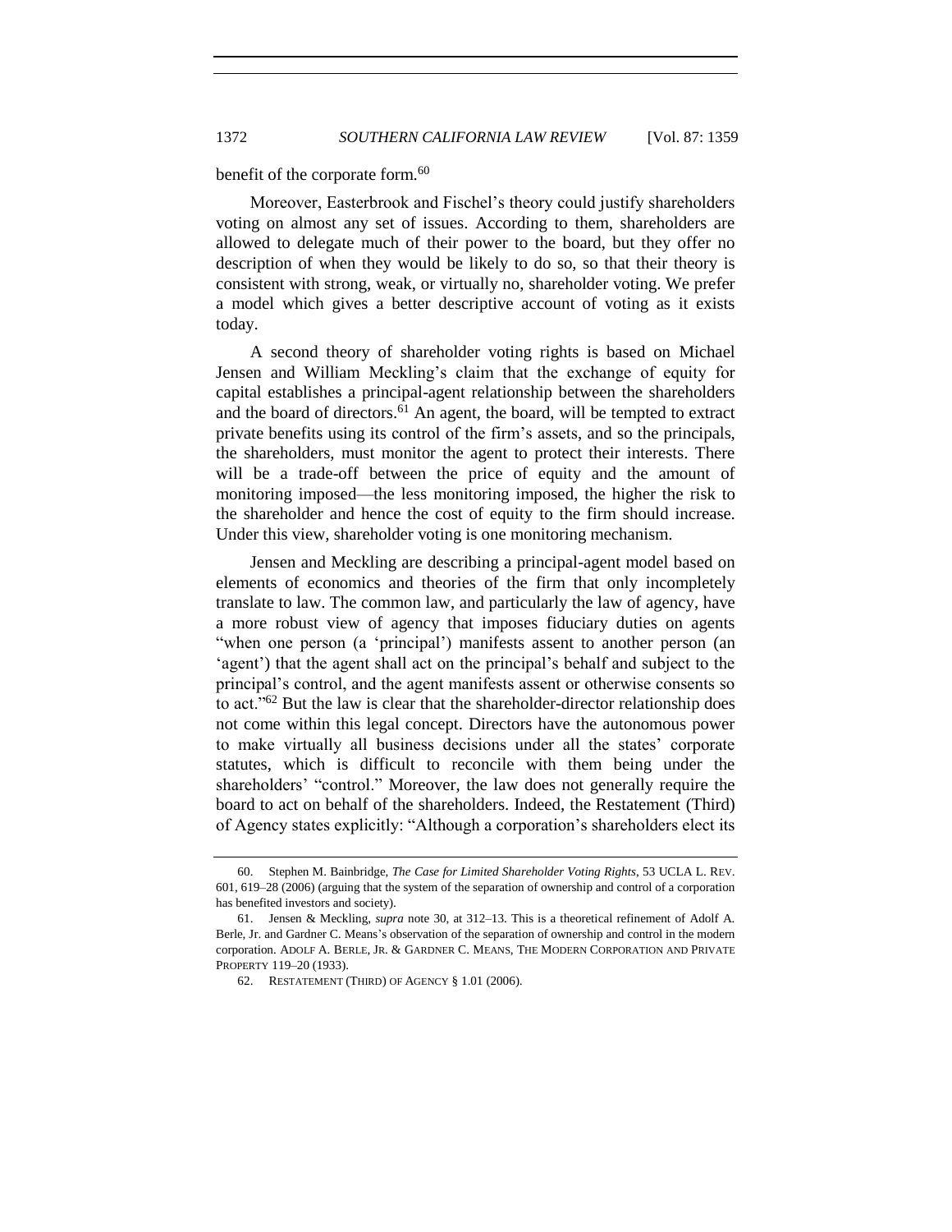benefit of the corporate form.[60]

Moreover, Easterbrook and Fischel's theory could justify shareholders voting on almost any set of issues. According to them, shareholders are allowed to delegate much of their power to the board, but they offer no description of when they would be likely to do so, so that their theory is consistent with strong, weak, or virtually no, shareholder voting. We prefer a model which gives a better descriptive account of voting as it exists today.

A second theory of shareholder voting rights is based on Michael Jensen and William Meckling's claim that the exchange of equity for capital establishes a principal-agent relationship between the shareholders and the board of directors.[61] An agent, the board, will be tempted to extract private benefits using its control of the firm's assets, and so the principals, the shareholders, must monitor the agent to protect their interests. There will be a trade-off between the price of equity and the amount of monitoring imposed—the less monitoring imposed, the higher the risk to the shareholder and hence the cost of equity to the firm should increase. Under this view, shareholder voting is one monitoring mechanism.

Jensen and Meckling are describing a principal-agent model based on elements of economics and theories of the firm that only incompletely translate to law. The common law, and particularly the law of agency, have a more robust view of agency that imposes fiduciary duties on agents "when one person (a 'principal') manifests assent to another person (an 'agent') that the agent shall act on the principal's behalf and subject to the principal's control, and the agent manifests assent or otherwise consents so to act."[62] But the law is clear that the shareholder-director relationship does not come within this legal concept. Directors have the autonomous power to make virtually all business decisions under all the states' corporate statutes, which is difficult to reconcile with them being under the shareholders' "control." Moreover, the law does not generally require the board to act on behalf of the shareholders. Indeed, the Restatement (Third) of Agency states explicitly: "Although a corporation's shareholders elect its

---

60. Stephen M. Bainbridge, *The Case for Limited Shareholder Voting Rights*, 53 UCLA L. REV. 601, 619–28 (2006) (arguing that the system of the separation of ownership and control of a corporation has benefited investors and society).

61. Jensen & Meckling, *supra* note 30, at 312–13. This is a theoretical refinement of Adolf A. Berle, Jr. and Gardner C. Means's observation of the separation of ownership and control in the modern corporation. ADOLF A. BERLE, JR. & GARDNER C. MEANS, THE MODERN CORPORATION AND PRIVATE PROPERTY 119–20 (1933).

62. RESTATEMENT (THIRD) OF AGENCY § 1.01 (2006).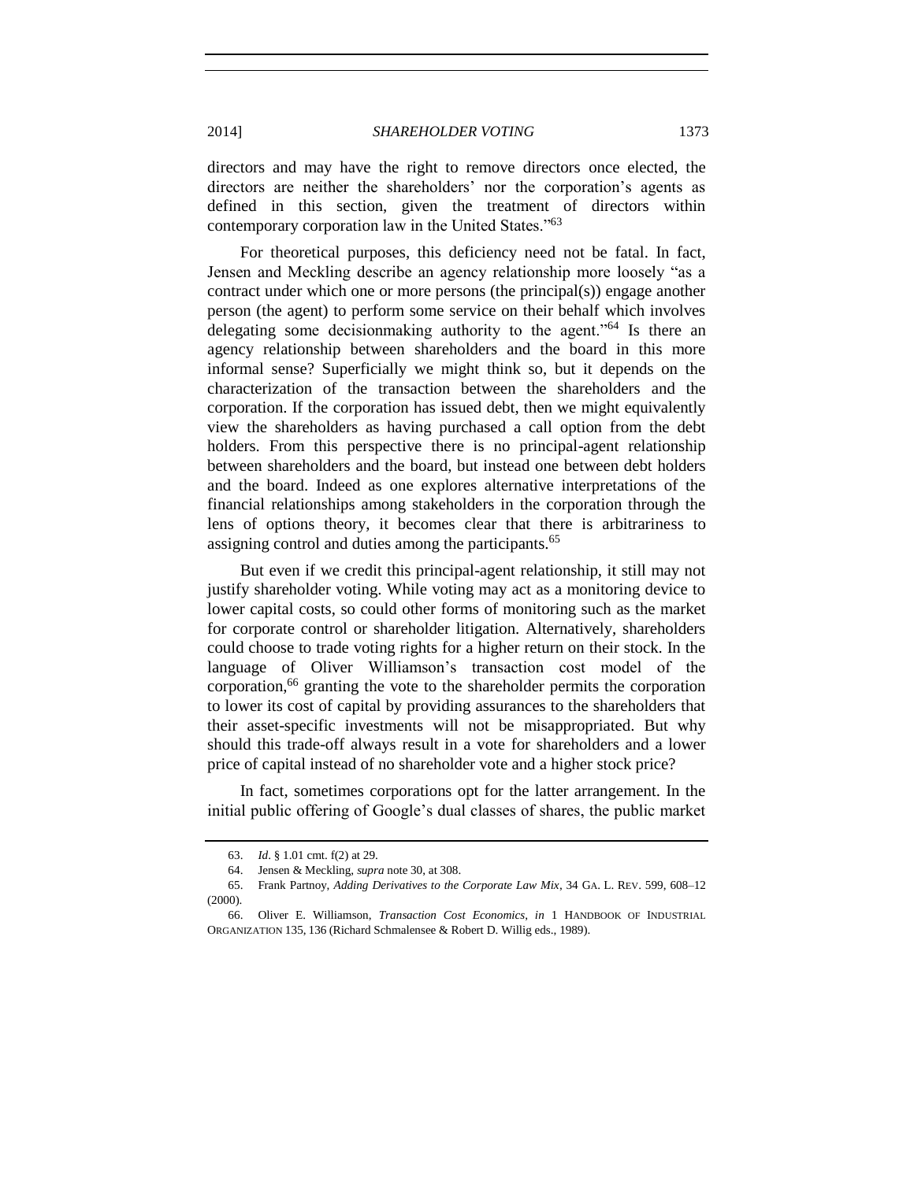directors and may have the right to remove directors once elected, the directors are neither the shareholders' nor the corporation's agents as defined in this section, given the treatment of directors within contemporary corporation law in the United States."[63]

For theoretical purposes, this deficiency need not be fatal. In fact, Jensen and Meckling describe an agency relationship more loosely "as a contract under which one or more persons (the principal(s)) engage another person (the agent) to perform some service on their behalf which involves delegating some decisionmaking authority to the agent."[64] Is there an agency relationship between shareholders and the board in this more informal sense? Superficially we might think so, but it depends on the characterization of the transaction between the shareholders and the corporation. If the corporation has issued debt, then we might equivalently view the shareholders as having purchased a call option from the debt holders. From this perspective there is no principal-agent relationship between shareholders and the board, but instead one between debt holders and the board. Indeed as one explores alternative interpretations of the financial relationships among stakeholders in the corporation through the lens of options theory, it becomes clear that there is arbitrariness to assigning control and duties among the participants.[65]

But even if we credit this principal-agent relationship, it still may not justify shareholder voting. While voting may act as a monitoring device to lower capital costs, so could other forms of monitoring such as the market for corporate control or shareholder litigation. Alternatively, shareholders could choose to trade voting rights for a higher return on their stock. In the language of Oliver Williamson's transaction cost model of the corporation,[66] granting the vote to the shareholder permits the corporation to lower its cost of capital by providing assurances to the shareholders that their asset-specific investments will not be misappropriated. But why should this trade-off always result in a vote for shareholders and a lower price of capital instead of no shareholder vote and a higher stock price?

In fact, sometimes corporations opt for the latter arrangement. In the initial public offering of Google's dual classes of shares, the public market

---

63. *Id*. § 1.01 cmt. f(2) at 29.

64. Jensen & Meckling, *supra* note 30, at 308.

65. Frank Partnoy, *Adding Derivatives to the Corporate Law Mix*, 34 GA. L. REV. 599, 608–12 (2000).

66. Oliver E. Williamson, *Transaction Cost Economics*, *in* 1 HANDBOOK OF INDUSTRIAL ORGANIZATION 135, 136 (Richard Schmalensee & Robert D. Willig eds., 1989).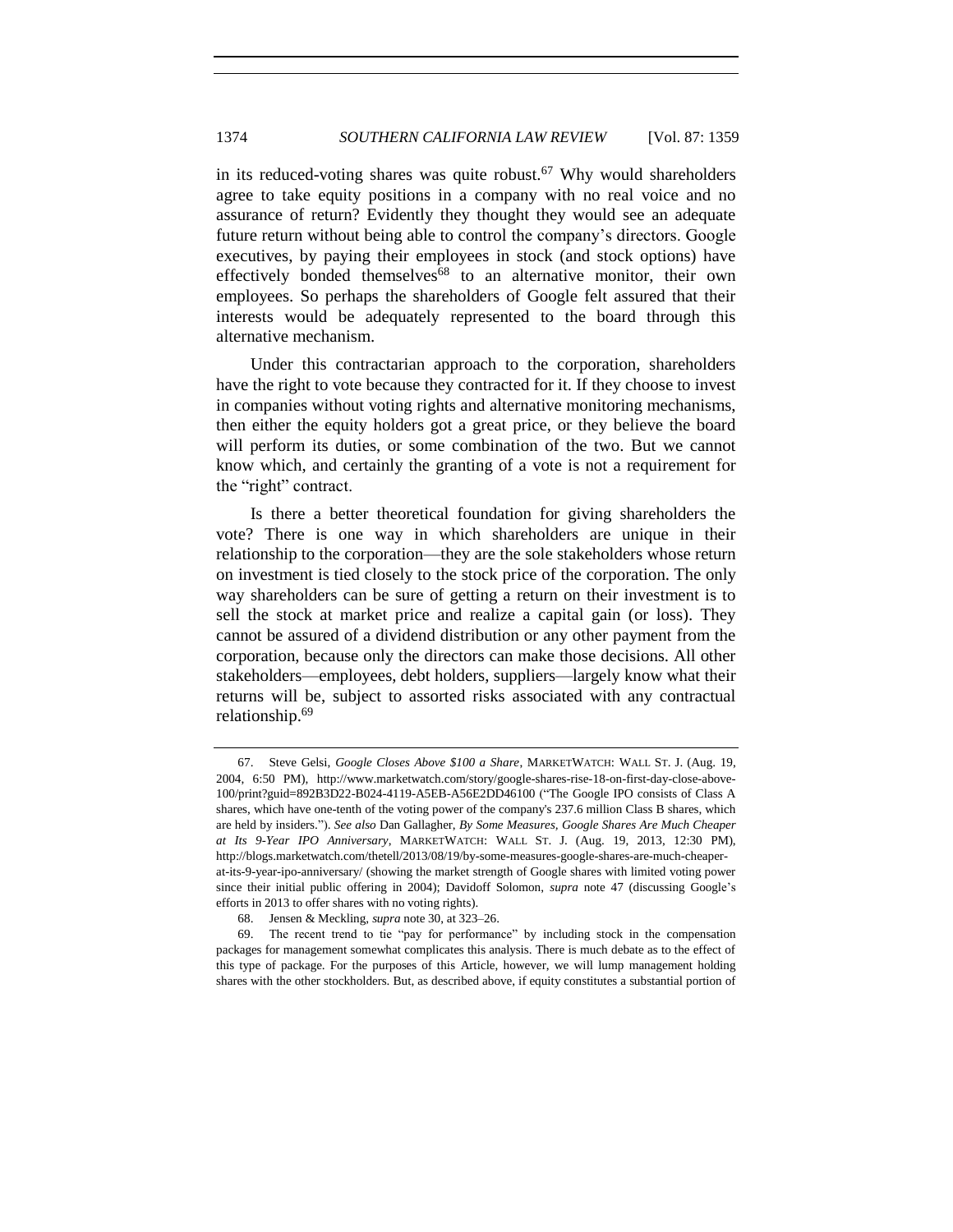in its reduced-voting shares was quite robust.[67] Why would shareholders agree to take equity positions in a company with no real voice and no assurance of return? Evidently they thought they would see an adequate future return without being able to control the company's directors. Google executives, by paying their employees in stock (and stock options) have effectively bonded themselves[68] to an alternative monitor, their own employees. So perhaps the shareholders of Google felt assured that their interests would be adequately represented to the board through this alternative mechanism.

Under this contractarian approach to the corporation, shareholders have the right to vote because they contracted for it. If they choose to invest in companies without voting rights and alternative monitoring mechanisms, then either the equity holders got a great price, or they believe the board will perform its duties, or some combination of the two. But we cannot know which, and certainly the granting of a vote is not a requirement for the "right" contract.

Is there a better theoretical foundation for giving shareholders the vote? There is one way in which shareholders are unique in their relationship to the corporation—they are the sole stakeholders whose return on investment is tied closely to the stock price of the corporation. The only way shareholders can be sure of getting a return on their investment is to sell the stock at market price and realize a capital gain (or loss). They cannot be assured of a dividend distribution or any other payment from the corporation, because only the directors can make those decisions. All other stakeholders—employees, debt holders, suppliers—largely know what their returns will be, subject to assorted risks associated with any contractual relationship.[69]

---

67. Steve Gelsi, *Google Closes Above $100 a Share*, MARKETWATCH: WALL ST. J. (Aug. 19, 2004, 6:50 PM), http://www.marketwatch.com/story/google-shares-rise-18-on-first-day-close-above-100/print?guid=892B3D22-B024-4119-A5EB-A56E2DD46100 ("The Google IPO consists of Class A shares, which have one-tenth of the voting power of the company's 237.6 million Class B shares, which are held by insiders."). *See also* Dan Gallagher, *By Some Measures, Google Shares Are Much Cheaper at Its 9-Year IPO Anniversary*, MARKETWATCH: WALL ST. J. (Aug. 19, 2013, 12:30 PM), http://blogs.marketwatch.com/thetell/2013/08/19/by-some-measures-google-shares-are-much-cheaper-at-its-9-year-ipo-anniversary/ (showing the market strength of Google shares with limited voting power since their initial public offering in 2004); Davidoff Solomon, *supra* note 47 (discussing Google's efforts in 2013 to offer shares with no voting rights).

68. Jensen & Meckling, *supra* note 30, at 323–26.

69. The recent trend to tie "pay for performance" by including stock in the compensation packages for management somewhat complicates this analysis. There is much debate as to the effect of this type of package. For the purposes of this Article, however, we will lump management holding shares with the other stockholders. But, as described above, if equity constitutes a substantial portion of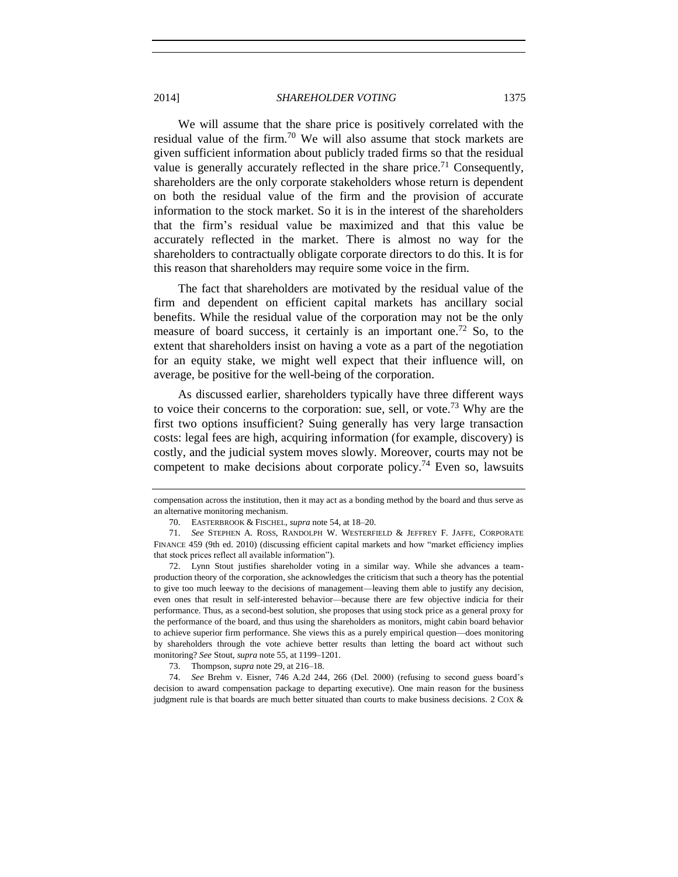We will assume that the share price is positively correlated with the residual value of the firm.[70] We will also assume that stock markets are given sufficient information about publicly traded firms so that the residual value is generally accurately reflected in the share price.[71] Consequently, shareholders are the only corporate stakeholders whose return is dependent on both the residual value of the firm and the provision of accurate information to the stock market. So it is in the interest of the shareholders that the firm's residual value be maximized and that this value be accurately reflected in the market. There is almost no way for the shareholders to contractually obligate corporate directors to do this. It is for this reason that shareholders may require some voice in the firm.

The fact that shareholders are motivated by the residual value of the firm and dependent on efficient capital markets has ancillary social benefits. While the residual value of the corporation may not be the only measure of board success, it certainly is an important one.[72] So, to the extent that shareholders insist on having a vote as a part of the negotiation for an equity stake, we might well expect that their influence will, on average, be positive for the well-being of the corporation.

As discussed earlier, shareholders typically have three different ways to voice their concerns to the corporation: sue, sell, or vote.[73] Why are the first two options insufficient? Suing generally has very large transaction costs: legal fees are high, acquiring information (for example, discovery) is costly, and the judicial system moves slowly. Moreover, courts may not be competent to make decisions about corporate policy.[74] Even so, lawsuits

---

compensation across the institution, then it may act as a bonding method by the board and thus serve as an alternative monitoring mechanism.

70. EASTERBROOK & FISCHEL, *supra* note 54, at 18–20.

71. *See* STEPHEN A. ROSS, RANDOLPH W. WESTERFIELD & JEFFREY F. JAFFE, CORPORATE FINANCE 459 (9th ed. 2010) (discussing efficient capital markets and how "market efficiency implies that stock prices reflect all available information").

72. Lynn Stout justifies shareholder voting in a similar way. While she advances a team-production theory of the corporation, she acknowledges the criticism that such a theory has the potential to give too much leeway to the decisions of management—leaving them able to justify any decision, even ones that result in self-interested behavior—because there are few objective indicia for their performance. Thus, as a second-best solution, she proposes that using stock price as a general proxy for the performance of the board, and thus using the shareholders as monitors, might cabin board behavior to achieve superior firm performance. She views this as a purely empirical question—does monitoring by shareholders through the vote achieve better results than letting the board act without such monitoring? *See* Stout, *supra* note 55, at 1199–1201.

73. Thompson, *supra* note 29, at 216–18.

74. *See* Brehm v. Eisner, 746 A.2d 244, 266 (Del. 2000) (refusing to second guess board's decision to award compensation package to departing executive). One main reason for the business judgment rule is that boards are much better situated than courts to make business decisions. 2 COX &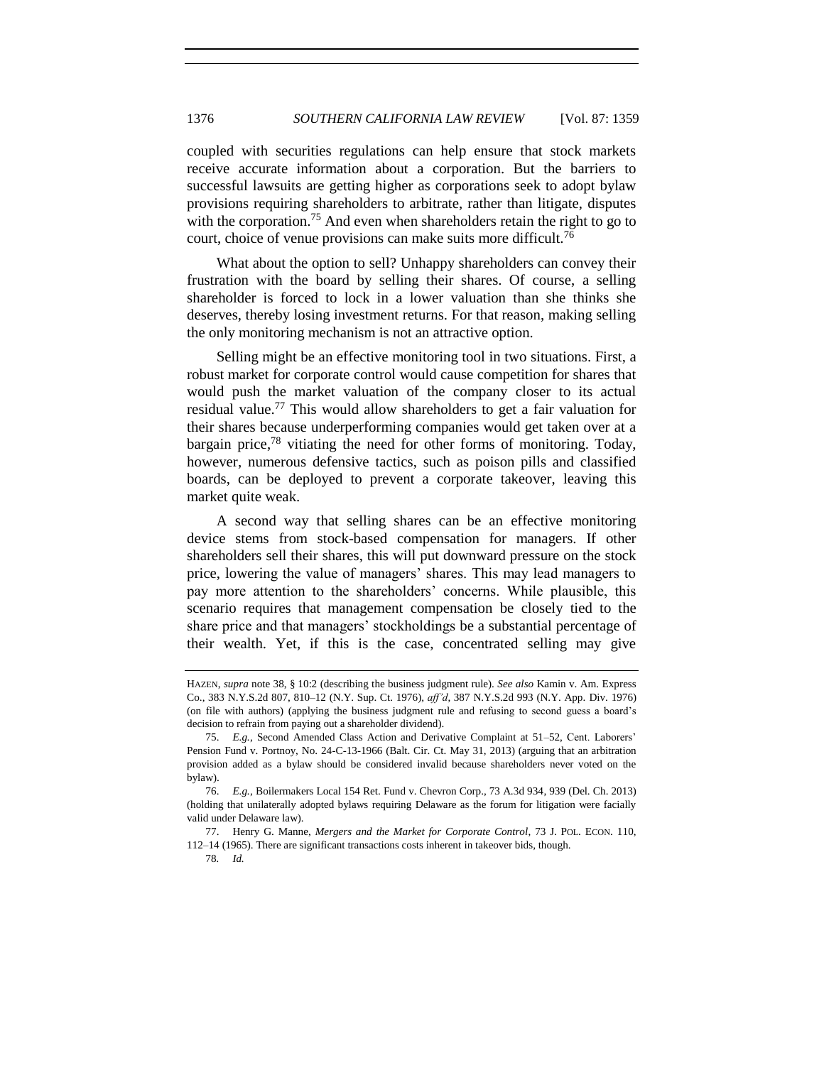coupled with securities regulations can help ensure that stock markets receive accurate information about a corporation. But the barriers to successful lawsuits are getting higher as corporations seek to adopt bylaw provisions requiring shareholders to arbitrate, rather than litigate, disputes with the corporation.[75] And even when shareholders retain the right to go to court, choice of venue provisions can make suits more difficult.[76]

What about the option to sell? Unhappy shareholders can convey their frustration with the board by selling their shares. Of course, a selling shareholder is forced to lock in a lower valuation than she thinks she deserves, thereby losing investment returns. For that reason, making selling the only monitoring mechanism is not an attractive option.

Selling might be an effective monitoring tool in two situations. First, a robust market for corporate control would cause competition for shares that would push the market valuation of the company closer to its actual residual value.[77] This would allow shareholders to get a fair valuation for their shares because underperforming companies would get taken over at a bargain price,[78] vitiating the need for other forms of monitoring. Today, however, numerous defensive tactics, such as poison pills and classified boards, can be deployed to prevent a corporate takeover, leaving this market quite weak.

A second way that selling shares can be an effective monitoring device stems from stock-based compensation for managers. If other shareholders sell their shares, this will put downward pressure on the stock price, lowering the value of managers' shares. This may lead managers to pay more attention to the shareholders' concerns. While plausible, this scenario requires that management compensation be closely tied to the share price and that managers' stockholdings be a substantial percentage of their wealth. Yet, if this is the case, concentrated selling may give

---

HAZEN, *supra* note 38, § 10:2 (describing the business judgment rule). *See also* Kamin v. Am. Express Co., 383 N.Y.S.2d 807, 810–12 (N.Y. Sup. Ct. 1976), *aff'd*, 387 N.Y.S.2d 993 (N.Y. App. Div. 1976) (on file with authors) (applying the business judgment rule and refusing to second guess a board's decision to refrain from paying out a shareholder dividend).

75. *E.g.*, Second Amended Class Action and Derivative Complaint at 51–52, Cent. Laborers' Pension Fund v. Portnoy, No. 24-C-13-1966 (Balt. Cir. Ct. May 31, 2013) (arguing that an arbitration provision added as a bylaw should be considered invalid because shareholders never voted on the bylaw).

76. *E.g.*, Boilermakers Local 154 Ret. Fund v. Chevron Corp., 73 A.3d 934, 939 (Del. Ch. 2013) (holding that unilaterally adopted bylaws requiring Delaware as the forum for litigation were facially valid under Delaware law).

77. Henry G. Manne, *Mergers and the Market for Corporate Control*, 73 J. POL. ECON. 110, 112–14 (1965). There are significant transactions costs inherent in takeover bids, though.

78. *Id.*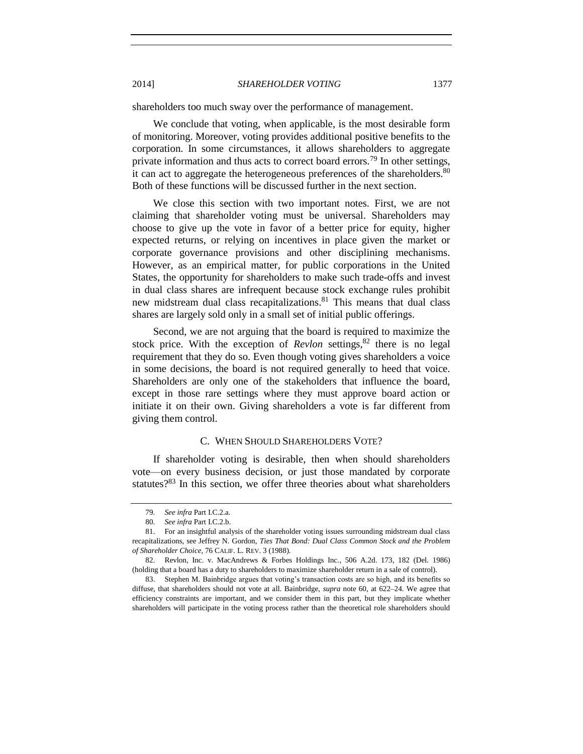shareholders too much sway over the performance of management.

We conclude that voting, when applicable, is the most desirable form of monitoring. Moreover, voting provides additional positive benefits to the corporation. In some circumstances, it allows shareholders to aggregate private information and thus acts to correct board errors.[79] In other settings, it can act to aggregate the heterogeneous preferences of the shareholders.[80] Both of these functions will be discussed further in the next section.

We close this section with two important notes. First, we are not claiming that shareholder voting must be universal. Shareholders may choose to give up the vote in favor of a better price for equity, higher expected returns, or relying on incentives in place given the market or corporate governance provisions and other disciplining mechanisms. However, as an empirical matter, for public corporations in the United States, the opportunity for shareholders to make such trade-offs and invest in dual class shares are infrequent because stock exchange rules prohibit new midstream dual class recapitalizations.[81] This means that dual class shares are largely sold only in a small set of initial public offerings.

Second, we are not arguing that the board is required to maximize the stock price. With the exception of *Revlon* settings,[82] there is no legal requirement that they do so. Even though voting gives shareholders a voice in some decisions, the board is not required generally to heed that voice. Shareholders are only one of the stakeholders that influence the board, except in those rare settings where they must approve board action or initiate it on their own. Giving shareholders a vote is far different from giving them control.

### C. When Should Shareholders Vote?

If shareholder voting is desirable, then when should shareholders vote—on every business decision, or just those mandated by corporate statutes?[83] In this section, we offer three theories about what shareholders

---

79. *See infra* Part I.C.2.a.

80. *See infra* Part I.C.2.b.

81. For an insightful analysis of the shareholder voting issues surrounding midstream dual class recapitalizations, see Jeffrey N. Gordon, *Ties That Bond: Dual Class Common Stock and the Problem of Shareholder Choice*, 76 CALIF. L. REV. 3 (1988).

82. Revlon, Inc. v. MacAndrews & Forbes Holdings Inc., 506 A.2d. 173, 182 (Del. 1986) (holding that a board has a duty to shareholders to maximize shareholder return in a sale of control).

83. Stephen M. Bainbridge argues that voting's transaction costs are so high, and its benefits so diffuse, that shareholders should not vote at all. Bainbridge, *supra* note 60, at 622–24. We agree that efficiency constraints are important, and we consider them in this part, but they implicate whether shareholders will participate in the voting process rather than the theoretical role shareholders should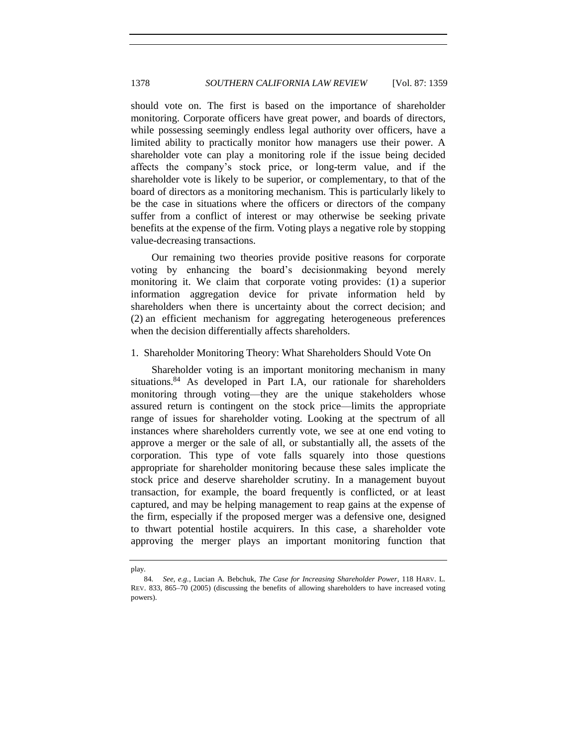should vote on. The first is based on the importance of shareholder monitoring. Corporate officers have great power, and boards of directors, while possessing seemingly endless legal authority over officers, have a limited ability to practically monitor how managers use their power. A shareholder vote can play a monitoring role if the issue being decided affects the company's stock price, or long-term value, and if the shareholder vote is likely to be superior, or complementary, to that of the board of directors as a monitoring mechanism. This is particularly likely to be the case in situations where the officers or directors of the company suffer from a conflict of interest or may otherwise be seeking private benefits at the expense of the firm. Voting plays a negative role by stopping value-decreasing transactions.

Our remaining two theories provide positive reasons for corporate voting by enhancing the board's decisionmaking beyond merely monitoring it. We claim that corporate voting provides: (1) a superior information aggregation device for private information held by shareholders when there is uncertainty about the correct decision; and (2) an efficient mechanism for aggregating heterogeneous preferences when the decision differentially affects shareholders.

### 1. Shareholder Monitoring Theory: What Shareholders Should Vote On

Shareholder voting is an important monitoring mechanism in many situations.[84] As developed in Part I.A, our rationale for shareholders monitoring through voting—they are the unique stakeholders whose assured return is contingent on the stock price—limits the appropriate range of issues for shareholder voting. Looking at the spectrum of all instances where shareholders currently vote, we see at one end voting to approve a merger or the sale of all, or substantially all, the assets of the corporation. This type of vote falls squarely into those questions appropriate for shareholder monitoring because these sales implicate the stock price and deserve shareholder scrutiny. In a management buyout transaction, for example, the board frequently is conflicted, or at least captured, and may be helping management to reap gains at the expense of the firm, especially if the proposed merger was a defensive one, designed to thwart potential hostile acquirers. In this case, a shareholder vote approving the merger plays an important monitoring function that

---

play.

84. *See, e.g.*, Lucian A. Bebchuk, *The Case for Increasing Shareholder Power*, 118 HARV. L. REV. 833, 865–70 (2005) (discussing the benefits of allowing shareholders to have increased voting powers).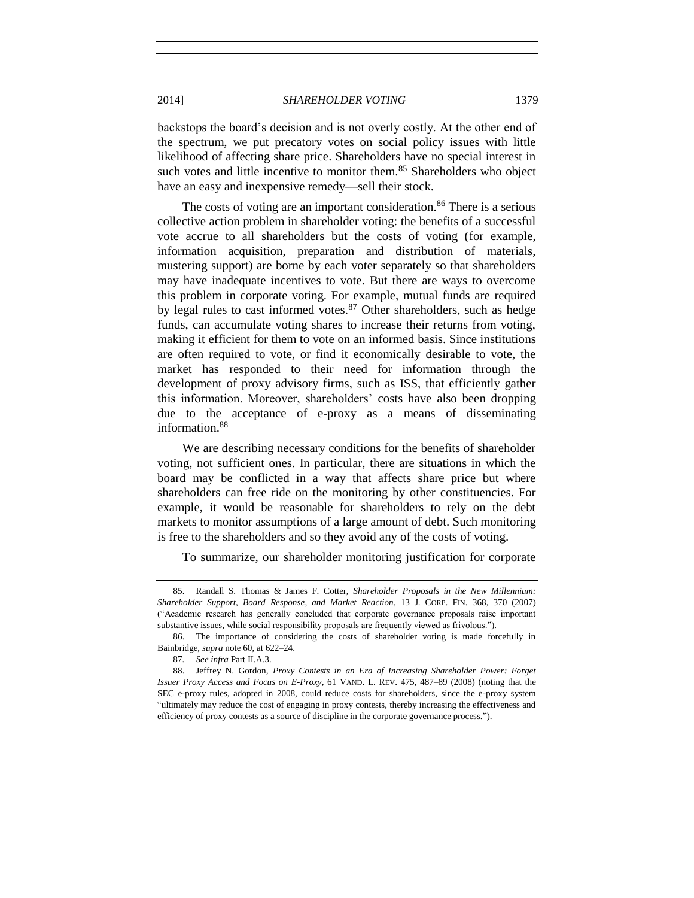backstops the board's decision and is not overly costly. At the other end of the spectrum, we put precatory votes on social policy issues with little likelihood of affecting share price. Shareholders have no special interest in such votes and little incentive to monitor them.[85] Shareholders who object have an easy and inexpensive remedy—sell their stock.

The costs of voting are an important consideration.[86] There is a serious collective action problem in shareholder voting: the benefits of a successful vote accrue to all shareholders but the costs of voting (for example, information acquisition, preparation and distribution of materials, mustering support) are borne by each voter separately so that shareholders may have inadequate incentives to vote. But there are ways to overcome this problem in corporate voting. For example, mutual funds are required by legal rules to cast informed votes.[87] Other shareholders, such as hedge funds, can accumulate voting shares to increase their returns from voting, making it efficient for them to vote on an informed basis. Since institutions are often required to vote, or find it economically desirable to vote, the market has responded to their need for information through the development of proxy advisory firms, such as ISS, that efficiently gather this information. Moreover, shareholders' costs have also been dropping due to the acceptance of e-proxy as a means of disseminating information.[88]

We are describing necessary conditions for the benefits of shareholder voting, not sufficient ones. In particular, there are situations in which the board may be conflicted in a way that affects share price but where shareholders can free ride on the monitoring by other constituencies. For example, it would be reasonable for shareholders to rely on the debt markets to monitor assumptions of a large amount of debt. Such monitoring is free to the shareholders and so they avoid any of the costs of voting.

To summarize, our shareholder monitoring justification for corporate

---

85. Randall S. Thomas & James F. Cotter, *Shareholder Proposals in the New Millennium: Shareholder Support, Board Response, and Market Reaction*, 13 J. CORP. FIN. 368, 370 (2007) ("Academic research has generally concluded that corporate governance proposals raise important substantive issues, while social responsibility proposals are frequently viewed as frivolous.").

86. The importance of considering the costs of shareholder voting is made forcefully in Bainbridge, *supra* note 60, at 622–24.

87. *See infra* Part II.A.3.

88. Jeffrey N. Gordon, *Proxy Contests in an Era of Increasing Shareholder Power: Forget Issuer Proxy Access and Focus on E-Proxy*, 61 VAND. L. REV. 475, 487–89 (2008) (noting that the SEC e-proxy rules, adopted in 2008, could reduce costs for shareholders, since the e-proxy system "ultimately may reduce the cost of engaging in proxy contests, thereby increasing the effectiveness and efficiency of proxy contests as a source of discipline in the corporate governance process.").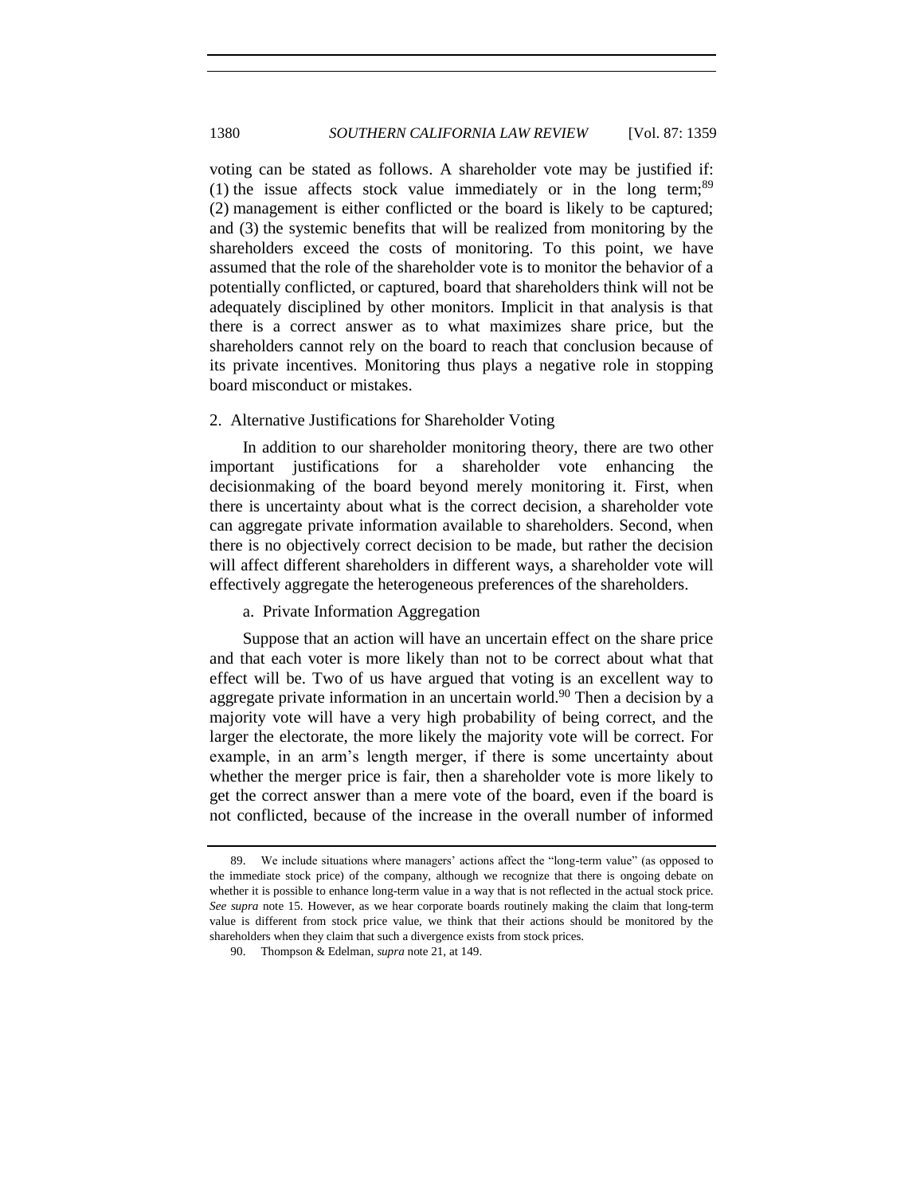voting can be stated as follows. A shareholder vote may be justified if: (1) the issue affects stock value immediately or in the long term;[89] (2) management is either conflicted or the board is likely to be captured; and (3) the systemic benefits that will be realized from monitoring by the shareholders exceed the costs of monitoring. To this point, we have assumed that the role of the shareholder vote is to monitor the behavior of a potentially conflicted, or captured, board that shareholders think will not be adequately disciplined by other monitors. Implicit in that analysis is that there is a correct answer as to what maximizes share price, but the shareholders cannot rely on the board to reach that conclusion because of its private incentives. Monitoring thus plays a negative role in stopping board misconduct or mistakes.

### 2. Alternative Justifications for Shareholder Voting

In addition to our shareholder monitoring theory, there are two other important justifications for a shareholder vote enhancing the decisionmaking of the board beyond merely monitoring it. First, when there is uncertainty about what is the correct decision, a shareholder vote can aggregate private information available to shareholders. Second, when there is no objectively correct decision to be made, but rather the decision will affect different shareholders in different ways, a shareholder vote will effectively aggregate the heterogeneous preferences of the shareholders.

#### a. Private Information Aggregation

Suppose that an action will have an uncertain effect on the share price and that each voter is more likely than not to be correct about what that effect will be. Two of us have argued that voting is an excellent way to aggregate private information in an uncertain world.[90] Then a decision by a majority vote will have a very high probability of being correct, and the larger the electorate, the more likely the majority vote will be correct. For example, in an arm's length merger, if there is some uncertainty about whether the merger price is fair, then a shareholder vote is more likely to get the correct answer than a mere vote of the board, even if the board is not conflicted, because of the increase in the overall number of informed

---

89. We include situations where managers' actions affect the "long-term value" (as opposed to the immediate stock price) of the company, although we recognize that there is ongoing debate on whether it is possible to enhance long-term value in a way that is not reflected in the actual stock price. *See supra* note 15. However, as we hear corporate boards routinely making the claim that long-term value is different from stock price value, we think that their actions should be monitored by the shareholders when they claim that such a divergence exists from stock prices.

90. Thompson & Edelman, *supra* note 21, at 149.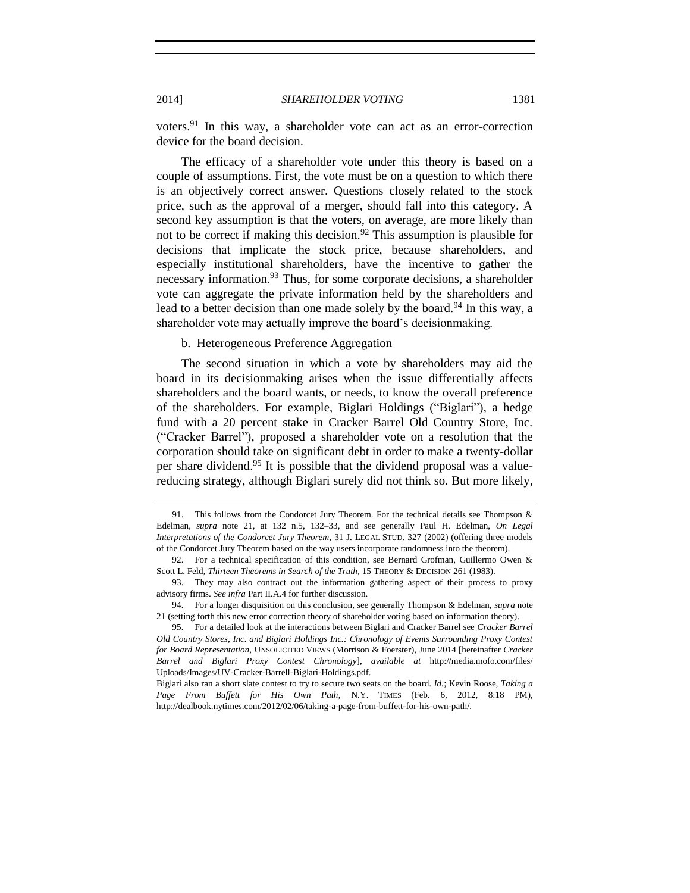voters.[91] In this way, a shareholder vote can act as an error-correction device for the board decision.

The efficacy of a shareholder vote under this theory is based on a couple of assumptions. First, the vote must be on a question to which there is an objectively correct answer. Questions closely related to the stock price, such as the approval of a merger, should fall into this category. A second key assumption is that the voters, on average, are more likely than not to be correct if making this decision.[92] This assumption is plausible for decisions that implicate the stock price, because shareholders, and especially institutional shareholders, have the incentive to gather the necessary information.[93] Thus, for some corporate decisions, a shareholder vote can aggregate the private information held by the shareholders and lead to a better decision than one made solely by the board.[94] In this way, a shareholder vote may actually improve the board's decisionmaking.

b. Heterogeneous Preference Aggregation

The second situation in which a vote by shareholders may aid the board in its decisionmaking arises when the issue differentially affects shareholders and the board wants, or needs, to know the overall preference of the shareholders. For example, Biglari Holdings ("Biglari"), a hedge fund with a 20 percent stake in Cracker Barrel Old Country Store, Inc. ("Cracker Barrel"), proposed a shareholder vote on a resolution that the corporation should take on significant debt in order to make a twenty-dollar per share dividend.[95] It is possible that the dividend proposal was a value-reducing strategy, although Biglari surely did not think so. But more likely,

---

91. This follows from the Condorcet Jury Theorem. For the technical details see Thompson & Edelman, *supra* note 21, at 132 n.5, 132–33, and see generally Paul H. Edelman, *On Legal Interpretations of the Condorcet Jury Theorem*, 31 J. LEGAL STUD. 327 (2002) (offering three models of the Condorcet Jury Theorem based on the way users incorporate randomness into the theorem).

92. For a technical specification of this condition, see Bernard Grofman, Guillermo Owen & Scott L. Feld, *Thirteen Theorems in Search of the Truth*, 15 THEORY & DECISION 261 (1983).

93. They may also contract out the information gathering aspect of their process to proxy advisory firms. *See infra* Part II.A.4 for further discussion.

94. For a longer disquisition on this conclusion, see generally Thompson & Edelman, *supra* note 21 (setting forth this new error correction theory of shareholder voting based on information theory).

95. For a detailed look at the interactions between Biglari and Cracker Barrel see *Cracker Barrel Old Country Stores, Inc. and Biglari Holdings Inc.: Chronology of Events Surrounding Proxy Contest for Board Representation*, UNSOLICITED VIEWS (Morrison & Foerster), June 2014 [hereinafter *Cracker Barrel and Biglari Proxy Contest Chronology*], *available at* http://media.mofo.com/files/Uploads/Images/UV-Cracker-Barrell-Biglari-Holdings.pdf.

Biglari also ran a short slate contest to try to secure two seats on the board. *Id.*; Kevin Roose, *Taking a Page From Buffett for His Own Path*, N.Y. TIMES (Feb. 6, 2012, 8:18 PM), http://dealbook.nytimes.com/2012/02/06/taking-a-page-from-buffett-for-his-own-path/.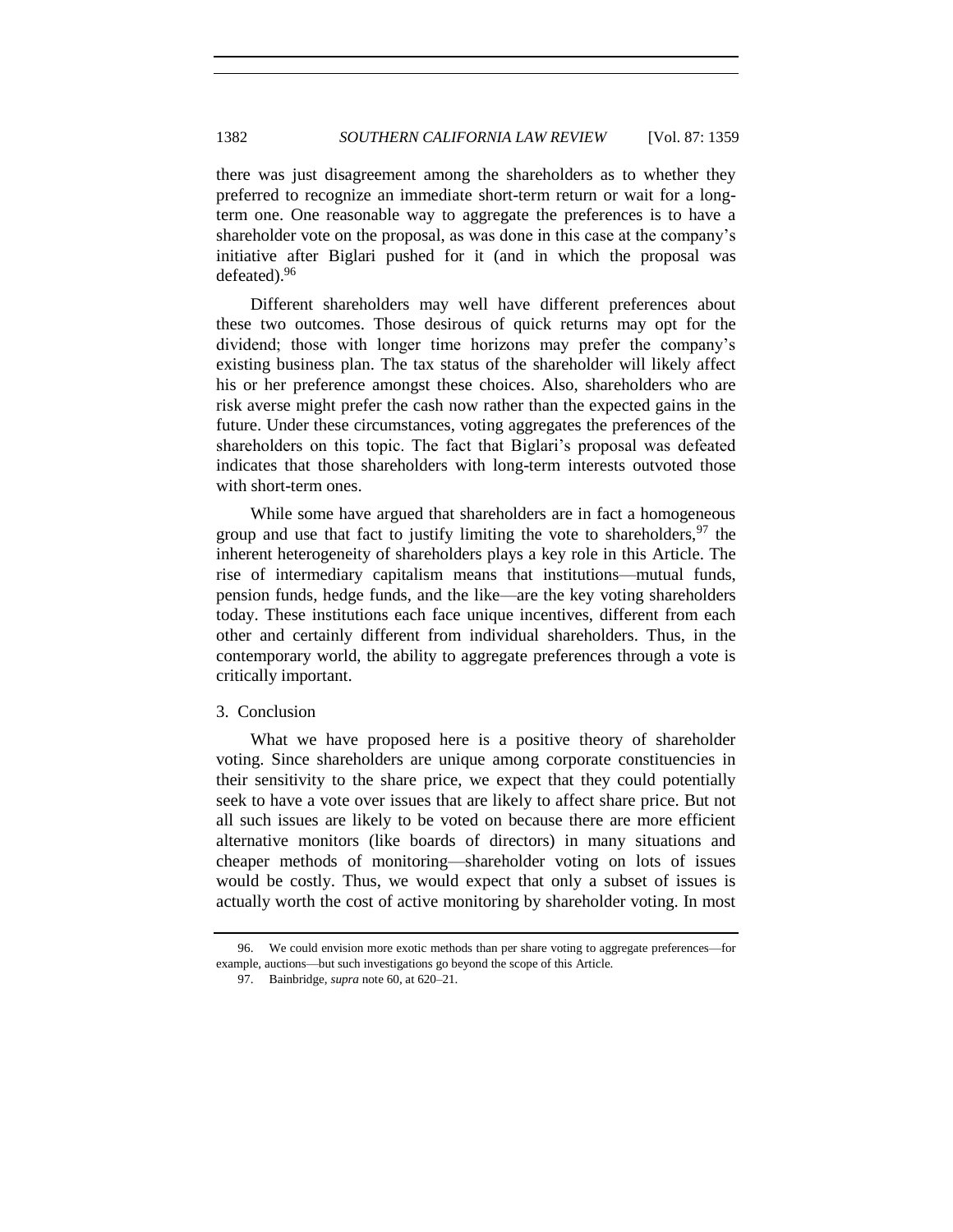there was just disagreement among the shareholders as to whether they preferred to recognize an immediate short-term return or wait for a long-term one. One reasonable way to aggregate the preferences is to have a shareholder vote on the proposal, as was done in this case at the company's initiative after Biglari pushed for it (and in which the proposal was defeated).[96]

Different shareholders may well have different preferences about these two outcomes. Those desirous of quick returns may opt for the dividend; those with longer time horizons may prefer the company's existing business plan. The tax status of the shareholder will likely affect his or her preference amongst these choices. Also, shareholders who are risk averse might prefer the cash now rather than the expected gains in the future. Under these circumstances, voting aggregates the preferences of the shareholders on this topic. The fact that Biglari's proposal was defeated indicates that those shareholders with long-term interests outvoted those with short-term ones.

While some have argued that shareholders are in fact a homogeneous group and use that fact to justify limiting the vote to shareholders,[97] the inherent heterogeneity of shareholders plays a key role in this Article. The rise of intermediary capitalism means that institutions—mutual funds, pension funds, hedge funds, and the like—are the key voting shareholders today. These institutions each face unique incentives, different from each other and certainly different from individual shareholders. Thus, in the contemporary world, the ability to aggregate preferences through a vote is critically important.

### 3. Conclusion

What we have proposed here is a positive theory of shareholder voting. Since shareholders are unique among corporate constituencies in their sensitivity to the share price, we expect that they could potentially seek to have a vote over issues that are likely to affect share price. But not all such issues are likely to be voted on because there are more efficient alternative monitors (like boards of directors) in many situations and cheaper methods of monitoring—shareholder voting on lots of issues would be costly. Thus, we would expect that only a subset of issues is actually worth the cost of active monitoring by shareholder voting. In most

---

96. We could envision more exotic methods than per share voting to aggregate preferences—for example, auctions—but such investigations go beyond the scope of this Article.

97. Bainbridge, *supra* note 60, at 620–21.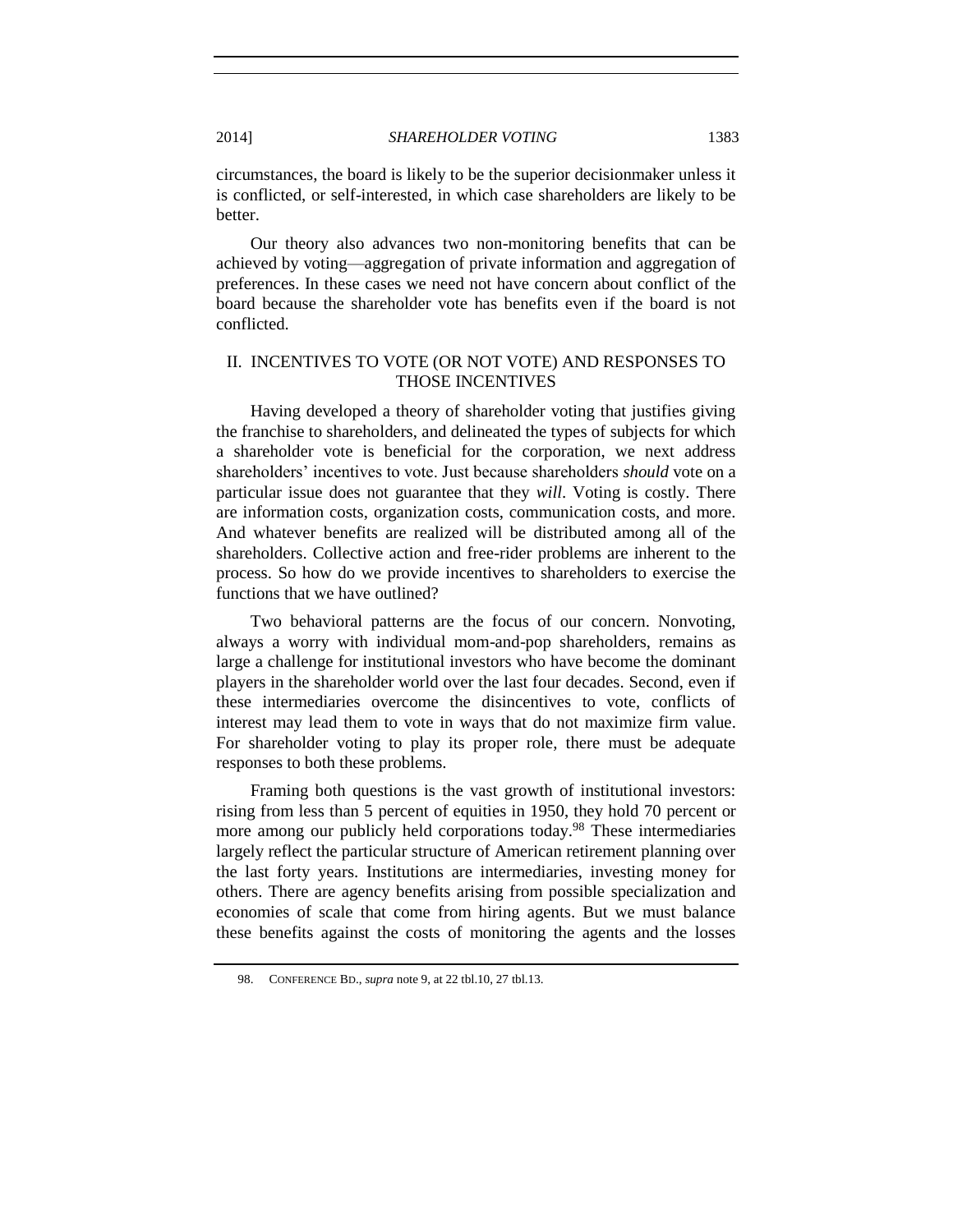circumstances, the board is likely to be the superior decisionmaker unless it is conflicted, or self-interested, in which case shareholders are likely to be better.

Our theory also advances two non-monitoring benefits that can be achieved by voting—aggregation of private information and aggregation of preferences. In these cases we need not have concern about conflict of the board because the shareholder vote has benefits even if the board is not conflicted.

## II. INCENTIVES TO VOTE (OR NOT VOTE) AND RESPONSES TO THOSE INCENTIVES

Having developed a theory of shareholder voting that justifies giving the franchise to shareholders, and delineated the types of subjects for which a shareholder vote is beneficial for the corporation, we next address shareholders' incentives to vote. Just because shareholders *should* vote on a particular issue does not guarantee that they *will*. Voting is costly. There are information costs, organization costs, communication costs, and more. And whatever benefits are realized will be distributed among all of the shareholders. Collective action and free-rider problems are inherent to the process. So how do we provide incentives to shareholders to exercise the functions that we have outlined?

Two behavioral patterns are the focus of our concern. Nonvoting, always a worry with individual mom-and-pop shareholders, remains as large a challenge for institutional investors who have become the dominant players in the shareholder world over the last four decades. Second, even if these intermediaries overcome the disincentives to vote, conflicts of interest may lead them to vote in ways that do not maximize firm value. For shareholder voting to play its proper role, there must be adequate responses to both these problems.

Framing both questions is the vast growth of institutional investors: rising from less than 5 percent of equities in 1950, they hold 70 percent or more among our publicly held corporations today.[98] These intermediaries largely reflect the particular structure of American retirement planning over the last forty years. Institutions are intermediaries, investing money for others. There are agency benefits arising from possible specialization and economies of scale that come from hiring agents. But we must balance these benefits against the costs of monitoring the agents and the losses

98. CONFERENCE BD., *supra* note 9, at 22 tbl.10, 27 tbl.13.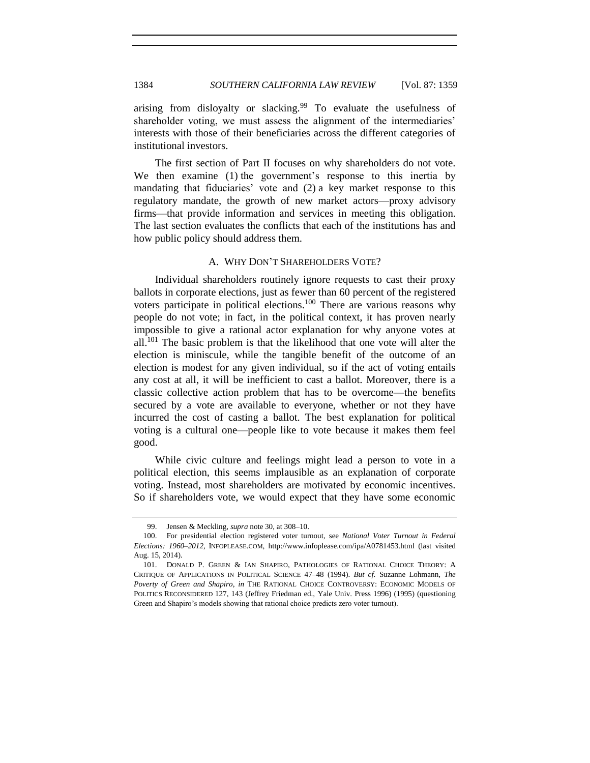arising from disloyalty or slacking.[99] To evaluate the usefulness of shareholder voting, we must assess the alignment of the intermediaries' interests with those of their beneficiaries across the different categories of institutional investors.

The first section of Part II focuses on why shareholders do not vote. We then examine (1) the government's response to this inertia by mandating that fiduciaries' vote and (2) a key market response to this regulatory mandate, the growth of new market actors—proxy advisory firms—that provide information and services in meeting this obligation. The last section evaluates the conflicts that each of the institutions has and how public policy should address them.

### A. WHY DON'T SHAREHOLDERS VOTE?

Individual shareholders routinely ignore requests to cast their proxy ballots in corporate elections, just as fewer than 60 percent of the registered voters participate in political elections.[100] There are various reasons why people do not vote; in fact, in the political context, it has proven nearly impossible to give a rational actor explanation for why anyone votes at all.[101] The basic problem is that the likelihood that one vote will alter the election is miniscule, while the tangible benefit of the outcome of an election is modest for any given individual, so if the act of voting entails any cost at all, it will be inefficient to cast a ballot. Moreover, there is a classic collective action problem that has to be overcome—the benefits secured by a vote are available to everyone, whether or not they have incurred the cost of casting a ballot. The best explanation for political voting is a cultural one—people like to vote because it makes them feel good.

While civic culture and feelings might lead a person to vote in a political election, this seems implausible as an explanation of corporate voting. Instead, most shareholders are motivated by economic incentives. So if shareholders vote, we would expect that they have some economic

---

99. Jensen & Meckling, *supra* note 30, at 308–10.

100. For presidential election registered voter turnout, see *National Voter Turnout in Federal Elections: 1960–2012*, INFOPLEASE.COM, http://www.infoplease.com/ipa/A0781453.html (last visited Aug. 15, 2014).

101. DONALD P. GREEN & IAN SHAPIRO, PATHOLOGIES OF RATIONAL CHOICE THEORY: A CRITIQUE OF APPLICATIONS IN POLITICAL SCIENCE 47–48 (1994). *But cf.* Suzanne Lohmann, *The Poverty of Green and Shapiro*, *in* THE RATIONAL CHOICE CONTROVERSY: ECONOMIC MODELS OF POLITICS RECONSIDERED 127, 143 (Jeffrey Friedman ed., Yale Univ. Press 1996) (1995) (questioning Green and Shapiro's models showing that rational choice predicts zero voter turnout).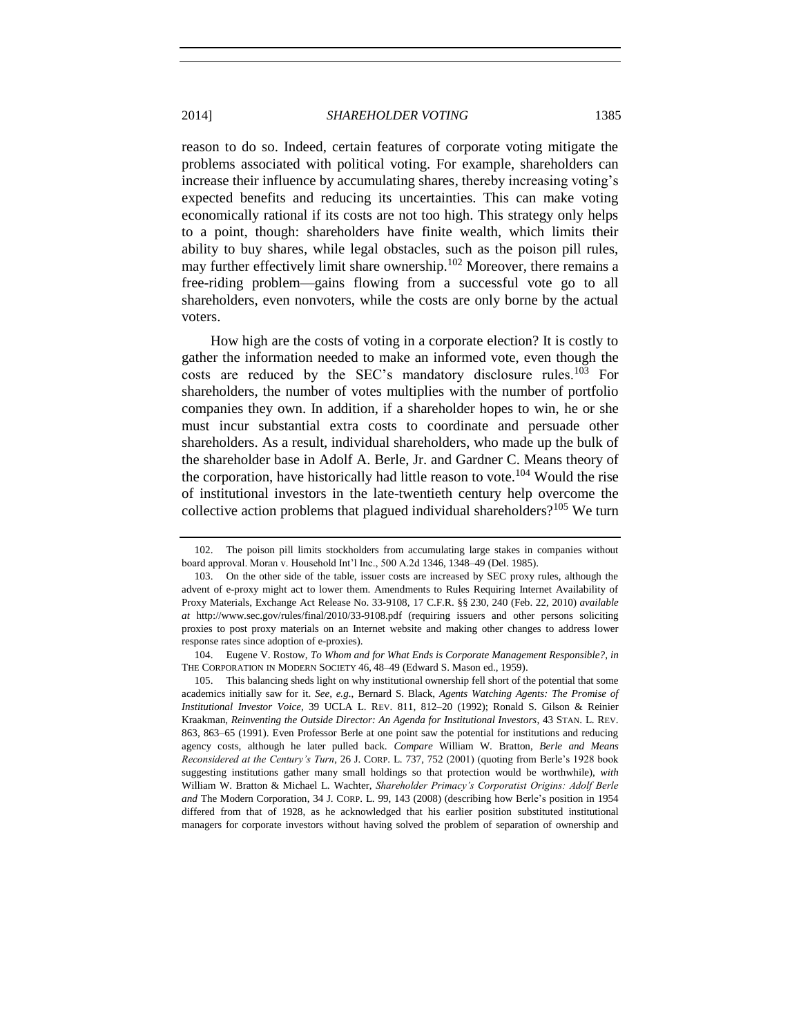reason to do so. Indeed, certain features of corporate voting mitigate the problems associated with political voting. For example, shareholders can increase their influence by accumulating shares, thereby increasing voting's expected benefits and reducing its uncertainties. This can make voting economically rational if its costs are not too high. This strategy only helps to a point, though: shareholders have finite wealth, which limits their ability to buy shares, while legal obstacles, such as the poison pill rules, may further effectively limit share ownership.[102] Moreover, there remains a free-riding problem—gains flowing from a successful vote go to all shareholders, even nonvoters, while the costs are only borne by the actual voters.

How high are the costs of voting in a corporate election? It is costly to gather the information needed to make an informed vote, even though the costs are reduced by the SEC's mandatory disclosure rules.[103] For shareholders, the number of votes multiplies with the number of portfolio companies they own. In addition, if a shareholder hopes to win, he or she must incur substantial extra costs to coordinate and persuade other shareholders. As a result, individual shareholders, who made up the bulk of the shareholder base in Adolf A. Berle, Jr. and Gardner C. Means theory of the corporation, have historically had little reason to vote.[104] Would the rise of institutional investors in the late-twentieth century help overcome the collective action problems that plagued individual shareholders?[105] We turn

---

102. The poison pill limits stockholders from accumulating large stakes in companies without board approval. Moran v. Household Int'l Inc., 500 A.2d 1346, 1348–49 (Del. 1985).

103. On the other side of the table, issuer costs are increased by SEC proxy rules, although the advent of e-proxy might act to lower them. Amendments to Rules Requiring Internet Availability of Proxy Materials, Exchange Act Release No. 33-9108, 17 C.F.R. §§ 230, 240 (Feb. 22, 2010) *available at* http://www.sec.gov/rules/final/2010/33-9108.pdf (requiring issuers and other persons soliciting proxies to post proxy materials on an Internet website and making other changes to address lower response rates since adoption of e-proxies).

104. Eugene V. Rostow, *To Whom and for What Ends is Corporate Management Responsible?*, *in* THE CORPORATION IN MODERN SOCIETY 46, 48–49 (Edward S. Mason ed., 1959).

105. This balancing sheds light on why institutional ownership fell short of the potential that some academics initially saw for it. *See, e.g.*, Bernard S. Black, *Agents Watching Agents: The Promise of Institutional Investor Voice*, 39 UCLA L. REV. 811, 812–20 (1992); Ronald S. Gilson & Reinier Kraakman, *Reinventing the Outside Director: An Agenda for Institutional Investors*, 43 STAN. L. REV. 863, 863–65 (1991). Even Professor Berle at one point saw the potential for institutions and reducing agency costs, although he later pulled back. *Compare* William W. Bratton, *Berle and Means Reconsidered at the Century's Turn*, 26 J. CORP. L. 737, 752 (2001) (quoting from Berle's 1928 book suggesting institutions gather many small holdings so that protection would be worthwhile), *with* William W. Bratton & Michael L. Wachter, *Shareholder Primacy's Corporatist Origins: Adolf Berle and* The Modern Corporation, 34 J. CORP. L. 99, 143 (2008) (describing how Berle's position in 1954 differed from that of 1928, as he acknowledged that his earlier position substituted institutional managers for corporate investors without having solved the problem of separation of ownership and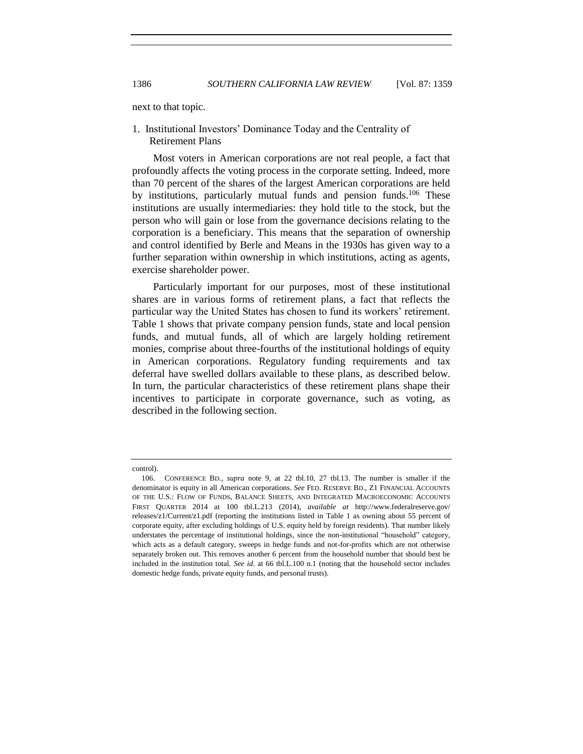next to that topic.

### 1. Institutional Investors' Dominance Today and the Centrality of Retirement Plans

Most voters in American corporations are not real people, a fact that profoundly affects the voting process in the corporate setting. Indeed, more than 70 percent of the shares of the largest American corporations are held by institutions, particularly mutual funds and pension funds.[106] These institutions are usually intermediaries: they hold title to the stock, but the person who will gain or lose from the governance decisions relating to the corporation is a beneficiary. This means that the separation of ownership and control identified by Berle and Means in the 1930s has given way to a further separation within ownership in which institutions, acting as agents, exercise shareholder power.

Particularly important for our purposes, most of these institutional shares are in various forms of retirement plans, a fact that reflects the particular way the United States has chosen to fund its workers' retirement. Table 1 shows that private company pension funds, state and local pension funds, and mutual funds, all of which are largely holding retirement monies, comprise about three-fourths of the institutional holdings of equity in American corporations. Regulatory funding requirements and tax deferral have swelled dollars available to these plans, as described below. In turn, the particular characteristics of these retirement plans shape their incentives to participate in corporate governance, such as voting, as described in the following section.

---

control).

106. CONFERENCE BD., *supra* note 9, at 22 tbl.10, 27 tbl.13. The number is smaller if the denominator is equity in all American corporations. *See* FED. RESERVE BD., Z1 FINANCIAL ACCOUNTS OF THE U.S.: FLOW OF FUNDS, BALANCE SHEETS, AND INTEGRATED MACROECONOMIC ACCOUNTS FIRST QUARTER 2014 at 100 tbl.L.213 (2014), *available at* http://www.federalreserve.gov/releases/z1/Current/z1.pdf (reporting the institutions listed in Table 1 as owning about 55 percent of corporate equity, after excluding holdings of U.S. equity held by foreign residents). That number likely understates the percentage of institutional holdings, since the non-institutional "household" category, which acts as a default category, sweeps in hedge funds and not-for-profits which are not otherwise separately broken out. This removes another 6 percent from the household number that should best be included in the institution total. *See id*. at 66 tbl.L.100 n.1 (noting that the household sector includes domestic hedge funds, private equity funds, and personal trusts).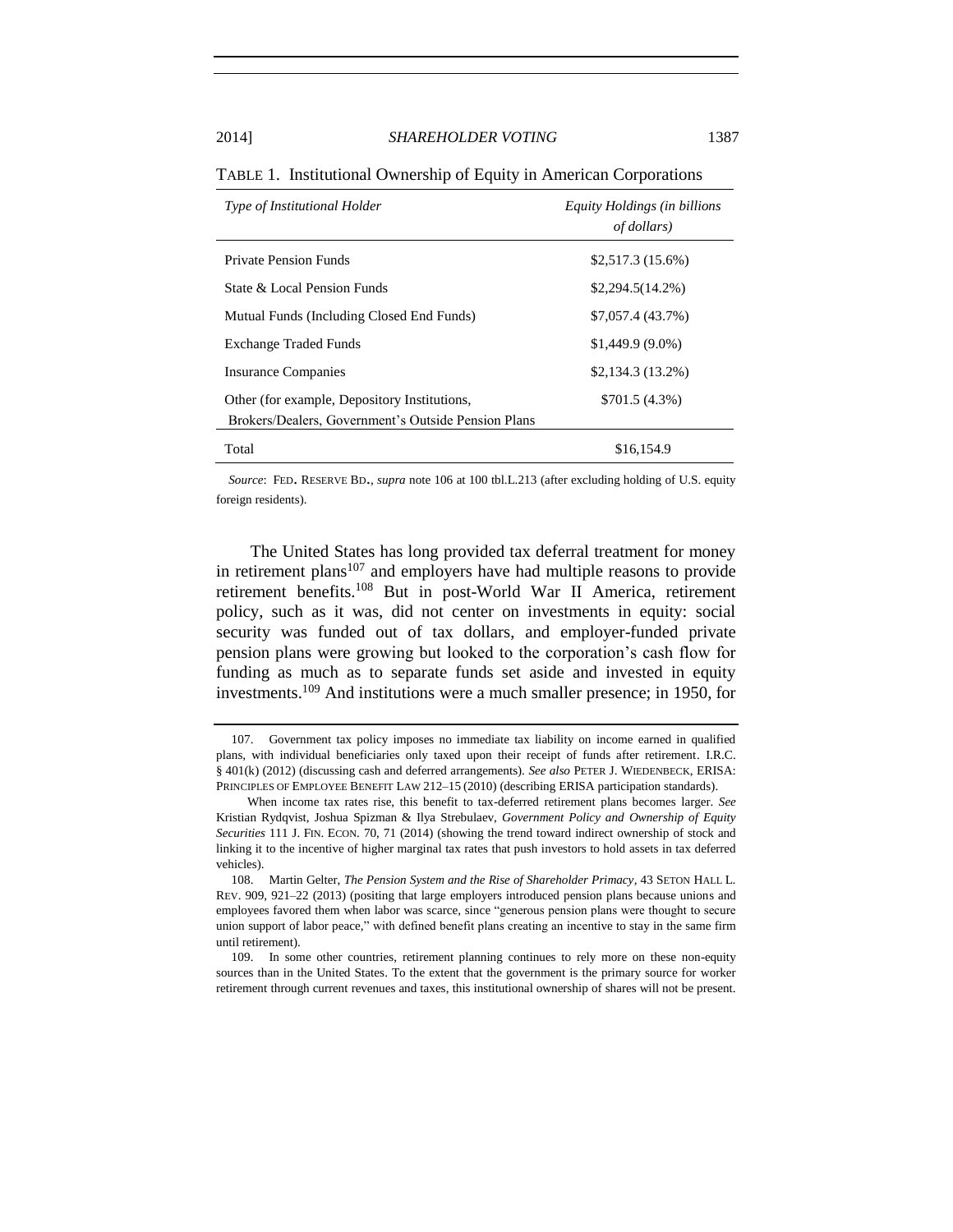TABLE 1. Institutional Ownership of Equity in American Corporations

| *Type of Institutional Holder* | *Equity Holdings (in billions of dollars)* |
|---|---|
| Private Pension Funds | $2,517.3 (15.6%) |
| State & Local Pension Funds | $2,294.5(14.2%) |
| Mutual Funds (Including Closed End Funds) | $7,057.4 (43.7%) |
| Exchange Traded Funds | $1,449.9 (9.0%) |
| Insurance Companies | $2,134.3 (13.2%) |
| Other (for example, Depository Institutions, Brokers/Dealers, Government's Outside Pension Plans | $701.5 (4.3%) |
| Total | $16,154.9 |

*Source*: FED. RESERVE BD., *supra* note 106 at 100 tbl.L.213 (after excluding holding of U.S. equity foreign residents).

The United States has long provided tax deferral treatment for money in retirement plans[107] and employers have had multiple reasons to provide retirement benefits.[108] But in post-World War II America, retirement policy, such as it was, did not center on investments in equity: social security was funded out of tax dollars, and employer-funded private pension plans were growing but looked to the corporation's cash flow for funding as much as to separate funds set aside and invested in equity investments.[109] And institutions were a much smaller presence; in 1950, for

107. Government tax policy imposes no immediate tax liability on income earned in qualified plans, with individual beneficiaries only taxed upon their receipt of funds after retirement. I.R.C. § 401(k) (2012) (discussing cash and deferred arrangements). *See also* PETER J. WIEDENBECK, ERISA: PRINCIPLES OF EMPLOYEE BENEFIT LAW 212–15 (2010) (describing ERISA participation standards).

When income tax rates rise, this benefit to tax-deferred retirement plans becomes larger. *See* Kristian Rydqvist, Joshua Spizman & Ilya Strebulaev, *Government Policy and Ownership of Equity Securities* 111 J. FIN. ECON. 70, 71 (2014) (showing the trend toward indirect ownership of stock and linking it to the incentive of higher marginal tax rates that push investors to hold assets in tax deferred vehicles).

108. Martin Gelter, *The Pension System and the Rise of Shareholder Primacy*, 43 SETON HALL L. REV. 909, 921–22 (2013) (positing that large employers introduced pension plans because unions and employees favored them when labor was scarce, since "generous pension plans were thought to secure union support of labor peace," with defined benefit plans creating an incentive to stay in the same firm until retirement).

109. In some other countries, retirement planning continues to rely more on these non-equity sources than in the United States. To the extent that the government is the primary source for worker retirement through current revenues and taxes, this institutional ownership of shares will not be present.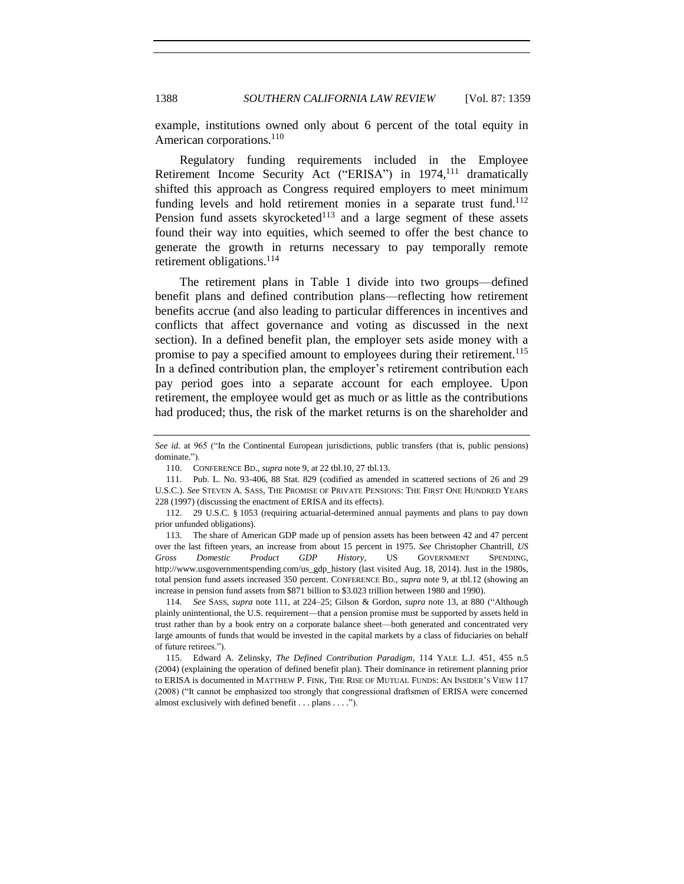example, institutions owned only about 6 percent of the total equity in American corporations.[110]

Regulatory funding requirements included in the Employee Retirement Income Security Act ("ERISA") in 1974,[111] dramatically shifted this approach as Congress required employers to meet minimum funding levels and hold retirement monies in a separate trust fund.[112] Pension fund assets skyrocketed[113] and a large segment of these assets found their way into equities, which seemed to offer the best chance to generate the growth in returns necessary to pay temporally remote retirement obligations.[114]

The retirement plans in Table 1 divide into two groups—defined benefit plans and defined contribution plans—reflecting how retirement benefits accrue (and also leading to particular differences in incentives and conflicts that affect governance and voting as discussed in the next section). In a defined benefit plan, the employer sets aside money with a promise to pay a specified amount to employees during their retirement.[115] In a defined contribution plan, the employer's retirement contribution each pay period goes into a separate account for each employee. Upon retirement, the employee would get as much or as little as the contributions had produced; thus, the risk of the market returns is on the shareholder and

---

*See id.* at 965 ("In the Continental European jurisdictions, public transfers (that is, public pensions) dominate.").

110. CONFERENCE BD., *supra* note 9, at 22 tbl.10, 27 tbl.13.

111. Pub. L. No. 93-406, 88 Stat. 829 (codified as amended in scattered sections of 26 and 29 U.S.C.). *See* STEVEN A. SASS, THE PROMISE OF PRIVATE PENSIONS: THE FIRST ONE HUNDRED YEARS 228 (1997) (discussing the enactment of ERISA and its effects).

112. 29 U.S.C. § 1053 (requiring actuarial-determined annual payments and plans to pay down prior unfunded obligations).

113. The share of American GDP made up of pension assets has been between 42 and 47 percent over the last fifteen years, an increase from about 15 percent in 1975. *See* Christopher Chantrill, *US Gross Domestic Product GDP History*, US GOVERNMENT SPENDING, http://www.usgovernmentspending.com/us_gdp_history (last visited Aug. 18, 2014). Just in the 1980s, total pension fund assets increased 350 percent. CONFERENCE BD., *supra* note 9, at tbl.12 (showing an increase in pension fund assets from $871 billion to $3.023 trillion between 1980 and 1990).

114. *See* SASS, *supra* note 111, at 224–25; Gilson & Gordon, *supra* note 13, at 880 ("Although plainly unintentional, the U.S. requirement—that a pension promise must be supported by assets held in trust rather than by a book entry on a corporate balance sheet—both generated and concentrated very large amounts of funds that would be invested in the capital markets by a class of fiduciaries on behalf of future retirees.").

115. Edward A. Zelinsky, *The Defined Contribution Paradigm*, 114 YALE L.J. 451, 455 n.5 (2004) (explaining the operation of defined benefit plan). Their dominance in retirement planning prior to ERISA is documented in MATTHEW P. FINK, THE RISE OF MUTUAL FUNDS: AN INSIDER'S VIEW 117 (2008) ("It cannot be emphasized too strongly that congressional draftsmen of ERISA were concerned almost exclusively with defined benefit . . . plans . . . .").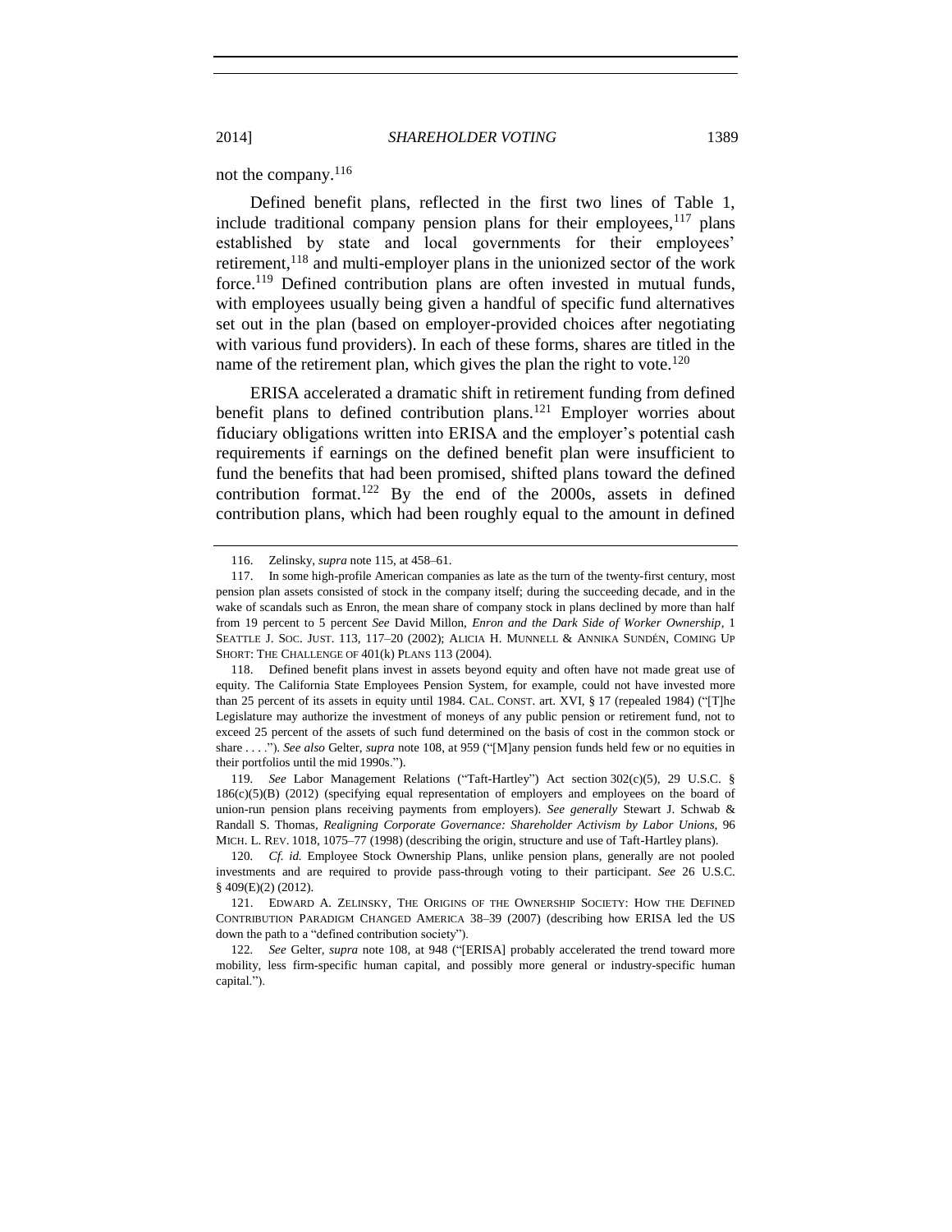not the company.[116]

Defined benefit plans, reflected in the first two lines of Table 1, include traditional company pension plans for their employees,[117] plans established by state and local governments for their employees' retirement,[118] and multi-employer plans in the unionized sector of the work force.[119] Defined contribution plans are often invested in mutual funds, with employees usually being given a handful of specific fund alternatives set out in the plan (based on employer-provided choices after negotiating with various fund providers). In each of these forms, shares are titled in the name of the retirement plan, which gives the plan the right to vote.[120]

ERISA accelerated a dramatic shift in retirement funding from defined benefit plans to defined contribution plans.[121] Employer worries about fiduciary obligations written into ERISA and the employer's potential cash requirements if earnings on the defined benefit plan were insufficient to fund the benefits that had been promised, shifted plans toward the defined contribution format.[122] By the end of the 2000s, assets in defined contribution plans, which had been roughly equal to the amount in defined

---

116. Zelinsky, *supra* note 115, at 458–61.

117. In some high-profile American companies as late as the turn of the twenty-first century, most pension plan assets consisted of stock in the company itself; during the succeeding decade, and in the wake of scandals such as Enron, the mean share of company stock in plans declined by more than half from 19 percent to 5 percent *See* David Millon, *Enron and the Dark Side of Worker Ownership*, 1 SEATTLE J. SOC. JUST. 113, 117–20 (2002); ALICIA H. MUNNELL & ANNIKA SUNDÉN, COMING UP SHORT: THE CHALLENGE OF 401(k) PLANS 113 (2004).

118. Defined benefit plans invest in assets beyond equity and often have not made great use of equity. The California State Employees Pension System, for example, could not have invested more than 25 percent of its assets in equity until 1984. CAL. CONST. art. XVI, § 17 (repealed 1984) ("[T]he Legislature may authorize the investment of moneys of any public pension or retirement fund, not to exceed 25 percent of the assets of such fund determined on the basis of cost in the common stock or share . . . ."). *See also* Gelter, *supra* note 108, at 959 ("[M]any pension funds held few or no equities in their portfolios until the mid 1990s.").

119. *See* Labor Management Relations ("Taft-Hartley") Act section 302(c)(5), 29 U.S.C. § 186(c)(5)(B) (2012) (specifying equal representation of employers and employees on the board of union-run pension plans receiving payments from employers). *See generally* Stewart J. Schwab & Randall S. Thomas, *Realigning Corporate Governance: Shareholder Activism by Labor Unions*, 96 MICH. L. REV. 1018, 1075–77 (1998) (describing the origin, structure and use of Taft-Hartley plans).

120. *Cf. id.* Employee Stock Ownership Plans, unlike pension plans, generally are not pooled investments and are required to provide pass-through voting to their participant. *See* 26 U.S.C. § 409(E)(2) (2012).

121. EDWARD A. ZELINSKY, THE ORIGINS OF THE OWNERSHIP SOCIETY: HOW THE DEFINED CONTRIBUTION PARADIGM CHANGED AMERICA 38–39 (2007) (describing how ERISA led the US down the path to a "defined contribution society").

122. *See* Gelter, *supra* note 108, at 948 ("[ERISA] probably accelerated the trend toward more mobility, less firm-specific human capital, and possibly more general or industry-specific human capital.").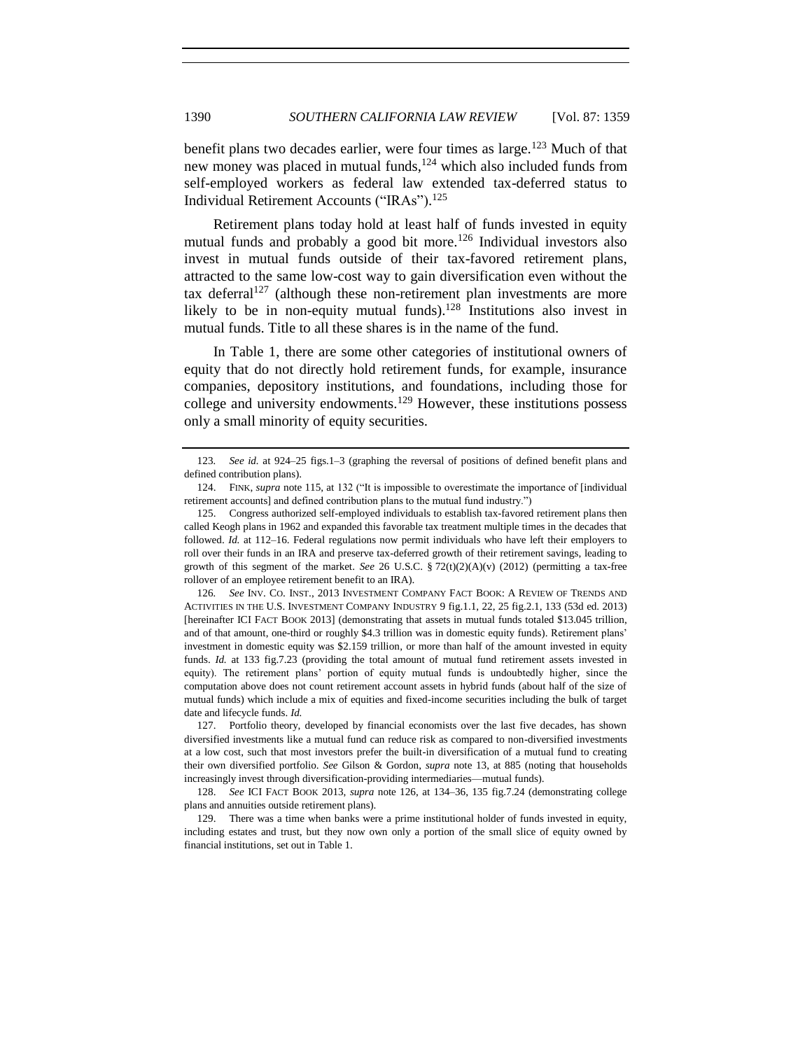benefit plans two decades earlier, were four times as large.[123] Much of that new money was placed in mutual funds,[124] which also included funds from self-employed workers as federal law extended tax-deferred status to Individual Retirement Accounts ("IRAs").[125]

Retirement plans today hold at least half of funds invested in equity mutual funds and probably a good bit more.[126] Individual investors also invest in mutual funds outside of their tax-favored retirement plans, attracted to the same low-cost way to gain diversification even without the tax deferral[127] (although these non-retirement plan investments are more likely to be in non-equity mutual funds).[128] Institutions also invest in mutual funds. Title to all these shares is in the name of the fund.

In Table 1, there are some other categories of institutional owners of equity that do not directly hold retirement funds, for example, insurance companies, depository institutions, and foundations, including those for college and university endowments.[129] However, these institutions possess only a small minority of equity securities.

---

123. *See id.* at 924–25 figs.1–3 (graphing the reversal of positions of defined benefit plans and defined contribution plans).

124. FINK, *supra* note 115, at 132 ("It is impossible to overestimate the importance of [individual retirement accounts] and defined contribution plans to the mutual fund industry.")

125. Congress authorized self-employed individuals to establish tax-favored retirement plans then called Keogh plans in 1962 and expanded this favorable tax treatment multiple times in the decades that followed. *Id.* at 112–16. Federal regulations now permit individuals who have left their employers to roll over their funds in an IRA and preserve tax-deferred growth of their retirement savings, leading to growth of this segment of the market. *See* 26 U.S.C. § 72(t)(2)(A)(v) (2012) (permitting a tax-free rollover of an employee retirement benefit to an IRA).

126. *See* INV. CO. INST., 2013 INVESTMENT COMPANY FACT BOOK: A REVIEW OF TRENDS AND ACTIVITIES IN THE U.S. INVESTMENT COMPANY INDUSTRY 9 fig.1.1, 22, 25 fig.2.1, 133 (53d ed. 2013) [hereinafter ICI FACT BOOK 2013] (demonstrating that assets in mutual funds totaled $13.045 trillion, and of that amount, one-third or roughly $4.3 trillion was in domestic equity funds). Retirement plans' investment in domestic equity was $2.159 trillion, or more than half of the amount invested in equity funds. *Id.* at 133 fig.7.23 (providing the total amount of mutual fund retirement assets invested in equity). The retirement plans' portion of equity mutual funds is undoubtedly higher, since the computation above does not count retirement account assets in hybrid funds (about half of the size of mutual funds) which include a mix of equities and fixed-income securities including the bulk of target date and lifecycle funds. *Id.*

127. Portfolio theory, developed by financial economists over the last five decades, has shown diversified investments like a mutual fund can reduce risk as compared to non-diversified investments at a low cost, such that most investors prefer the built-in diversification of a mutual fund to creating their own diversified portfolio. *See* Gilson & Gordon, *supra* note 13, at 885 (noting that households increasingly invest through diversification-providing intermediaries—mutual funds).

128. *See* ICI FACT BOOK 2013, *supra* note 126, at 134–36, 135 fig.7.24 (demonstrating college plans and annuities outside retirement plans).

129. There was a time when banks were a prime institutional holder of funds invested in equity, including estates and trust, but they now own only a portion of the small slice of equity owned by financial institutions, set out in Table 1.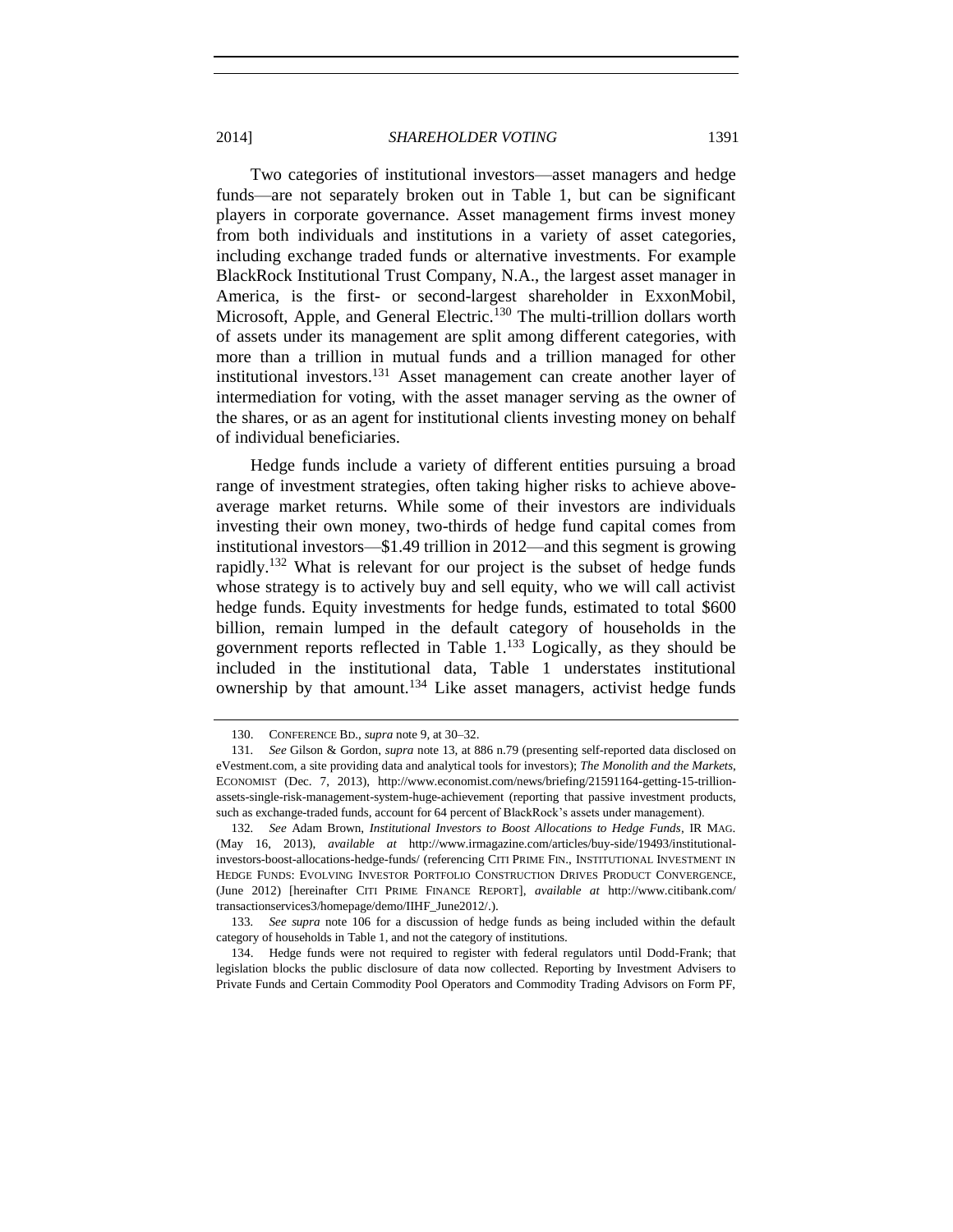Two categories of institutional investors—asset managers and hedge funds—are not separately broken out in Table 1, but can be significant players in corporate governance. Asset management firms invest money from both individuals and institutions in a variety of asset categories, including exchange traded funds or alternative investments. For example BlackRock Institutional Trust Company, N.A., the largest asset manager in America, is the first- or second-largest shareholder in ExxonMobil, Microsoft, Apple, and General Electric.[130] The multi-trillion dollars worth of assets under its management are split among different categories, with more than a trillion in mutual funds and a trillion managed for other institutional investors.[131] Asset management can create another layer of intermediation for voting, with the asset manager serving as the owner of the shares, or as an agent for institutional clients investing money on behalf of individual beneficiaries.

Hedge funds include a variety of different entities pursuing a broad range of investment strategies, often taking higher risks to achieve above-average market returns. While some of their investors are individuals investing their own money, two-thirds of hedge fund capital comes from institutional investors—$1.49 trillion in 2012—and this segment is growing rapidly.[132] What is relevant for our project is the subset of hedge funds whose strategy is to actively buy and sell equity, who we will call activist hedge funds. Equity investments for hedge funds, estimated to total $600 billion, remain lumped in the default category of households in the government reports reflected in Table 1.[133] Logically, as they should be included in the institutional data, Table 1 understates institutional ownership by that amount.[134] Like asset managers, activist hedge funds

---

130. CONFERENCE BD., *supra* note 9, at 30–32.

131. *See* Gilson & Gordon, *supra* note 13, at 886 n.79 (presenting self-reported data disclosed on eVestment.com, a site providing data and analytical tools for investors); *The Monolith and the Markets*, ECONOMIST (Dec. 7, 2013), http://www.economist.com/news/briefing/21591164-getting-15-trillion-assets-single-risk-management-system-huge-achievement (reporting that passive investment products, such as exchange-traded funds, account for 64 percent of BlackRock's assets under management).

132. *See* Adam Brown, *Institutional Investors to Boost Allocations to Hedge Funds*, IR MAG. (May 16, 2013), *available at* http://www.irmagazine.com/articles/buy-side/19493/institutional-investors-boost-allocations-hedge-funds/ (referencing CITI PRIME FIN., INSTITUTIONAL INVESTMENT IN HEDGE FUNDS: EVOLVING INVESTOR PORTFOLIO CONSTRUCTION DRIVES PRODUCT CONVERGENCE, (June 2012) [hereinafter CITI PRIME FINANCE REPORT], *available at* http://www.citibank.com/transactionservices3/homepage/demo/IIHF_June2012/.).

133. *See supra* note 106 for a discussion of hedge funds as being included within the default category of households in Table 1, and not the category of institutions.

134. Hedge funds were not required to register with federal regulators until Dodd-Frank; that legislation blocks the public disclosure of data now collected. Reporting by Investment Advisers to Private Funds and Certain Commodity Pool Operators and Commodity Trading Advisors on Form PF,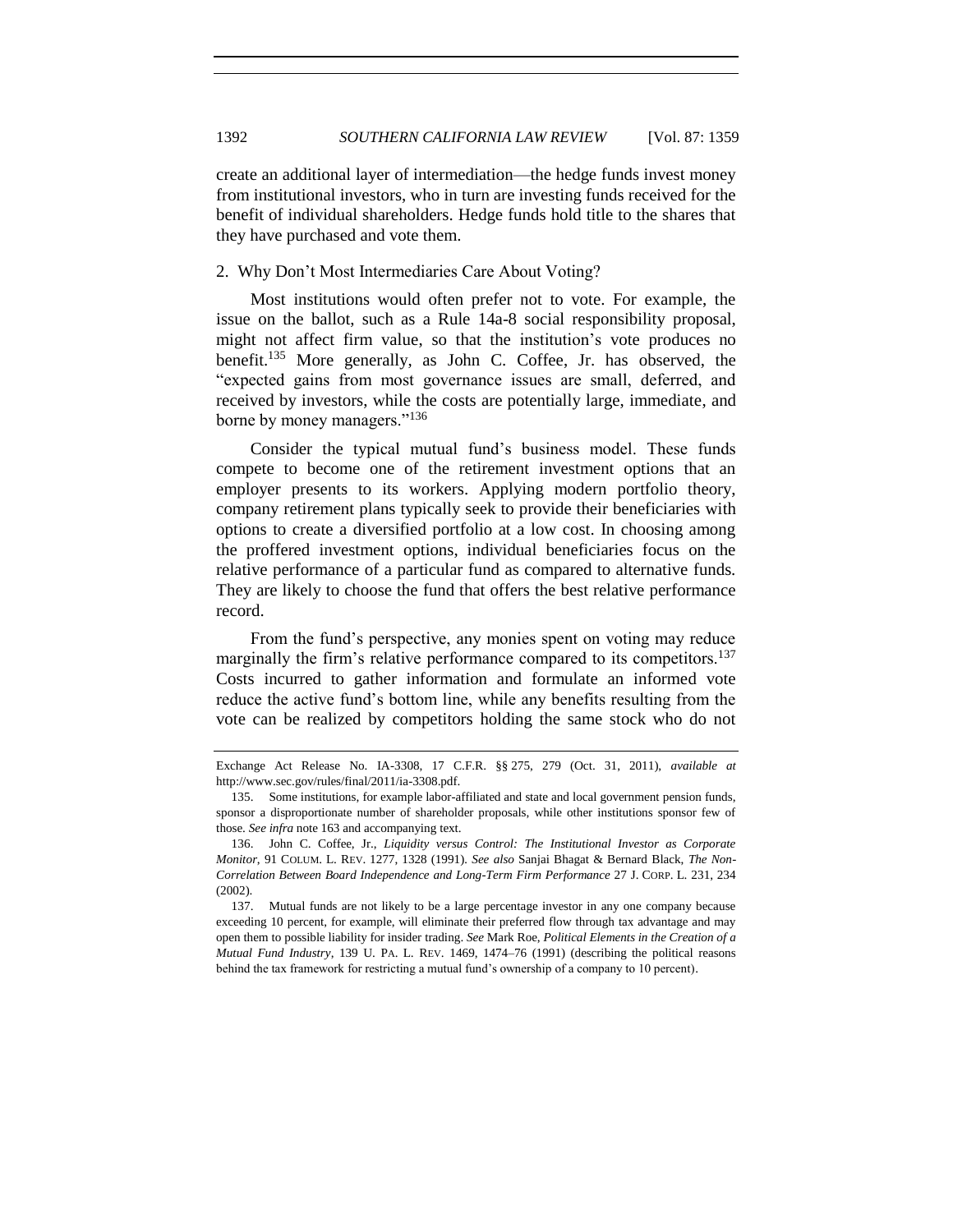create an additional layer of intermediation—the hedge funds invest money from institutional investors, who in turn are investing funds received for the benefit of individual shareholders. Hedge funds hold title to the shares that they have purchased and vote them.

### 2. Why Don't Most Intermediaries Care About Voting?

Most institutions would often prefer not to vote. For example, the issue on the ballot, such as a Rule 14a-8 social responsibility proposal, might not affect firm value, so that the institution's vote produces no benefit.[135] More generally, as John C. Coffee, Jr. has observed, the "expected gains from most governance issues are small, deferred, and received by investors, while the costs are potentially large, immediate, and borne by money managers."[136]

Consider the typical mutual fund's business model. These funds compete to become one of the retirement investment options that an employer presents to its workers. Applying modern portfolio theory, company retirement plans typically seek to provide their beneficiaries with options to create a diversified portfolio at a low cost. In choosing among the proffered investment options, individual beneficiaries focus on the relative performance of a particular fund as compared to alternative funds. They are likely to choose the fund that offers the best relative performance record.

From the fund's perspective, any monies spent on voting may reduce marginally the firm's relative performance compared to its competitors.[137] Costs incurred to gather information and formulate an informed vote reduce the active fund's bottom line, while any benefits resulting from the vote can be realized by competitors holding the same stock who do not

---

Exchange Act Release No. IA-3308, 17 C.F.R. §§ 275, 279 (Oct. 31, 2011), *available at* http://www.sec.gov/rules/final/2011/ia-3308.pdf.

135. Some institutions, for example labor-affiliated and state and local government pension funds, sponsor a disproportionate number of shareholder proposals, while other institutions sponsor few of those. *See infra* note 163 and accompanying text.

136. John C. Coffee, Jr., *Liquidity versus Control: The Institutional Investor as Corporate Monitor*, 91 COLUM. L. REV. 1277, 1328 (1991). *See also* Sanjai Bhagat & Bernard Black, *The Non-Correlation Between Board Independence and Long-Term Firm Performance* 27 J. CORP. L. 231, 234 (2002).

137. Mutual funds are not likely to be a large percentage investor in any one company because exceeding 10 percent, for example, will eliminate their preferred flow through tax advantage and may open them to possible liability for insider trading. *See* Mark Roe, *Political Elements in the Creation of a Mutual Fund Industry*, 139 U. PA. L. REV. 1469, 1474–76 (1991) (describing the political reasons behind the tax framework for restricting a mutual fund's ownership of a company to 10 percent).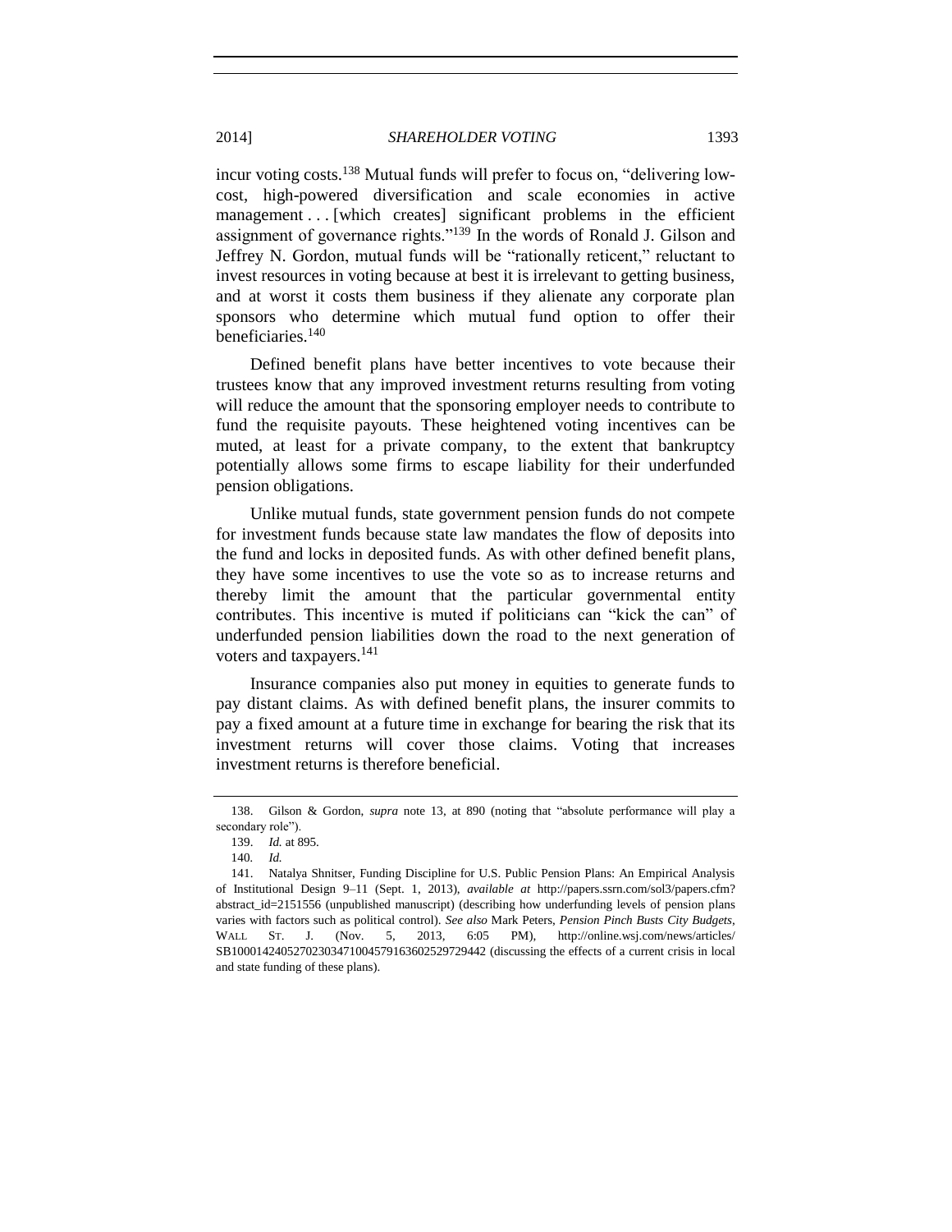incur voting costs.[138] Mutual funds will prefer to focus on, "delivering low-cost, high-powered diversification and scale economies in active management . . . [which creates] significant problems in the efficient assignment of governance rights."[139] In the words of Ronald J. Gilson and Jeffrey N. Gordon, mutual funds will be "rationally reticent," reluctant to invest resources in voting because at best it is irrelevant to getting business, and at worst it costs them business if they alienate any corporate plan sponsors who determine which mutual fund option to offer their beneficiaries.[140]

Defined benefit plans have better incentives to vote because their trustees know that any improved investment returns resulting from voting will reduce the amount that the sponsoring employer needs to contribute to fund the requisite payouts. These heightened voting incentives can be muted, at least for a private company, to the extent that bankruptcy potentially allows some firms to escape liability for their underfunded pension obligations.

Unlike mutual funds, state government pension funds do not compete for investment funds because state law mandates the flow of deposits into the fund and locks in deposited funds. As with other defined benefit plans, they have some incentives to use the vote so as to increase returns and thereby limit the amount that the particular governmental entity contributes. This incentive is muted if politicians can "kick the can" of underfunded pension liabilities down the road to the next generation of voters and taxpayers.[141]

Insurance companies also put money in equities to generate funds to pay distant claims. As with defined benefit plans, the insurer commits to pay a fixed amount at a future time in exchange for bearing the risk that its investment returns will cover those claims. Voting that increases investment returns is therefore beneficial.

---

138. Gilson & Gordon, *supra* note 13, at 890 (noting that "absolute performance will play a secondary role").

139. *Id.* at 895.

140. *Id.*

141. Natalya Shnitser, Funding Discipline for U.S. Public Pension Plans: An Empirical Analysis of Institutional Design 9–11 (Sept. 1, 2013), *available at* http://papers.ssrn.com/sol3/papers.cfm?abstract_id=2151556 (unpublished manuscript) (describing how underfunding levels of pension plans varies with factors such as political control). *See also* Mark Peters, *Pension Pinch Busts City Budgets*, WALL ST. J. (Nov. 5, 2013, 6:05 PM), http://online.wsj.com/news/articles/SB10001424052702303471004579163602529729442 (discussing the effects of a current crisis in local and state funding of these plans).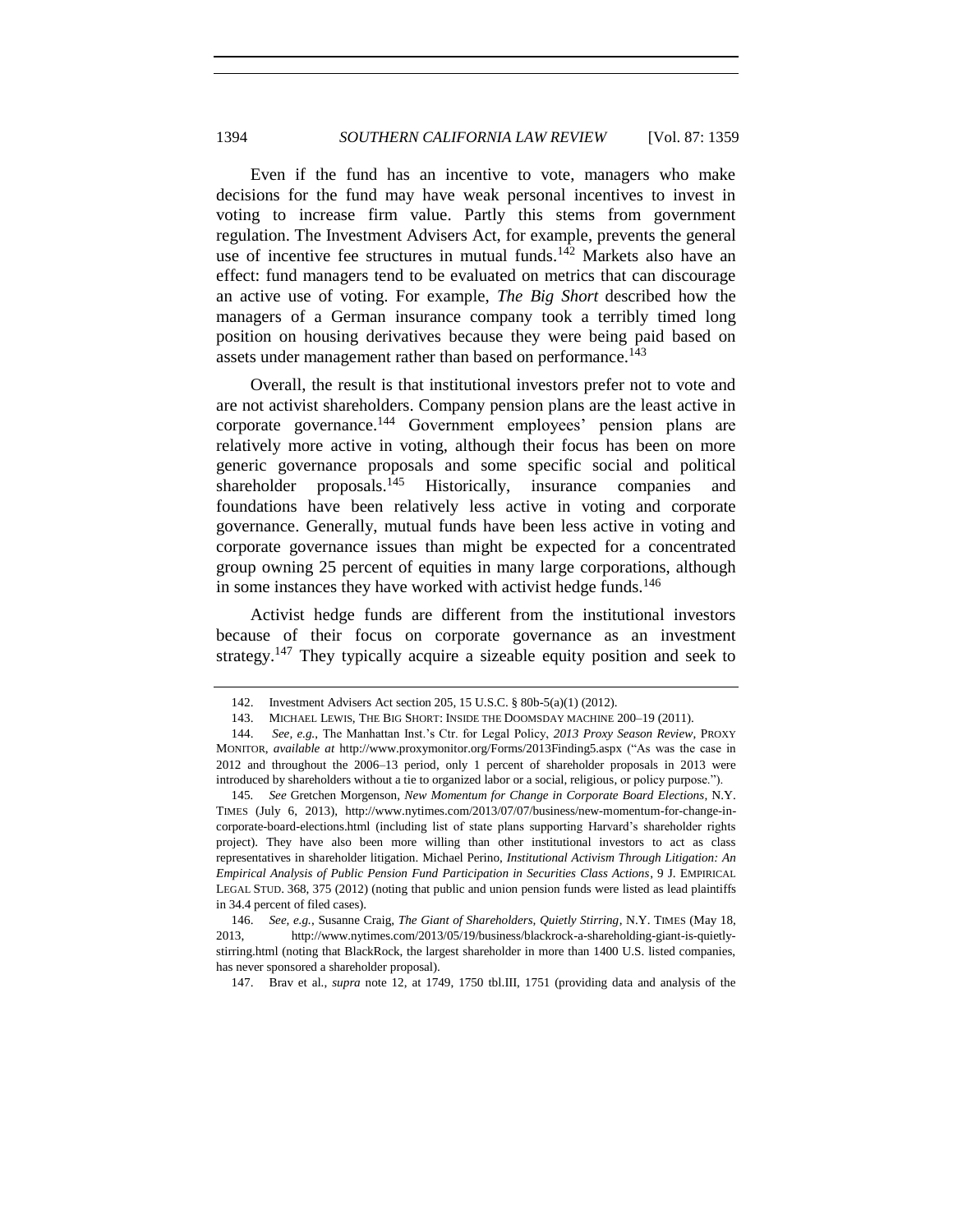Even if the fund has an incentive to vote, managers who make decisions for the fund may have weak personal incentives to invest in voting to increase firm value. Partly this stems from government regulation. The Investment Advisers Act, for example, prevents the general use of incentive fee structures in mutual funds.[142] Markets also have an effect: fund managers tend to be evaluated on metrics that can discourage an active use of voting. For example, *The Big Short* described how the managers of a German insurance company took a terribly timed long position on housing derivatives because they were being paid based on assets under management rather than based on performance.[143]

Overall, the result is that institutional investors prefer not to vote and are not activist shareholders. Company pension plans are the least active in corporate governance.[144] Government employees' pension plans are relatively more active in voting, although their focus has been on more generic governance proposals and some specific social and political shareholder proposals.[145] Historically, insurance companies and foundations have been relatively less active in voting and corporate governance. Generally, mutual funds have been less active in voting and corporate governance issues than might be expected for a concentrated group owning 25 percent of equities in many large corporations, although in some instances they have worked with activist hedge funds.[146]

Activist hedge funds are different from the institutional investors because of their focus on corporate governance as an investment strategy.[147] They typically acquire a sizeable equity position and seek to

---

142. Investment Advisers Act section 205, 15 U.S.C. § 80b-5(a)(1) (2012).

143. MICHAEL LEWIS, THE BIG SHORT: INSIDE THE DOOMSDAY MACHINE 200–19 (2011).

144. *See, e.g.*, The Manhattan Inst.'s Ctr. for Legal Policy, *2013 Proxy Season Review*, PROXY MONITOR, *available at* http://www.proxymonitor.org/Forms/2013Finding5.aspx ("As was the case in 2012 and throughout the 2006–13 period, only 1 percent of shareholder proposals in 2013 were introduced by shareholders without a tie to organized labor or a social, religious, or policy purpose.").

145. *See* Gretchen Morgenson, *New Momentum for Change in Corporate Board Elections*, N.Y. TIMES (July 6, 2013), http://www.nytimes.com/2013/07/07/business/new-momentum-for-change-in-corporate-board-elections.html (including list of state plans supporting Harvard's shareholder rights project). They have also been more willing than other institutional investors to act as class representatives in shareholder litigation. Michael Perino, *Institutional Activism Through Litigation: An Empirical Analysis of Public Pension Fund Participation in Securities Class Actions*, 9 J. EMPIRICAL LEGAL STUD. 368, 375 (2012) (noting that public and union pension funds were listed as lead plaintiffs in 34.4 percent of filed cases).

146. *See, e.g.*, Susanne Craig, *The Giant of Shareholders, Quietly Stirring*, N.Y. TIMES (May 18, 2013, http://www.nytimes.com/2013/05/19/business/blackrock-a-shareholding-giant-is-quietly-stirring.html (noting that BlackRock, the largest shareholder in more than 1400 U.S. listed companies, has never sponsored a shareholder proposal).

147. Brav et al., *supra* note 12, at 1749, 1750 tbl.III, 1751 (providing data and analysis of the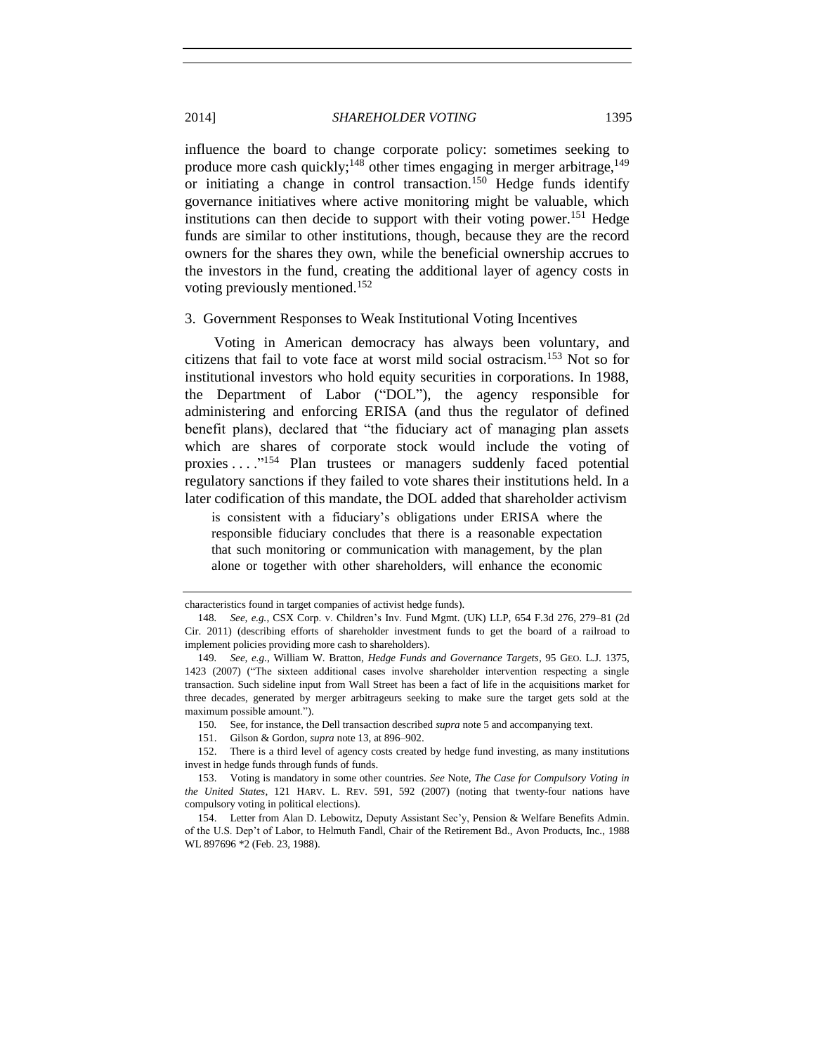influence the board to change corporate policy: sometimes seeking to produce more cash quickly;[148] other times engaging in merger arbitrage,[149] or initiating a change in control transaction.[150] Hedge funds identify governance initiatives where active monitoring might be valuable, which institutions can then decide to support with their voting power.[151] Hedge funds are similar to other institutions, though, because they are the record owners for the shares they own, while the beneficial ownership accrues to the investors in the fund, creating the additional layer of agency costs in voting previously mentioned.[152]

### 3. Government Responses to Weak Institutional Voting Incentives

Voting in American democracy has always been voluntary, and citizens that fail to vote face at worst mild social ostracism.[153] Not so for institutional investors who hold equity securities in corporations. In 1988, the Department of Labor ("DOL"), the agency responsible for administering and enforcing ERISA (and thus the regulator of defined benefit plans), declared that "the fiduciary act of managing plan assets which are shares of corporate stock would include the voting of proxies . . . ."[154] Plan trustees or managers suddenly faced potential regulatory sanctions if they failed to vote shares their institutions held. In a later codification of this mandate, the DOL added that shareholder activism

> is consistent with a fiduciary's obligations under ERISA where the responsible fiduciary concludes that there is a reasonable expectation that such monitoring or communication with management, by the plan alone or together with other shareholders, will enhance the economic

---

characteristics found in target companies of activist hedge funds).

148. *See, e.g.*, CSX Corp. v. Children's Inv. Fund Mgmt. (UK) LLP, 654 F.3d 276, 279–81 (2d Cir. 2011) (describing efforts of shareholder investment funds to get the board of a railroad to implement policies providing more cash to shareholders).

149. *See, e.g.*, William W. Bratton, *Hedge Funds and Governance Targets*, 95 GEO. L.J. 1375, 1423 (2007) ("The sixteen additional cases involve shareholder intervention respecting a single transaction. Such sideline input from Wall Street has been a fact of life in the acquisitions market for three decades, generated by merger arbitrageurs seeking to make sure the target gets sold at the maximum possible amount.").

150. See, for instance, the Dell transaction described *supra* note 5 and accompanying text.

151. Gilson & Gordon, *supra* note 13, at 896–902.

152. There is a third level of agency costs created by hedge fund investing, as many institutions invest in hedge funds through funds of funds.

153. Voting is mandatory in some other countries. *See* Note, *The Case for Compulsory Voting in the United States*, 121 HARV. L. REV. 591, 592 (2007) (noting that twenty-four nations have compulsory voting in political elections).

154. Letter from Alan D. Lebowitz, Deputy Assistant Sec'y, Pension & Welfare Benefits Admin. of the U.S. Dep't of Labor, to Helmuth Fandl, Chair of the Retirement Bd., Avon Products, Inc., 1988 WL 897696 *2 (Feb. 23, 1988).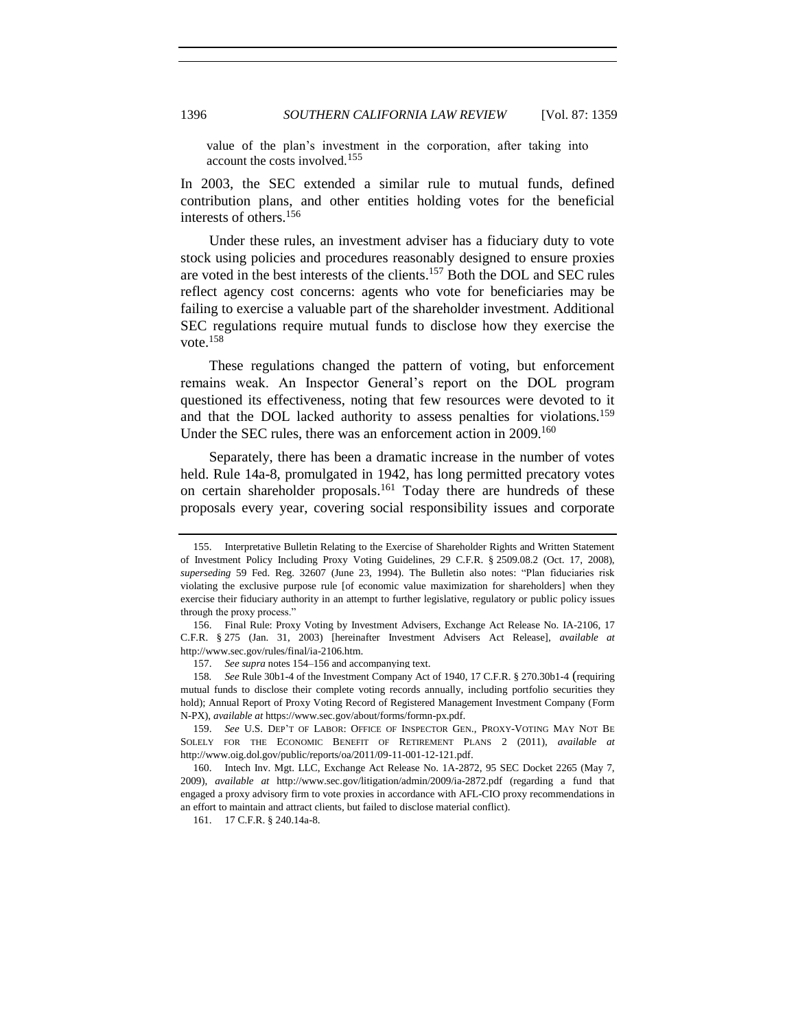value of the plan's investment in the corporation, after taking into account the costs involved.[155]

In 2003, the SEC extended a similar rule to mutual funds, defined contribution plans, and other entities holding votes for the beneficial interests of others.[156]

Under these rules, an investment adviser has a fiduciary duty to vote stock using policies and procedures reasonably designed to ensure proxies are voted in the best interests of the clients.[157] Both the DOL and SEC rules reflect agency cost concerns: agents who vote for beneficiaries may be failing to exercise a valuable part of the shareholder investment. Additional SEC regulations require mutual funds to disclose how they exercise the vote.[158]

These regulations changed the pattern of voting, but enforcement remains weak. An Inspector General's report on the DOL program questioned its effectiveness, noting that few resources were devoted to it and that the DOL lacked authority to assess penalties for violations.[159] Under the SEC rules, there was an enforcement action in 2009.[160]

Separately, there has been a dramatic increase in the number of votes held. Rule 14a-8, promulgated in 1942, has long permitted precatory votes on certain shareholder proposals.[161] Today there are hundreds of these proposals every year, covering social responsibility issues and corporate

---

155. Interpretative Bulletin Relating to the Exercise of Shareholder Rights and Written Statement of Investment Policy Including Proxy Voting Guidelines, 29 C.F.R. § 2509.08.2 (Oct. 17, 2008), *superseding* 59 Fed. Reg. 32607 (June 23, 1994). The Bulletin also notes: "Plan fiduciaries risk violating the exclusive purpose rule [of economic value maximization for shareholders] when they exercise their fiduciary authority in an attempt to further legislative, regulatory or public policy issues through the proxy process."

156. Final Rule: Proxy Voting by Investment Advisers, Exchange Act Release No. IA-2106, 17 C.F.R. § 275 (Jan. 31, 2003) [hereinafter Investment Advisers Act Release], *available at* http://www.sec.gov/rules/final/ia-2106.htm.

157. *See supra* notes 154–156 and accompanying text.

158. *See* Rule 30b1-4 of the Investment Company Act of 1940, 17 C.F.R. § 270.30b1-4 (requiring mutual funds to disclose their complete voting records annually, including portfolio securities they hold); Annual Report of Proxy Voting Record of Registered Management Investment Company (Form N-PX), *available at* https://www.sec.gov/about/forms/formn-px.pdf.

159. *See* U.S. DEP'T OF LABOR: OFFICE OF INSPECTOR GEN., PROXY-VOTING MAY NOT BE SOLELY FOR THE ECONOMIC BENEFIT OF RETIREMENT PLANS 2 (2011), *available at* http://www.oig.dol.gov/public/reports/oa/2011/09-11-001-12-121.pdf.

160. Intech Inv. Mgt. LLC, Exchange Act Release No. 1A-2872, 95 SEC Docket 2265 (May 7, 2009), *available at* http://www.sec.gov/litigation/admin/2009/ia-2872.pdf (regarding a fund that engaged a proxy advisory firm to vote proxies in accordance with AFL-CIO proxy recommendations in an effort to maintain and attract clients, but failed to disclose material conflict).

161. 17 C.F.R. § 240.14a-8.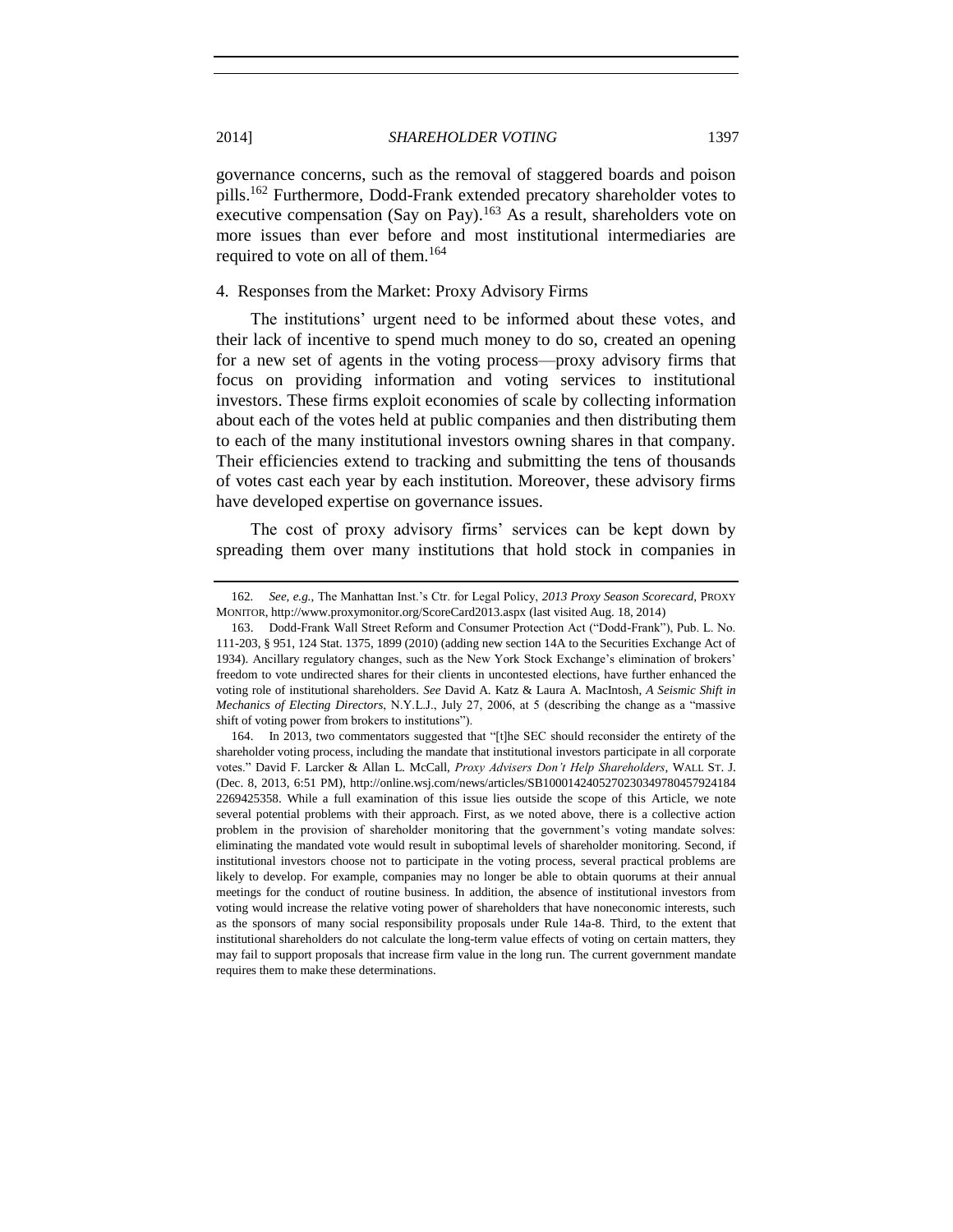governance concerns, such as the removal of staggered boards and poison pills.[162] Furthermore, Dodd-Frank extended precatory shareholder votes to executive compensation (Say on Pay).[163] As a result, shareholders vote on more issues than ever before and most institutional intermediaries are required to vote on all of them.[164]

### 4. Responses from the Market: Proxy Advisory Firms

The institutions' urgent need to be informed about these votes, and their lack of incentive to spend much money to do so, created an opening for a new set of agents in the voting process—proxy advisory firms that focus on providing information and voting services to institutional investors. These firms exploit economies of scale by collecting information about each of the votes held at public companies and then distributing them to each of the many institutional investors owning shares in that company. Their efficiencies extend to tracking and submitting the tens of thousands of votes cast each year by each institution. Moreover, these advisory firms have developed expertise on governance issues.

The cost of proxy advisory firms' services can be kept down by spreading them over many institutions that hold stock in companies in

---

162. *See, e.g.*, The Manhattan Inst.'s Ctr. for Legal Policy, *2013 Proxy Season Scorecard*, PROXY MONITOR, http://www.proxymonitor.org/ScoreCard2013.aspx (last visited Aug. 18, 2014)

163. Dodd-Frank Wall Street Reform and Consumer Protection Act ("Dodd-Frank"), Pub. L. No. 111-203, § 951, 124 Stat. 1375, 1899 (2010) (adding new section 14A to the Securities Exchange Act of 1934). Ancillary regulatory changes, such as the New York Stock Exchange's elimination of brokers' freedom to vote undirected shares for their clients in uncontested elections, have further enhanced the voting role of institutional shareholders. *See* David A. Katz & Laura A. MacIntosh, *A Seismic Shift in Mechanics of Electing Directors*, N.Y.L.J., July 27, 2006, at 5 (describing the change as a "massive shift of voting power from brokers to institutions").

164. In 2013, two commentators suggested that "[t]he SEC should reconsider the entirety of the shareholder voting process, including the mandate that institutional investors participate in all corporate votes." David F. Larcker & Allan L. McCall, *Proxy Advisers Don't Help Shareholders*, WALL ST. J. (Dec. 8, 2013, 6:51 PM), http://online.wsj.com/news/articles/SB10001424052702304978045792418 42269425358. While a full examination of this issue lies outside the scope of this Article, we note several potential problems with their approach. First, as we noted above, there is a collective action problem in the provision of shareholder monitoring that the government's voting mandate solves: eliminating the mandated vote would result in suboptimal levels of shareholder monitoring. Second, if institutional investors choose not to participate in the voting process, several practical problems are likely to develop. For example, companies may no longer be able to obtain quorums at their annual meetings for the conduct of routine business. In addition, the absence of institutional investors from voting would increase the relative voting power of shareholders that have noneconomic interests, such as the sponsors of many social responsibility proposals under Rule 14a-8. Third, to the extent that institutional shareholders do not calculate the long-term value effects of voting on certain matters, they may fail to support proposals that increase firm value in the long run. The current government mandate requires them to make these determinations.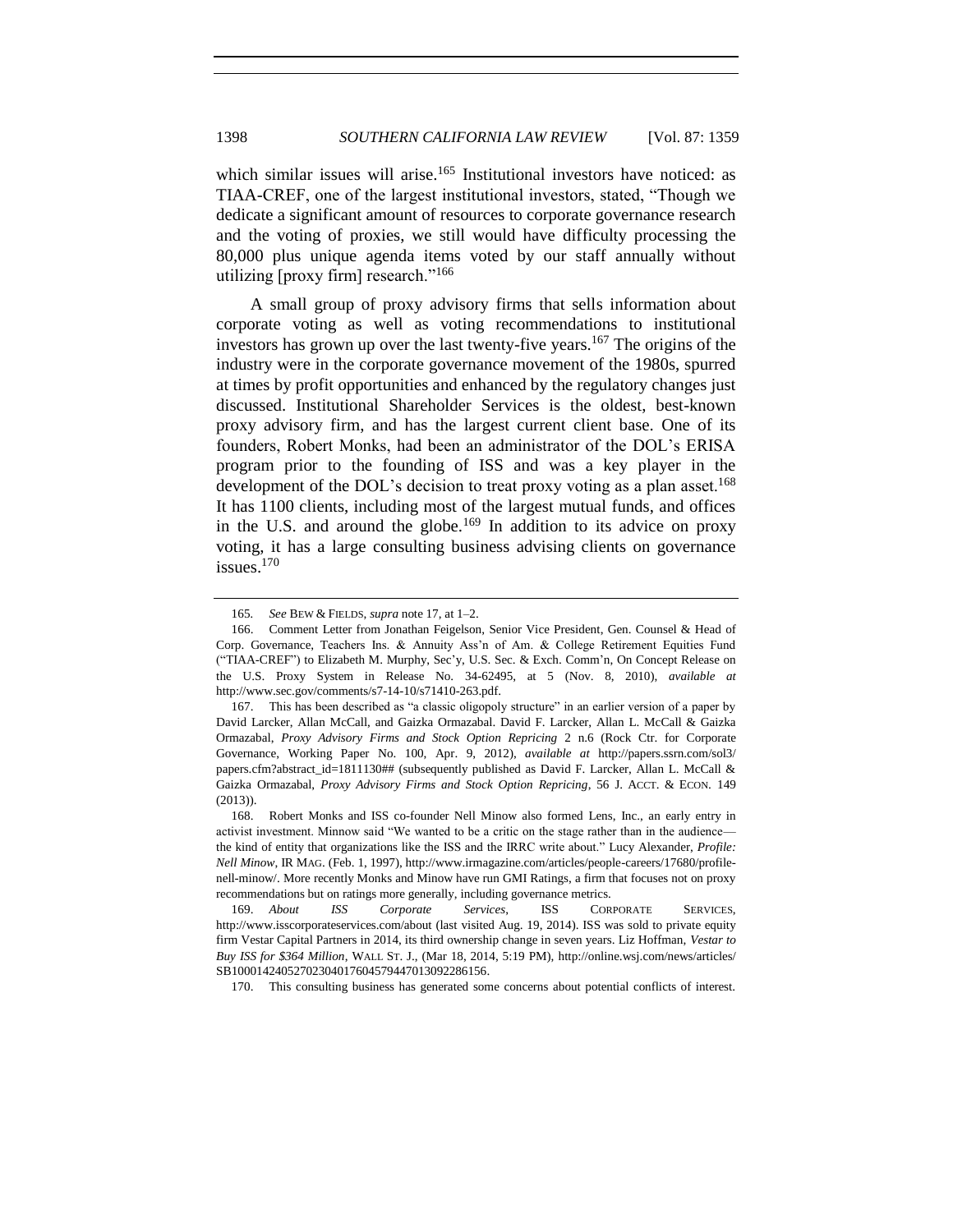which similar issues will arise.[165] Institutional investors have noticed: as TIAA-CREF, one of the largest institutional investors, stated, "Though we dedicate a significant amount of resources to corporate governance research and the voting of proxies, we still would have difficulty processing the 80,000 plus unique agenda items voted by our staff annually without utilizing [proxy firm] research."[166]

A small group of proxy advisory firms that sells information about corporate voting as well as voting recommendations to institutional investors has grown up over the last twenty-five years.[167] The origins of the industry were in the corporate governance movement of the 1980s, spurred at times by profit opportunities and enhanced by the regulatory changes just discussed. Institutional Shareholder Services is the oldest, best-known proxy advisory firm, and has the largest current client base. One of its founders, Robert Monks, had been an administrator of the DOL's ERISA program prior to the founding of ISS and was a key player in the development of the DOL's decision to treat proxy voting as a plan asset.[168] It has 1100 clients, including most of the largest mutual funds, and offices in the U.S. and around the globe.[169] In addition to its advice on proxy voting, it has a large consulting business advising clients on governance issues.[170]

---

165. *See* BEW & FIELDS, *supra* note 17, at 1–2.

166. Comment Letter from Jonathan Feigelson, Senior Vice President, Gen. Counsel & Head of Corp. Governance, Teachers Ins. & Annuity Ass'n of Am. & College Retirement Equities Fund ("TIAA-CREF") to Elizabeth M. Murphy, Sec'y, U.S. Sec. & Exch. Comm'n, On Concept Release on the U.S. Proxy System in Release No. 34-62495, at 5 (Nov. 8, 2010), *available at* http://www.sec.gov/comments/s7-14-10/s71410-263.pdf.

167. This has been described as "a classic oligopoly structure" in an earlier version of a paper by David Larcker, Allan McCall, and Gaizka Ormazabal. David F. Larcker, Allan L. McCall & Gaizka Ormazabal, *Proxy Advisory Firms and Stock Option Repricing* 2 n.6 (Rock Ctr. for Corporate Governance, Working Paper No. 100, Apr. 9, 2012), *available at* http://papers.ssrn.com/sol3/papers.cfm?abstract_id=1811130## (subsequently published as David F. Larcker, Allan L. McCall & Gaizka Ormazabal, *Proxy Advisory Firms and Stock Option Repricing*, 56 J. ACCT. & ECON. 149 (2013)).

168. Robert Monks and ISS co-founder Nell Minow also formed Lens, Inc., an early entry in activist investment. Minnow said "We wanted to be a critic on the stage rather than in the audience—the kind of entity that organizations like the ISS and the IRRC write about." Lucy Alexander, *Profile: Nell Minow*, IR MAG. (Feb. 1, 1997), http://www.irmagazine.com/articles/people-careers/17680/profile-nell-minow/. More recently Monks and Minow have run GMI Ratings, a firm that focuses not on proxy recommendations but on ratings more generally, including governance metrics.

169. *About ISS Corporate Services*, ISS CORPORATE SERVICES, http://www.isscorporateservices.com/about (last visited Aug. 19, 2014). ISS was sold to private equity firm Vestar Capital Partners in 2014, its third ownership change in seven years. Liz Hoffman, *Vestar to Buy ISS for $364 Million*, WALL ST. J., (Mar 18, 2014, 5:19 PM), http://online.wsj.com/news/articles/SB10001424052702304017604579447013092286156.

170. This consulting business has generated some concerns about potential conflicts of interest.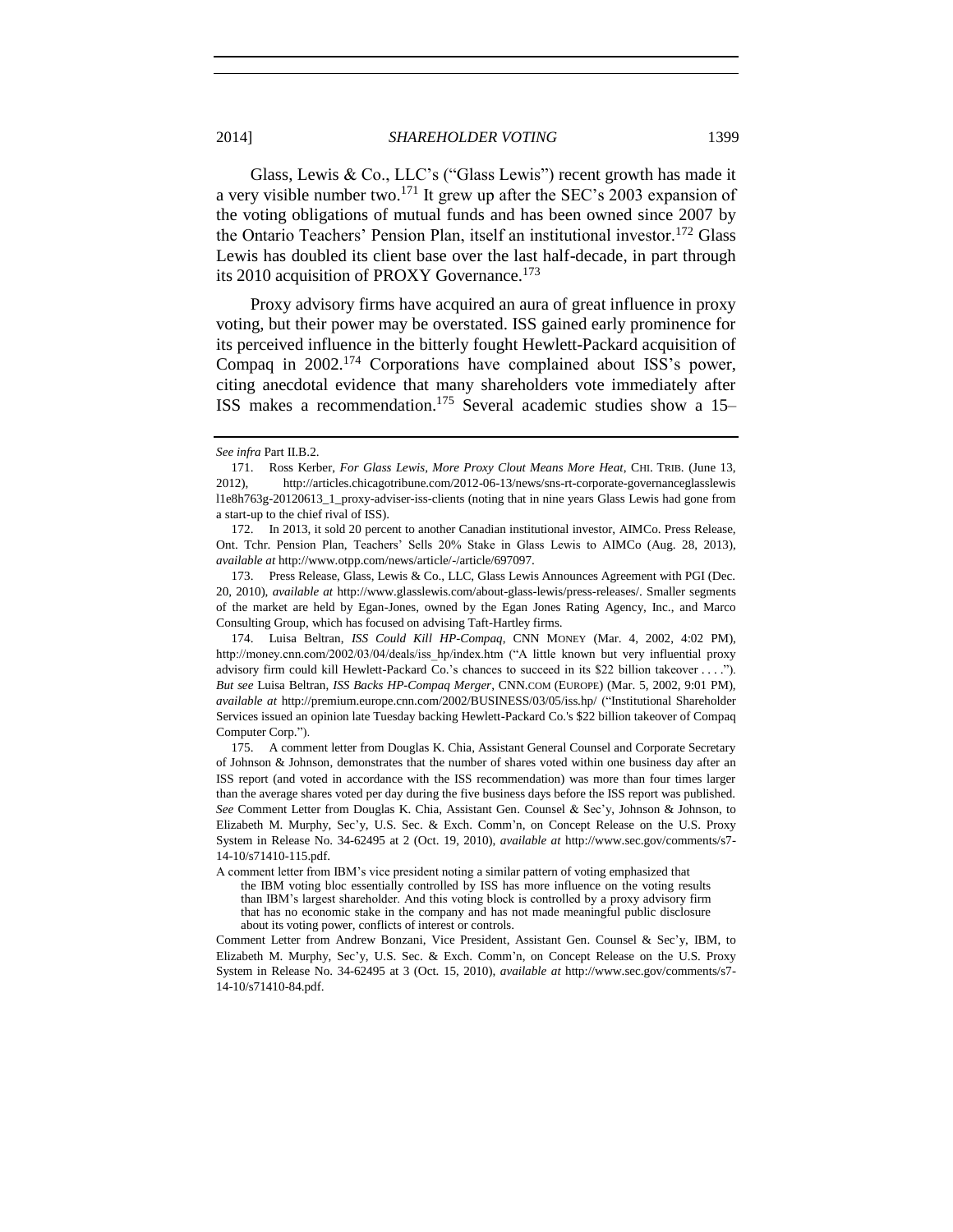Glass, Lewis & Co., LLC's ("Glass Lewis") recent growth has made it a very visible number two.[171] It grew up after the SEC's 2003 expansion of the voting obligations of mutual funds and has been owned since 2007 by the Ontario Teachers' Pension Plan, itself an institutional investor.[172] Glass Lewis has doubled its client base over the last half-decade, in part through its 2010 acquisition of PROXY Governance.[173]

Proxy advisory firms have acquired an aura of great influence in proxy voting, but their power may be overstated. ISS gained early prominence for its perceived influence in the bitterly fought Hewlett-Packard acquisition of Compaq in 2002.[174] Corporations have complained about ISS's power, citing anecdotal evidence that many shareholders vote immediately after ISS makes a recommendation.[175] Several academic studies show a 15–

---

*See infra* Part II.B.2.

171. Ross Kerber, *For Glass Lewis, More Proxy Clout Means More Heat*, CHI. TRIB. (June 13, 2012), http://articles.chicagotribune.com/2012-06-13/news/sns-rt-corporate-governanceglasslewis l1e8h763g-20120613_1_proxy-adviser-iss-clients (noting that in nine years Glass Lewis had gone from a start-up to the chief rival of ISS).

172. In 2013, it sold 20 percent to another Canadian institutional investor, AIMCo. Press Release, Ont. Tchr. Pension Plan, Teachers' Sells 20% Stake in Glass Lewis to AIMCo (Aug. 28, 2013), *available at* http://www.otpp.com/news/article/-/article/697097.

173. Press Release, Glass, Lewis & Co., LLC, Glass Lewis Announces Agreement with PGI (Dec. 20, 2010), *available at* http://www.glasslewis.com/about-glass-lewis/press-releases/. Smaller segments of the market are held by Egan-Jones, owned by the Egan Jones Rating Agency, Inc., and Marco Consulting Group, which has focused on advising Taft-Hartley firms.

174. Luisa Beltran, *ISS Could Kill HP-Compaq*, CNN MONEY (Mar. 4, 2002, 4:02 PM), http://money.cnn.com/2002/03/04/deals/iss_hp/index.htm ("A little known but very influential proxy advisory firm could kill Hewlett-Packard Co.'s chances to succeed in its $22 billion takeover . . . ."). *But see* Luisa Beltran, *ISS Backs HP-Compaq Merger*, CNN.COM (EUROPE) (Mar. 5, 2002, 9:01 PM), *available at* http://premium.europe.cnn.com/2002/BUSINESS/03/05/iss.hp/ ("Institutional Shareholder Services issued an opinion late Tuesday backing Hewlett-Packard Co.'s $22 billion takeover of Compaq Computer Corp.").

175. A comment letter from Douglas K. Chia, Assistant General Counsel and Corporate Secretary of Johnson & Johnson, demonstrates that the number of shares voted within one business day after an ISS report (and voted in accordance with the ISS recommendation) was more than four times larger than the average shares voted per day during the five business days before the ISS report was published. *See* Comment Letter from Douglas K. Chia, Assistant Gen. Counsel & Sec'y, Johnson & Johnson, to Elizabeth M. Murphy, Sec'y, U.S. Sec. & Exch. Comm'n, on Concept Release on the U.S. Proxy System in Release No. 34-62495 at 2 (Oct. 19, 2010), *available at* http://www.sec.gov/comments/s7-14-10/s71410-115.pdf.

A comment letter from IBM's vice president noting a similar pattern of voting emphasized that

> the IBM voting bloc essentially controlled by ISS has more influence on the voting results than IBM's largest shareholder. And this voting block is controlled by a proxy advisory firm that has no economic stake in the company and has not made meaningful public disclosure about its voting power, conflicts of interest or controls.

Comment Letter from Andrew Bonzani, Vice President, Assistant Gen. Counsel & Sec'y, IBM, to Elizabeth M. Murphy, Sec'y, U.S. Sec. & Exch. Comm'n, on Concept Release on the U.S. Proxy System in Release No. 34-62495 at 3 (Oct. 15, 2010), *available at* http://www.sec.gov/comments/s7-14-10/s71410-84.pdf.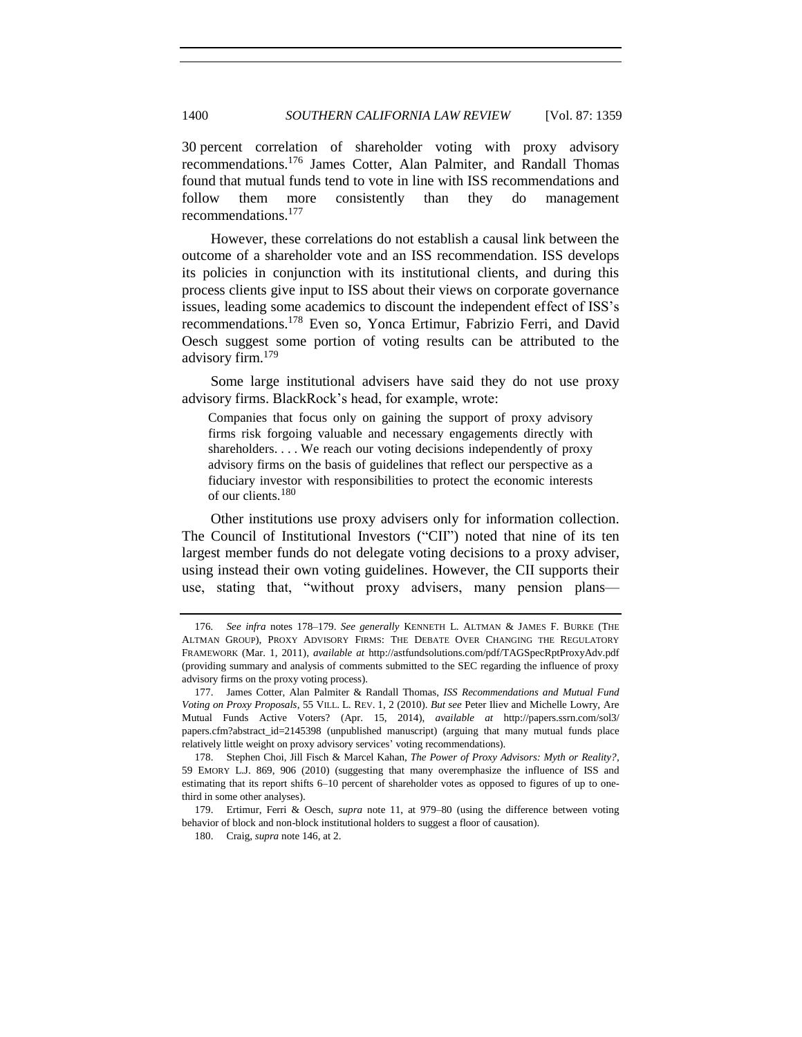30 percent correlation of shareholder voting with proxy advisory recommendations.[176] James Cotter, Alan Palmiter, and Randall Thomas found that mutual funds tend to vote in line with ISS recommendations and follow them more consistently than they do management recommendations.[177]

However, these correlations do not establish a causal link between the outcome of a shareholder vote and an ISS recommendation. ISS develops its policies in conjunction with its institutional clients, and during this process clients give input to ISS about their views on corporate governance issues, leading some academics to discount the independent effect of ISS's recommendations.[178] Even so, Yonca Ertimur, Fabrizio Ferri, and David Oesch suggest some portion of voting results can be attributed to the advisory firm.[179]

Some large institutional advisers have said they do not use proxy advisory firms. BlackRock's head, for example, wrote:

> Companies that focus only on gaining the support of proxy advisory firms risk forgoing valuable and necessary engagements directly with shareholders. . . . We reach our voting decisions independently of proxy advisory firms on the basis of guidelines that reflect our perspective as a fiduciary investor with responsibilities to protect the economic interests of our clients.[180]

Other institutions use proxy advisers only for information collection. The Council of Institutional Investors ("CII") noted that nine of its ten largest member funds do not delegate voting decisions to a proxy adviser, using instead their own voting guidelines. However, the CII supports their use, stating that, "without proxy advisers, many pension plans—

---

176. *See infra* notes 178–179. *See generally* KENNETH L. ALTMAN & JAMES F. BURKE (THE ALTMAN GROUP), PROXY ADVISORY FIRMS: THE DEBATE OVER CHANGING THE REGULATORY FRAMEWORK (Mar. 1, 2011), *available at* http://astfundsolutions.com/pdf/TAGSpecRptProxyAdv.pdf (providing summary and analysis of comments submitted to the SEC regarding the influence of proxy advisory firms on the proxy voting process).

177. James Cotter, Alan Palmiter & Randall Thomas, *ISS Recommendations and Mutual Fund Voting on Proxy Proposals*, 55 VILL. L. REV. 1, 2 (2010). *But see* Peter Iliev and Michelle Lowry, Are Mutual Funds Active Voters? (Apr. 15, 2014), *available at* http://papers.ssrn.com/sol3/papers.cfm?abstract_id=2145398 (unpublished manuscript) (arguing that many mutual funds place relatively little weight on proxy advisory services' voting recommendations).

178. Stephen Choi, Jill Fisch & Marcel Kahan, *The Power of Proxy Advisors: Myth or Reality?*, 59 EMORY L.J. 869, 906 (2010) (suggesting that many overemphasize the influence of ISS and estimating that its report shifts 6–10 percent of shareholder votes as opposed to figures of up to one-third in some other analyses).

179. Ertimur, Ferri & Oesch, *supra* note 11, at 979–80 (using the difference between voting behavior of block and non-block institutional holders to suggest a floor of causation).

180. Craig, *supra* note 146, at 2.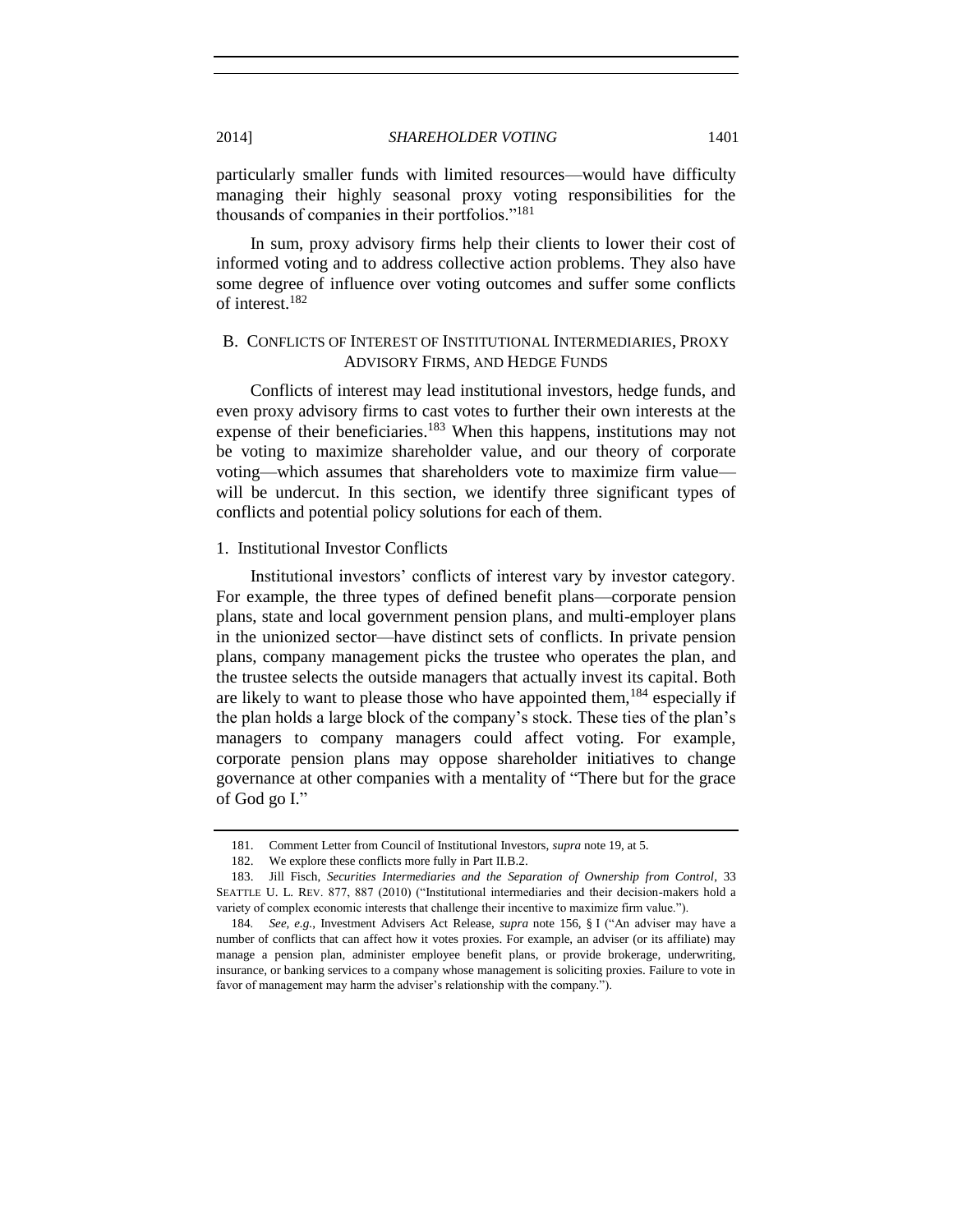particularly smaller funds with limited resources—would have difficulty managing their highly seasonal proxy voting responsibilities for the thousands of companies in their portfolios."[181]

In sum, proxy advisory firms help their clients to lower their cost of informed voting and to address collective action problems. They also have some degree of influence over voting outcomes and suffer some conflicts of interest.[182]

## B. Conflicts of Interest of Institutional Intermediaries, Proxy Advisory Firms, and Hedge Funds

Conflicts of interest may lead institutional investors, hedge funds, and even proxy advisory firms to cast votes to further their own interests at the expense of their beneficiaries.[183] When this happens, institutions may not be voting to maximize shareholder value, and our theory of corporate voting—which assumes that shareholders vote to maximize firm value—will be undercut. In this section, we identify three significant types of conflicts and potential policy solutions for each of them.

### 1. Institutional Investor Conflicts

Institutional investors' conflicts of interest vary by investor category. For example, the three types of defined benefit plans—corporate pension plans, state and local government pension plans, and multi-employer plans in the unionized sector—have distinct sets of conflicts. In private pension plans, company management picks the trustee who operates the plan, and the trustee selects the outside managers that actually invest its capital. Both are likely to want to please those who have appointed them,[184] especially if the plan holds a large block of the company's stock. These ties of the plan's managers to company managers could affect voting. For example, corporate pension plans may oppose shareholder initiatives to change governance at other companies with a mentality of "There but for the grace of God go I."

---

181. Comment Letter from Council of Institutional Investors, *supra* note 19, at 5.

182. We explore these conflicts more fully in Part II.B.2.

183. Jill Fisch, *Securities Intermediaries and the Separation of Ownership from Control*, 33 SEATTLE U. L. REV. 877, 887 (2010) ("Institutional intermediaries and their decision-makers hold a variety of complex economic interests that challenge their incentive to maximize firm value.").

184. *See, e.g.*, Investment Advisers Act Release, *supra* note 156, § I ("An adviser may have a number of conflicts that can affect how it votes proxies. For example, an adviser (or its affiliate) may manage a pension plan, administer employee benefit plans, or provide brokerage, underwriting, insurance, or banking services to a company whose management is soliciting proxies. Failure to vote in favor of management may harm the adviser's relationship with the company.").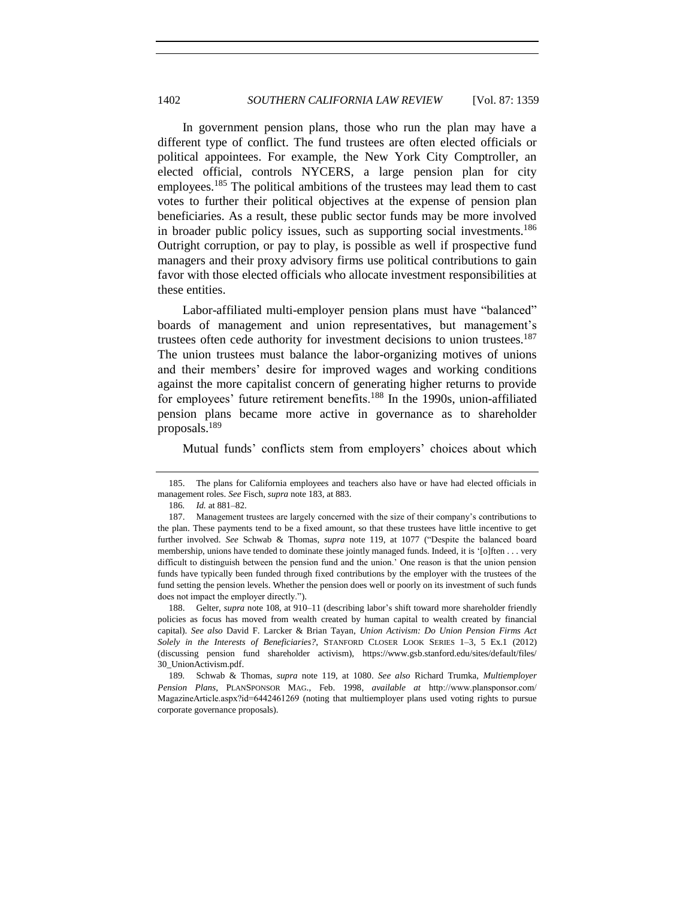In government pension plans, those who run the plan may have a different type of conflict. The fund trustees are often elected officials or political appointees. For example, the New York City Comptroller, an elected official, controls NYCERS, a large pension plan for city employees.[185] The political ambitions of the trustees may lead them to cast votes to further their political objectives at the expense of pension plan beneficiaries. As a result, these public sector funds may be more involved in broader public policy issues, such as supporting social investments.[186] Outright corruption, or pay to play, is possible as well if prospective fund managers and their proxy advisory firms use political contributions to gain favor with those elected officials who allocate investment responsibilities at these entities.

Labor-affiliated multi-employer pension plans must have "balanced" boards of management and union representatives, but management's trustees often cede authority for investment decisions to union trustees.[187] The union trustees must balance the labor-organizing motives of unions and their members' desire for improved wages and working conditions against the more capitalist concern of generating higher returns to provide for employees' future retirement benefits.[188] In the 1990s, union-affiliated pension plans became more active in governance as to shareholder proposals.[189]

Mutual funds' conflicts stem from employers' choices about which

---

185. The plans for California employees and teachers also have or have had elected officials in management roles. *See* Fisch, *supra* note 183, at 883.

186. *Id.* at 881–82.

187. Management trustees are largely concerned with the size of their company's contributions to the plan. These payments tend to be a fixed amount, so that these trustees have little incentive to get further involved. *See* Schwab & Thomas, *supra* note 119, at 1077 ("Despite the balanced board membership, unions have tended to dominate these jointly managed funds. Indeed, it is '[o]ften . . . very difficult to distinguish between the pension fund and the union.' One reason is that the union pension funds have typically been funded through fixed contributions by the employer with the trustees of the fund setting the pension levels. Whether the pension does well or poorly on its investment of such funds does not impact the employer directly.").

188. Gelter, *supra* note 108, at 910–11 (describing labor's shift toward more shareholder friendly policies as focus has moved from wealth created by human capital to wealth created by financial capital). *See also* David F. Larcker & Brian Tayan, *Union Activism: Do Union Pension Firms Act Solely in the Interests of Beneficiaries?*, STANFORD CLOSER LOOK SERIES 1–3, 5 Ex.1 (2012) (discussing pension fund shareholder activism), https://www.gsb.stanford.edu/sites/default/files/30_UnionActivism.pdf.

189. Schwab & Thomas, *supra* note 119, at 1080. *See also* Richard Trumka, *Multiemployer Pension Plans*, PLANSPONSOR MAG., Feb. 1998, *available at* http://www.plansponsor.com/MagazineArticle.aspx?id=6442461269 (noting that multiemployer plans used voting rights to pursue corporate governance proposals).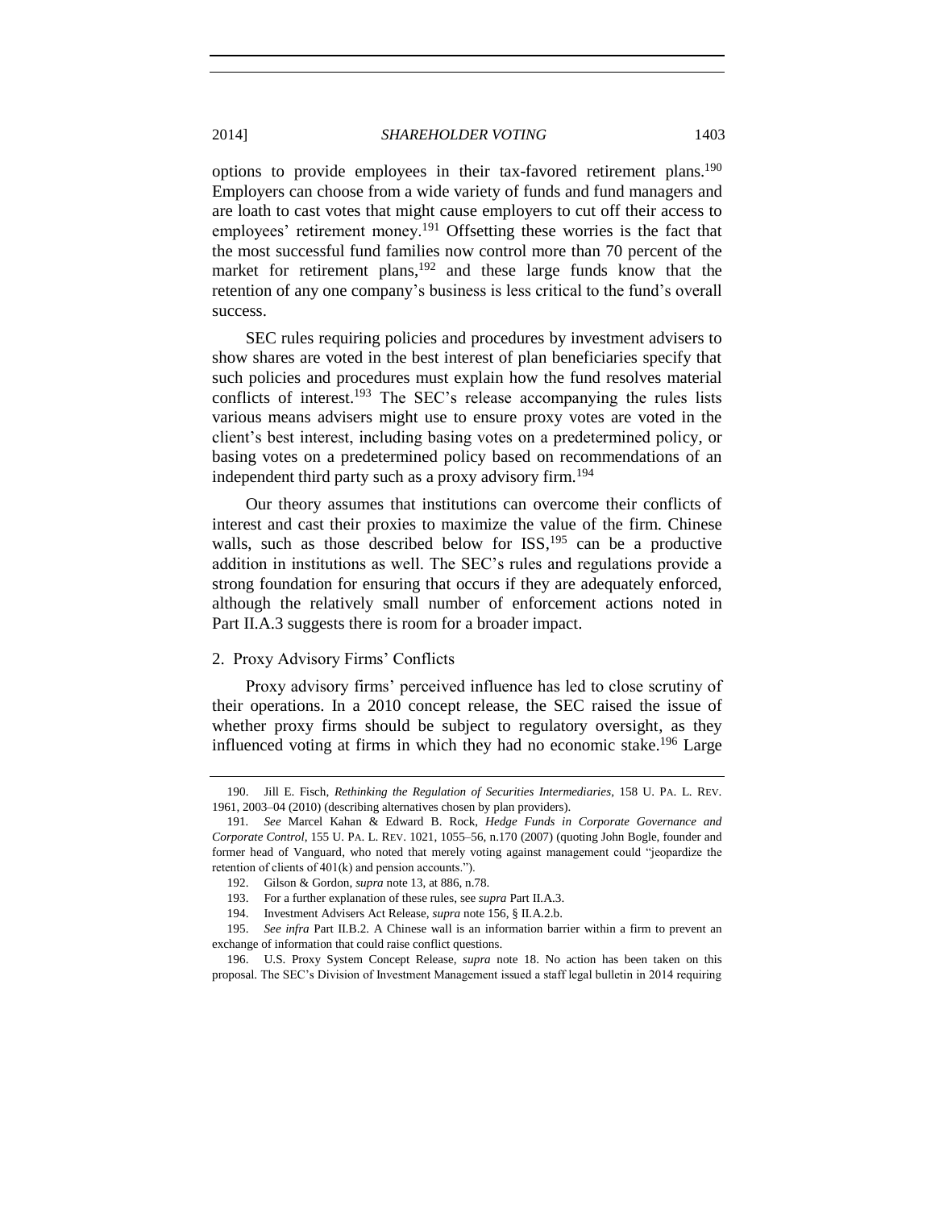options to provide employees in their tax-favored retirement plans.[190] Employers can choose from a wide variety of funds and fund managers and are loath to cast votes that might cause employers to cut off their access to employees' retirement money.[191] Offsetting these worries is the fact that the most successful fund families now control more than 70 percent of the market for retirement plans,[192] and these large funds know that the retention of any one company's business is less critical to the fund's overall success.

SEC rules requiring policies and procedures by investment advisers to show shares are voted in the best interest of plan beneficiaries specify that such policies and procedures must explain how the fund resolves material conflicts of interest.[193] The SEC's release accompanying the rules lists various means advisers might use to ensure proxy votes are voted in the client's best interest, including basing votes on a predetermined policy, or basing votes on a predetermined policy based on recommendations of an independent third party such as a proxy advisory firm.[194]

Our theory assumes that institutions can overcome their conflicts of interest and cast their proxies to maximize the value of the firm. Chinese walls, such as those described below for ISS,[195] can be a productive addition in institutions as well. The SEC's rules and regulations provide a strong foundation for ensuring that occurs if they are adequately enforced, although the relatively small number of enforcement actions noted in Part II.A.3 suggests there is room for a broader impact.

### 2. Proxy Advisory Firms' Conflicts

Proxy advisory firms' perceived influence has led to close scrutiny of their operations. In a 2010 concept release, the SEC raised the issue of whether proxy firms should be subject to regulatory oversight, as they influenced voting at firms in which they had no economic stake.[196] Large

---

190. Jill E. Fisch, *Rethinking the Regulation of Securities Intermediaries*, 158 U. PA. L. REV. 1961, 2003–04 (2010) (describing alternatives chosen by plan providers).

191. *See* Marcel Kahan & Edward B. Rock, *Hedge Funds in Corporate Governance and Corporate Control*, 155 U. PA. L. REV. 1021, 1055–56, n.170 (2007) (quoting John Bogle, founder and former head of Vanguard, who noted that merely voting against management could "jeopardize the retention of clients of 401(k) and pension accounts.").

192. Gilson & Gordon, *supra* note 13, at 886, n.78.

193. For a further explanation of these rules, see *supra* Part II.A.3.

194. Investment Advisers Act Release, *supra* note 156, § II.A.2.b.

195. *See infra* Part II.B.2. A Chinese wall is an information barrier within a firm to prevent an exchange of information that could raise conflict questions.

196. U.S. Proxy System Concept Release, *supra* note 18. No action has been taken on this proposal. The SEC's Division of Investment Management issued a staff legal bulletin in 2014 requiring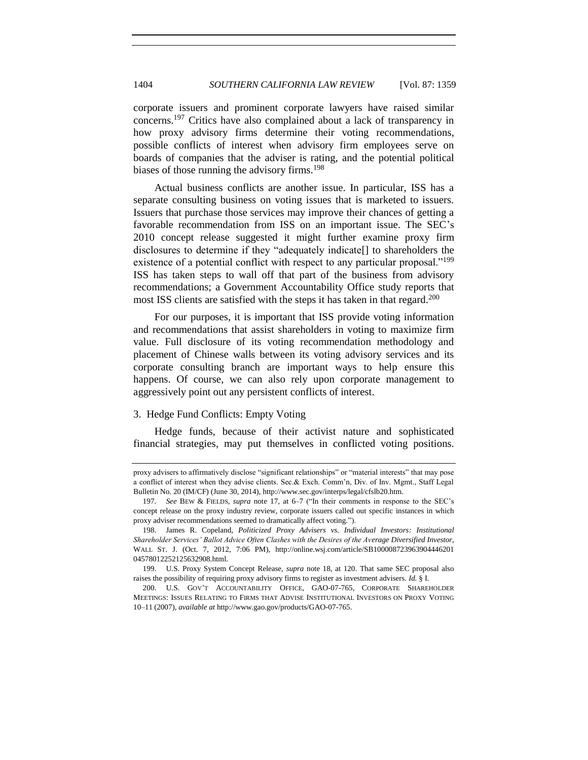corporate issuers and prominent corporate lawyers have raised similar concerns.[197] Critics have also complained about a lack of transparency in how proxy advisory firms determine their voting recommendations, possible conflicts of interest when advisory firm employees serve on boards of companies that the adviser is rating, and the potential political biases of those running the advisory firms.[198]

Actual business conflicts are another issue. In particular, ISS has a separate consulting business on voting issues that is marketed to issuers. Issuers that purchase those services may improve their chances of getting a favorable recommendation from ISS on an important issue. The SEC's 2010 concept release suggested it might further examine proxy firm disclosures to determine if they "adequately indicate[] to shareholders the existence of a potential conflict with respect to any particular proposal."[199] ISS has taken steps to wall off that part of the business from advisory recommendations; a Government Accountability Office study reports that most ISS clients are satisfied with the steps it has taken in that regard.[200]

For our purposes, it is important that ISS provide voting information and recommendations that assist shareholders in voting to maximize firm value. Full disclosure of its voting recommendation methodology and placement of Chinese walls between its voting advisory services and its corporate consulting branch are important ways to help ensure this happens. Of course, we can also rely upon corporate management to aggressively point out any persistent conflicts of interest.

### 3. Hedge Fund Conflicts: Empty Voting

Hedge funds, because of their activist nature and sophisticated financial strategies, may put themselves in conflicted voting positions.

---

proxy advisers to affirmatively disclose "significant relationships" or "material interests" that may pose a conflict of interest when they advise clients. Sec.& Exch. Comm'n, Div. of Inv. Mgmt., Staff Legal Bulletin No. 20 (IM/CF) (June 30, 2014), http://www.sec.gov/interps/legal/cfslb20.htm.

197. *See* BEW & FIELDS, *supra* note 17, at 6–7 ("In their comments in response to the SEC's concept release on the proxy industry review, corporate issuers called out specific instances in which proxy adviser recommendations seemed to dramatically affect voting.").

198. James R. Copeland, *Politicized Proxy Advisers vs. Individual Investors: Institutional Shareholder Services' Ballot Advice Often Clashes with the Desires of the Average Diversified Investor*, WALL ST. J. (Oct. 7, 2012, 7:06 PM), http://online.wsj.com/article/SB10000872396390444620104578012252125632908.html.

199. U.S. Proxy System Concept Release, *supra* note 18, at 120. That same SEC proposal also raises the possibility of requiring proxy advisory firms to register as investment advisers. *Id.* § I.

200. U.S. GOV'T ACCOUNTABILITY OFFICE, GAO-07-765, CORPORATE SHAREHOLDER MEETINGS: ISSUES RELATING TO FIRMS THAT ADVISE INSTITUTIONAL INVESTORS ON PROXY VOTING 10–11 (2007), *available at* http://www.gao.gov/products/GAO-07-765.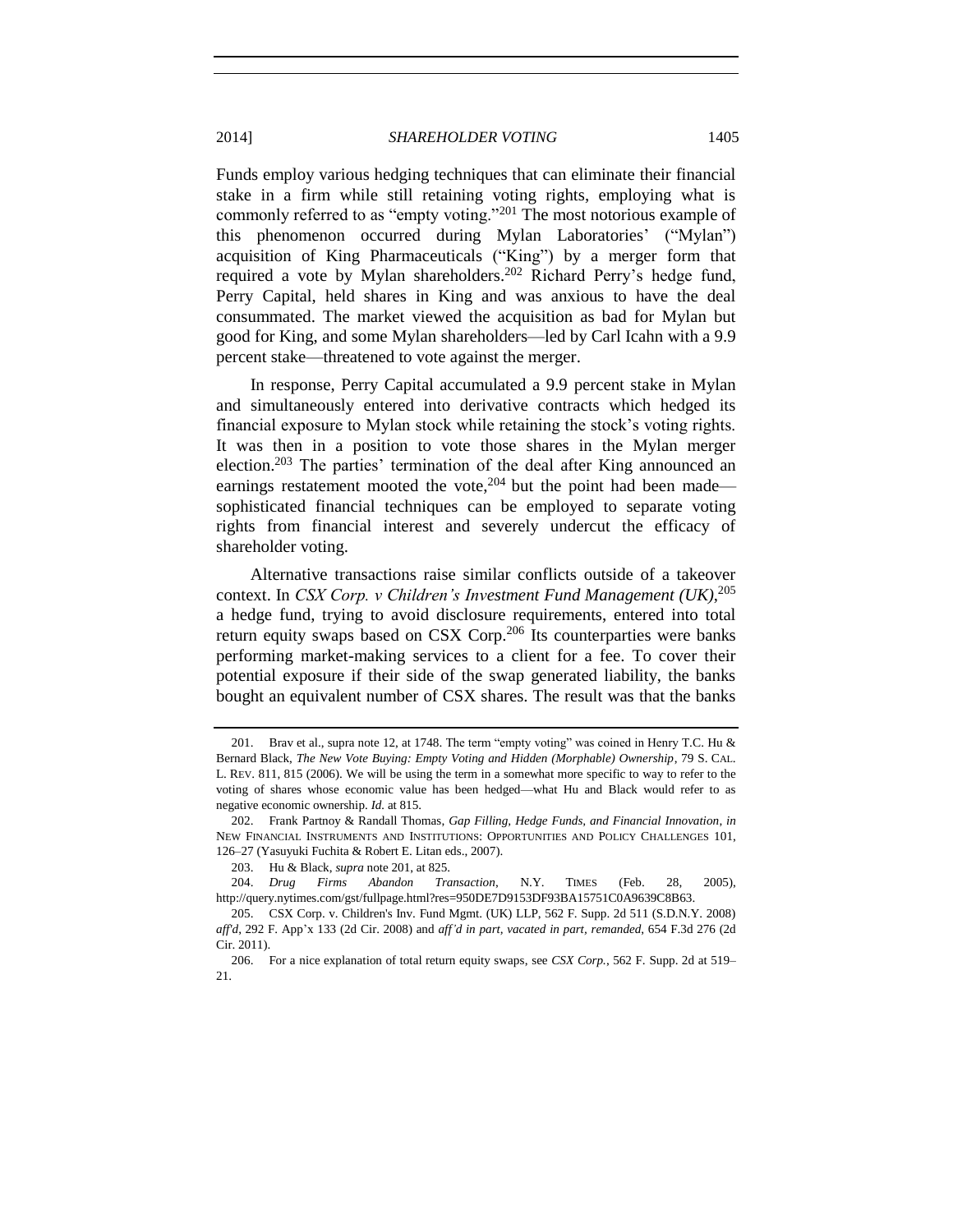Funds employ various hedging techniques that can eliminate their financial stake in a firm while still retaining voting rights, employing what is commonly referred to as "empty voting."[201] The most notorious example of this phenomenon occurred during Mylan Laboratories' ("Mylan") acquisition of King Pharmaceuticals ("King") by a merger form that required a vote by Mylan shareholders.[202] Richard Perry's hedge fund, Perry Capital, held shares in King and was anxious to have the deal consummated. The market viewed the acquisition as bad for Mylan but good for King, and some Mylan shareholders—led by Carl Icahn with a 9.9 percent stake—threatened to vote against the merger.

In response, Perry Capital accumulated a 9.9 percent stake in Mylan and simultaneously entered into derivative contracts which hedged its financial exposure to Mylan stock while retaining the stock's voting rights. It was then in a position to vote those shares in the Mylan merger election.[203] The parties' termination of the deal after King announced an earnings restatement mooted the vote,[204] but the point had been made—sophisticated financial techniques can be employed to separate voting rights from financial interest and severely undercut the efficacy of shareholder voting.

Alternative transactions raise similar conflicts outside of a takeover context. In *CSX Corp. v Children's Investment Fund Management (UK)*,[205] a hedge fund, trying to avoid disclosure requirements, entered into total return equity swaps based on CSX Corp.[206] Its counterparties were banks performing market-making services to a client for a fee. To cover their potential exposure if their side of the swap generated liability, the banks bought an equivalent number of CSX shares. The result was that the banks

---

201. Brav et al., supra note 12, at 1748. The term "empty voting" was coined in Henry T.C. Hu & Bernard Black, *The New Vote Buying: Empty Voting and Hidden (Morphable) Ownership*, 79 S. CAL. L. REV. 811, 815 (2006). We will be using the term in a somewhat more specific to way to refer to the voting of shares whose economic value has been hedged—what Hu and Black would refer to as negative economic ownership. *Id.* at 815.

202. Frank Partnoy & Randall Thomas, *Gap Filling, Hedge Funds, and Financial Innovation*, *in* NEW FINANCIAL INSTRUMENTS AND INSTITUTIONS: OPPORTUNITIES AND POLICY CHALLENGES 101, 126–27 (Yasuyuki Fuchita & Robert E. Litan eds., 2007).

203. Hu & Black, *supra* note 201, at 825.

204. *Drug Firms Abandon Transaction*, N.Y. TIMES (Feb. 28, 2005), http://query.nytimes.com/gst/fullpage.html?res=950DE7D9153DF93BA15751C0A9639C8B63.

205. CSX Corp. v. Children's Inv. Fund Mgmt. (UK) LLP, 562 F. Supp. 2d 511 (S.D.N.Y. 2008) *aff'd*, 292 F. App'x 133 (2d Cir. 2008) and *aff'd in part, vacated in part, remanded*, 654 F.3d 276 (2d Cir. 2011).

206. For a nice explanation of total return equity swaps, see *CSX Corp.*, 562 F. Supp. 2d at 519–21.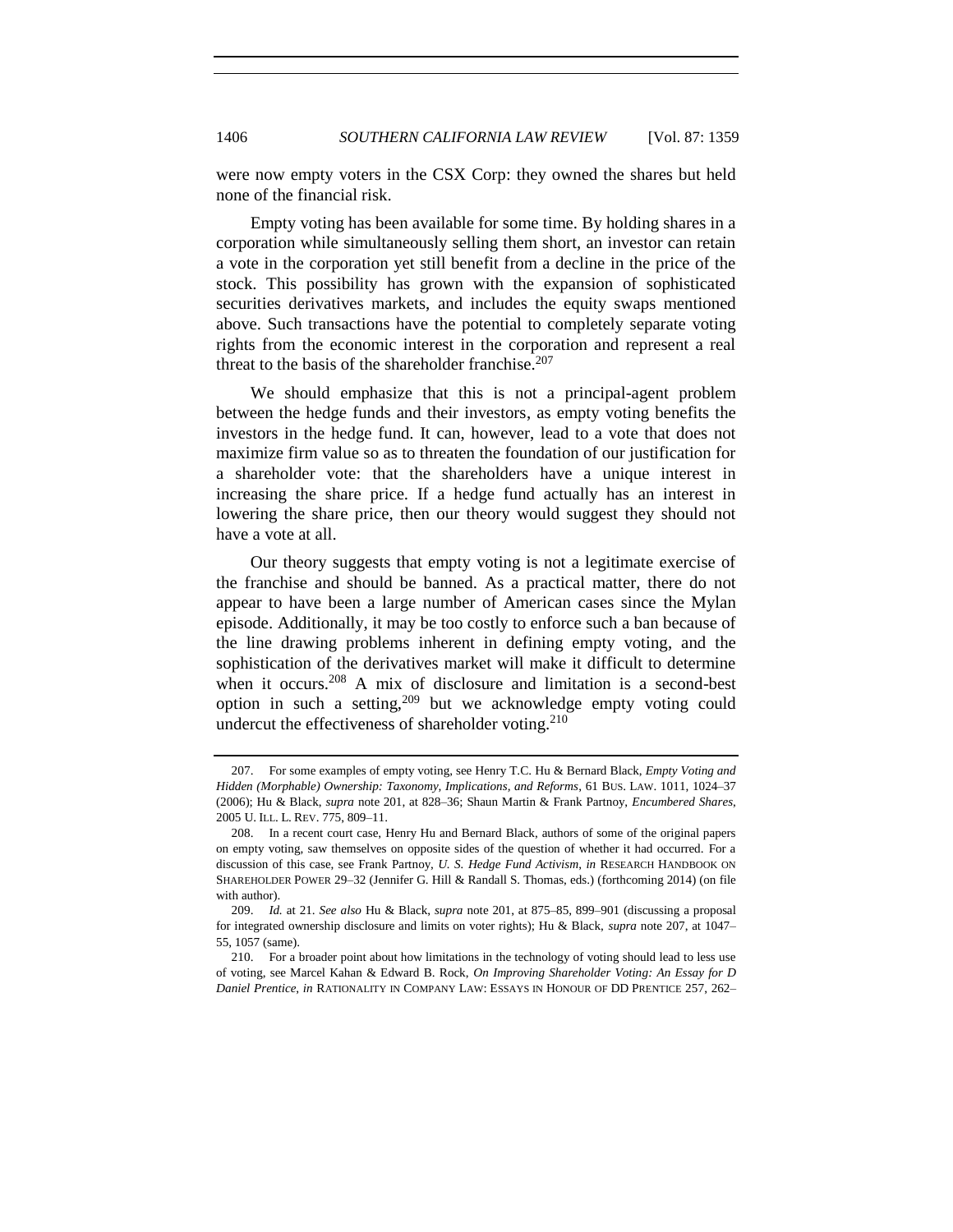were now empty voters in the CSX Corp: they owned the shares but held none of the financial risk.

Empty voting has been available for some time. By holding shares in a corporation while simultaneously selling them short, an investor can retain a vote in the corporation yet still benefit from a decline in the price of the stock. This possibility has grown with the expansion of sophisticated securities derivatives markets, and includes the equity swaps mentioned above. Such transactions have the potential to completely separate voting rights from the economic interest in the corporation and represent a real threat to the basis of the shareholder franchise.[207]

We should emphasize that this is not a principal-agent problem between the hedge funds and their investors, as empty voting benefits the investors in the hedge fund. It can, however, lead to a vote that does not maximize firm value so as to threaten the foundation of our justification for a shareholder vote: that the shareholders have a unique interest in increasing the share price. If a hedge fund actually has an interest in lowering the share price, then our theory would suggest they should not have a vote at all.

Our theory suggests that empty voting is not a legitimate exercise of the franchise and should be banned. As a practical matter, there do not appear to have been a large number of American cases since the Mylan episode. Additionally, it may be too costly to enforce such a ban because of the line drawing problems inherent in defining empty voting, and the sophistication of the derivatives market will make it difficult to determine when it occurs.[208] A mix of disclosure and limitation is a second-best option in such a setting,[209] but we acknowledge empty voting could undercut the effectiveness of shareholder voting.[210]

---

207. For some examples of empty voting, see Henry T.C. Hu & Bernard Black, *Empty Voting and Hidden (Morphable) Ownership: Taxonomy, Implications, and Reforms*, 61 BUS. LAW. 1011, 1024–37 (2006); Hu & Black, *supra* note 201, at 828–36; Shaun Martin & Frank Partnoy, *Encumbered Shares*, 2005 U. ILL. L. REV. 775, 809–11.

208. In a recent court case, Henry Hu and Bernard Black, authors of some of the original papers on empty voting, saw themselves on opposite sides of the question of whether it had occurred. For a discussion of this case, see Frank Partnoy, *U. S. Hedge Fund Activism*, *in* RESEARCH HANDBOOK ON SHAREHOLDER POWER 29–32 (Jennifer G. Hill & Randall S. Thomas, eds.) (forthcoming 2014) (on file with author).

209. *Id.* at 21. *See also* Hu & Black, *supra* note 201, at 875–85, 899–901 (discussing a proposal for integrated ownership disclosure and limits on voter rights); Hu & Black, *supra* note 207, at 1047–55, 1057 (same).

210. For a broader point about how limitations in the technology of voting should lead to less use of voting, see Marcel Kahan & Edward B. Rock, *On Improving Shareholder Voting: An Essay for D Daniel Prentice*, *in* RATIONALITY IN COMPANY LAW: ESSAYS IN HONOUR OF DD PRENTICE 257, 262–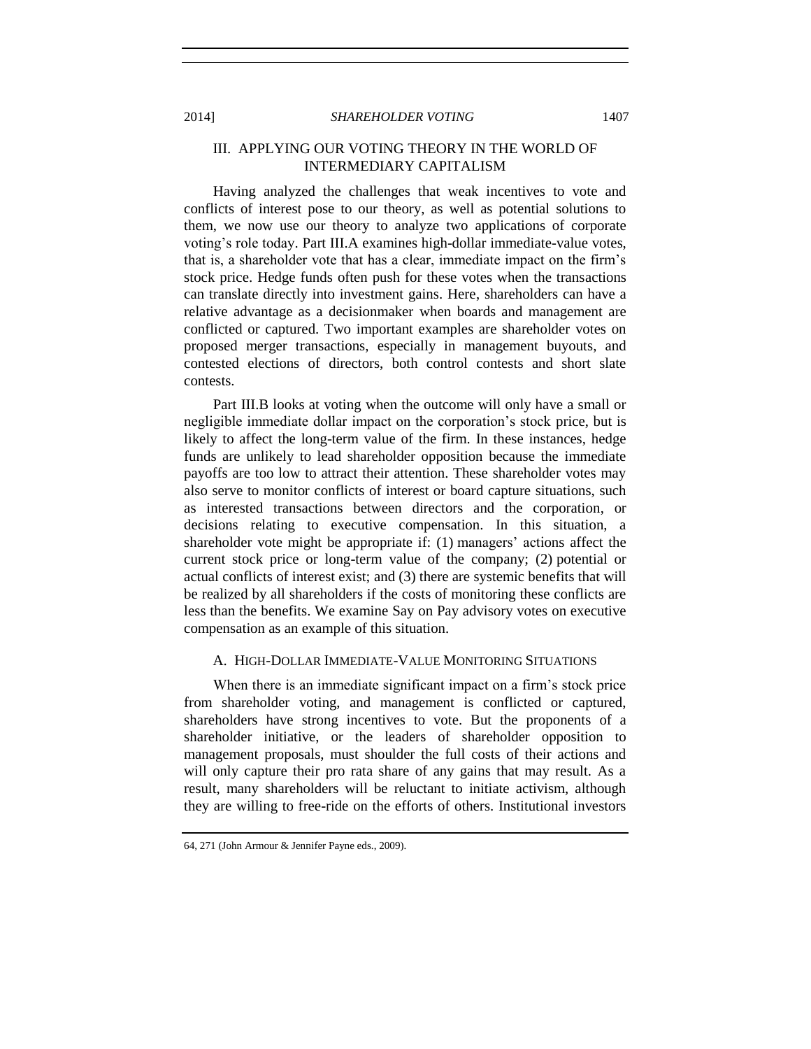## III. APPLYING OUR VOTING THEORY IN THE WORLD OF INTERMEDIARY CAPITALISM

Having analyzed the challenges that weak incentives to vote and conflicts of interest pose to our theory, as well as potential solutions to them, we now use our theory to analyze two applications of corporate voting's role today. Part III.A examines high-dollar immediate-value votes, that is, a shareholder vote that has a clear, immediate impact on the firm's stock price. Hedge funds often push for these votes when the transactions can translate directly into investment gains. Here, shareholders can have a relative advantage as a decisionmaker when boards and management are conflicted or captured. Two important examples are shareholder votes on proposed merger transactions, especially in management buyouts, and contested elections of directors, both control contests and short slate contests.

Part III.B looks at voting when the outcome will only have a small or negligible immediate dollar impact on the corporation's stock price, but is likely to affect the long-term value of the firm. In these instances, hedge funds are unlikely to lead shareholder opposition because the immediate payoffs are too low to attract their attention. These shareholder votes may also serve to monitor conflicts of interest or board capture situations, such as interested transactions between directors and the corporation, or decisions relating to executive compensation. In this situation, a shareholder vote might be appropriate if: (1) managers' actions affect the current stock price or long-term value of the company; (2) potential or actual conflicts of interest exist; and (3) there are systemic benefits that will be realized by all shareholders if the costs of monitoring these conflicts are less than the benefits. We examine Say on Pay advisory votes on executive compensation as an example of this situation.

### A. HIGH-DOLLAR IMMEDIATE-VALUE MONITORING SITUATIONS

When there is an immediate significant impact on a firm's stock price from shareholder voting, and management is conflicted or captured, shareholders have strong incentives to vote. But the proponents of a shareholder initiative, or the leaders of shareholder opposition to management proposals, must shoulder the full costs of their actions and will only capture their pro rata share of any gains that may result. As a result, many shareholders will be reluctant to initiate activism, although they are willing to free-ride on the efforts of others. Institutional investors

---

64, 271 (John Armour & Jennifer Payne eds., 2009).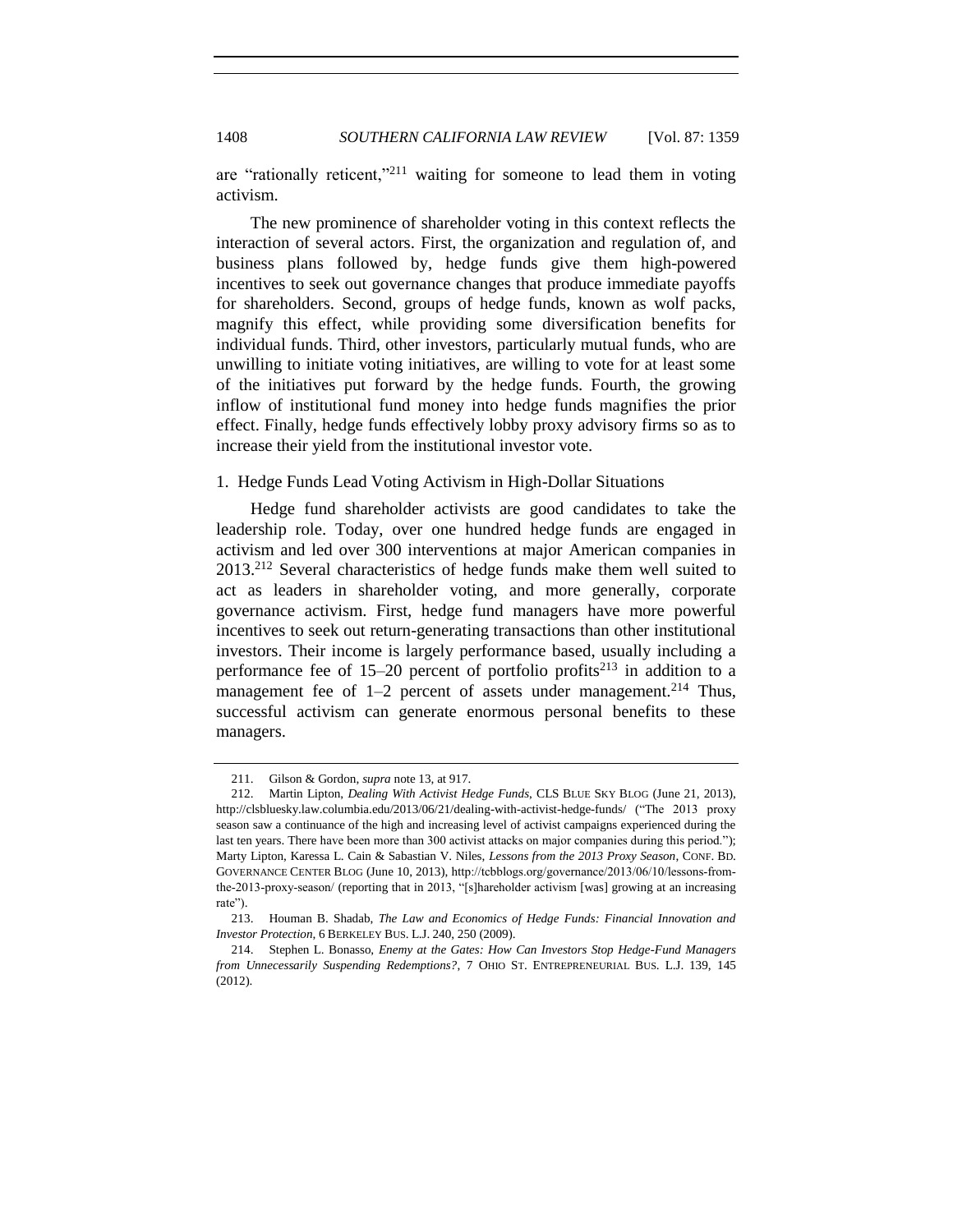are "rationally reticent,"[211] waiting for someone to lead them in voting activism.

The new prominence of shareholder voting in this context reflects the interaction of several actors. First, the organization and regulation of, and business plans followed by, hedge funds give them high-powered incentives to seek out governance changes that produce immediate payoffs for shareholders. Second, groups of hedge funds, known as wolf packs, magnify this effect, while providing some diversification benefits for individual funds. Third, other investors, particularly mutual funds, who are unwilling to initiate voting initiatives, are willing to vote for at least some of the initiatives put forward by the hedge funds. Fourth, the growing inflow of institutional fund money into hedge funds magnifies the prior effect. Finally, hedge funds effectively lobby proxy advisory firms so as to increase their yield from the institutional investor vote.

### 1. Hedge Funds Lead Voting Activism in High-Dollar Situations

Hedge fund shareholder activists are good candidates to take the leadership role. Today, over one hundred hedge funds are engaged in activism and led over 300 interventions at major American companies in 2013.[212] Several characteristics of hedge funds make them well suited to act as leaders in shareholder voting, and more generally, corporate governance activism. First, hedge fund managers have more powerful incentives to seek out return-generating transactions than other institutional investors. Their income is largely performance based, usually including a performance fee of 15–20 percent of portfolio profits[213] in addition to a management fee of 1–2 percent of assets under management.[214] Thus, successful activism can generate enormous personal benefits to these managers.

---

211. Gilson & Gordon, *supra* note 13, at 917.

212. Martin Lipton, *Dealing With Activist Hedge Funds*, CLS BLUE SKY BLOG (June 21, 2013), http://clsbluesky.law.columbia.edu/2013/06/21/dealing-with-activist-hedge-funds/ ("The 2013 proxy season saw a continuance of the high and increasing level of activist campaigns experienced during the last ten years. There have been more than 300 activist attacks on major companies during this period."); Marty Lipton, Karessa L. Cain & Sabastian V. Niles, *Lessons from the 2013 Proxy Season*, CONF. BD. GOVERNANCE CENTER BLOG (June 10, 2013), http://tcbblogs.org/governance/2013/06/10/lessons-from-the-2013-proxy-season/ (reporting that in 2013, "[s]hareholder activism [was] growing at an increasing rate").

213. Houman B. Shadab, *The Law and Economics of Hedge Funds: Financial Innovation and Investor Protection*, 6 BERKELEY BUS. L.J. 240, 250 (2009).

214. Stephen L. Bonasso, *Enemy at the Gates: How Can Investors Stop Hedge-Fund Managers from Unnecessarily Suspending Redemptions?*, 7 OHIO ST. ENTREPRENEURIAL BUS. L.J. 139, 145 (2012).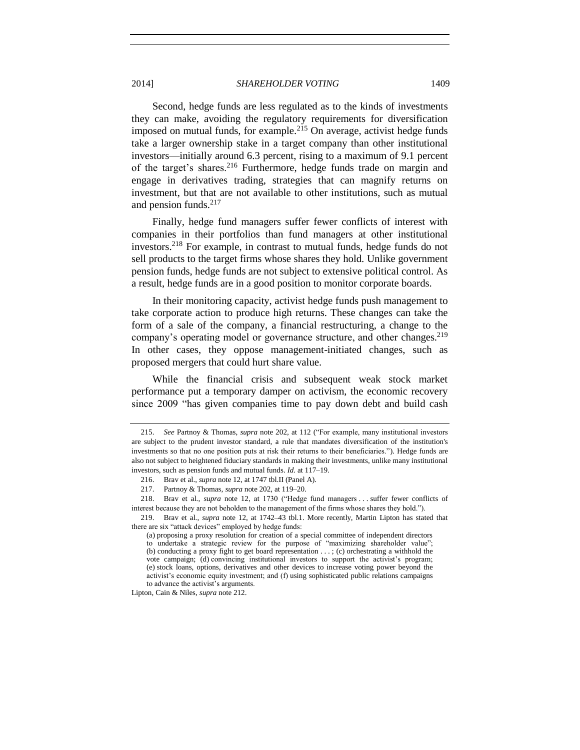Second, hedge funds are less regulated as to the kinds of investments they can make, avoiding the regulatory requirements for diversification imposed on mutual funds, for example.[215] On average, activist hedge funds take a larger ownership stake in a target company than other institutional investors—initially around 6.3 percent, rising to a maximum of 9.1 percent of the target's shares.[216] Furthermore, hedge funds trade on margin and engage in derivatives trading, strategies that can magnify returns on investment, but that are not available to other institutions, such as mutual and pension funds.[217]

Finally, hedge fund managers suffer fewer conflicts of interest with companies in their portfolios than fund managers at other institutional investors.[218] For example, in contrast to mutual funds, hedge funds do not sell products to the target firms whose shares they hold. Unlike government pension funds, hedge funds are not subject to extensive political control. As a result, hedge funds are in a good position to monitor corporate boards.

In their monitoring capacity, activist hedge funds push management to take corporate action to produce high returns. These changes can take the form of a sale of the company, a financial restructuring, a change to the company's operating model or governance structure, and other changes.[219] In other cases, they oppose management-initiated changes, such as proposed mergers that could hurt share value.

While the financial crisis and subsequent weak stock market performance put a temporary damper on activism, the economic recovery since 2009 "has given companies time to pay down debt and build cash

---

215. *See* Partnoy & Thomas, *supra* note 202, at 112 ("For example, many institutional investors are subject to the prudent investor standard, a rule that mandates diversification of the institution's investments so that no one position puts at risk their returns to their beneficiaries."). Hedge funds are also not subject to heightened fiduciary standards in making their investments, unlike many institutional investors, such as pension funds and mutual funds. *Id.* at 117–19.

216. Brav et al., *supra* note 12, at 1747 tbl.II (Panel A).

217. Partnoy & Thomas, *supra* note 202, at 119–20.

218. Brav et al., *supra* note 12, at 1730 ("Hedge fund managers . . . suffer fewer conflicts of interest because they are not beholden to the management of the firms whose shares they hold.").

219. Brav et al., *supra* note 12, at 1742–43 tbl.1. More recently, Martin Lipton has stated that there are six "attack devices" employed by hedge funds:

> (a) proposing a proxy resolution for creation of a special committee of independent directors to undertake a strategic review for the purpose of "maximizing shareholder value"; (b) conducting a proxy fight to get board representation . . . ; (c) orchestrating a withhold the vote campaign; (d) convincing institutional investors to support the activist's program; (e) stock loans, options, derivatives and other devices to increase voting power beyond the activist's economic equity investment; and (f) using sophisticated public relations campaigns to advance the activist's arguments.

Lipton, Cain & Niles, *supra* note 212.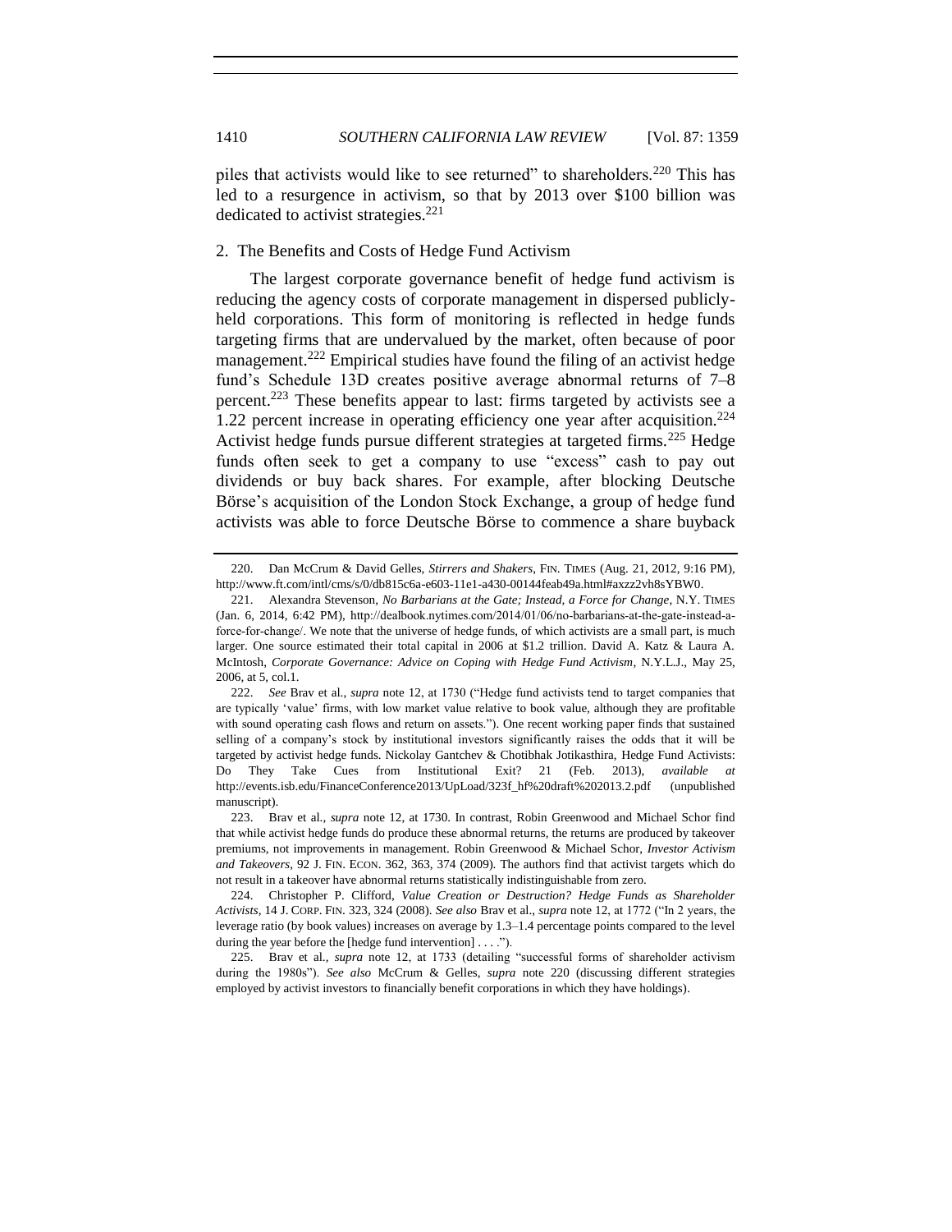piles that activists would like to see returned" to shareholders.[220] This has led to a resurgence in activism, so that by 2013 over $100 billion was dedicated to activist strategies.[221]

### 2. The Benefits and Costs of Hedge Fund Activism

The largest corporate governance benefit of hedge fund activism is reducing the agency costs of corporate management in dispersed publicly-held corporations. This form of monitoring is reflected in hedge funds targeting firms that are undervalued by the market, often because of poor management.[222] Empirical studies have found the filing of an activist hedge fund's Schedule 13D creates positive average abnormal returns of 7–8 percent.[223] These benefits appear to last: firms targeted by activists see a 1.22 percent increase in operating efficiency one year after acquisition.[224] Activist hedge funds pursue different strategies at targeted firms.[225] Hedge funds often seek to get a company to use "excess" cash to pay out dividends or buy back shares. For example, after blocking Deutsche Börse's acquisition of the London Stock Exchange, a group of hedge fund activists was able to force Deutsche Börse to commence a share buyback

---

220. Dan McCrum & David Gelles, *Stirrers and Shakers*, FIN. TIMES (Aug. 21, 2012, 9:16 PM), http://www.ft.com/intl/cms/s/0/db815c6a-e603-11e1-a430-00144feab49a.html#axzz2vh8sYBW0.

221. Alexandra Stevenson, *No Barbarians at the Gate; Instead, a Force for Change*, N.Y. TIMES (Jan. 6, 2014, 6:42 PM), http://dealbook.nytimes.com/2014/01/06/no-barbarians-at-the-gate-instead-a-force-for-change/. We note that the universe of hedge funds, of which activists are a small part, is much larger. One source estimated their total capital in 2006 at $1.2 trillion. David A. Katz & Laura A. McIntosh, *Corporate Governance: Advice on Coping with Hedge Fund Activism*, N.Y.L.J., May 25, 2006, at 5, col.1.

222. *See* Brav et al., *supra* note 12, at 1730 ("Hedge fund activists tend to target companies that are typically 'value' firms, with low market value relative to book value, although they are profitable with sound operating cash flows and return on assets."). One recent working paper finds that sustained selling of a company's stock by institutional investors significantly raises the odds that it will be targeted by activist hedge funds. Nickolay Gantchev & Chotibhak Jotikasthira, Hedge Fund Activists: Do They Take Cues from Institutional Exit? 21 (Feb. 2013), *available at* http://events.isb.edu/FinanceConference2013/UpLoad/323f_hf%20draft%202013.2.pdf (unpublished manuscript).

223. Brav et al., *supra* note 12, at 1730. In contrast, Robin Greenwood and Michael Schor find that while activist hedge funds do produce these abnormal returns, the returns are produced by takeover premiums, not improvements in management. Robin Greenwood & Michael Schor, *Investor Activism and Takeovers*, 92 J. FIN. ECON. 362, 363, 374 (2009). The authors find that activist targets which do not result in a takeover have abnormal returns statistically indistinguishable from zero.

224. Christopher P. Clifford, *Value Creation or Destruction? Hedge Funds as Shareholder Activists*, 14 J. CORP. FIN. 323, 324 (2008). *See also* Brav et al., *supra* note 12, at 1772 ("In 2 years, the leverage ratio (by book values) increases on average by 1.3–1.4 percentage points compared to the level during the year before the [hedge fund intervention] . . . .").

225. Brav et al., *supra* note 12, at 1733 (detailing "successful forms of shareholder activism during the 1980s"). *See also* McCrum & Gelles, *supra* note 220 (discussing different strategies employed by activist investors to financially benefit corporations in which they have holdings).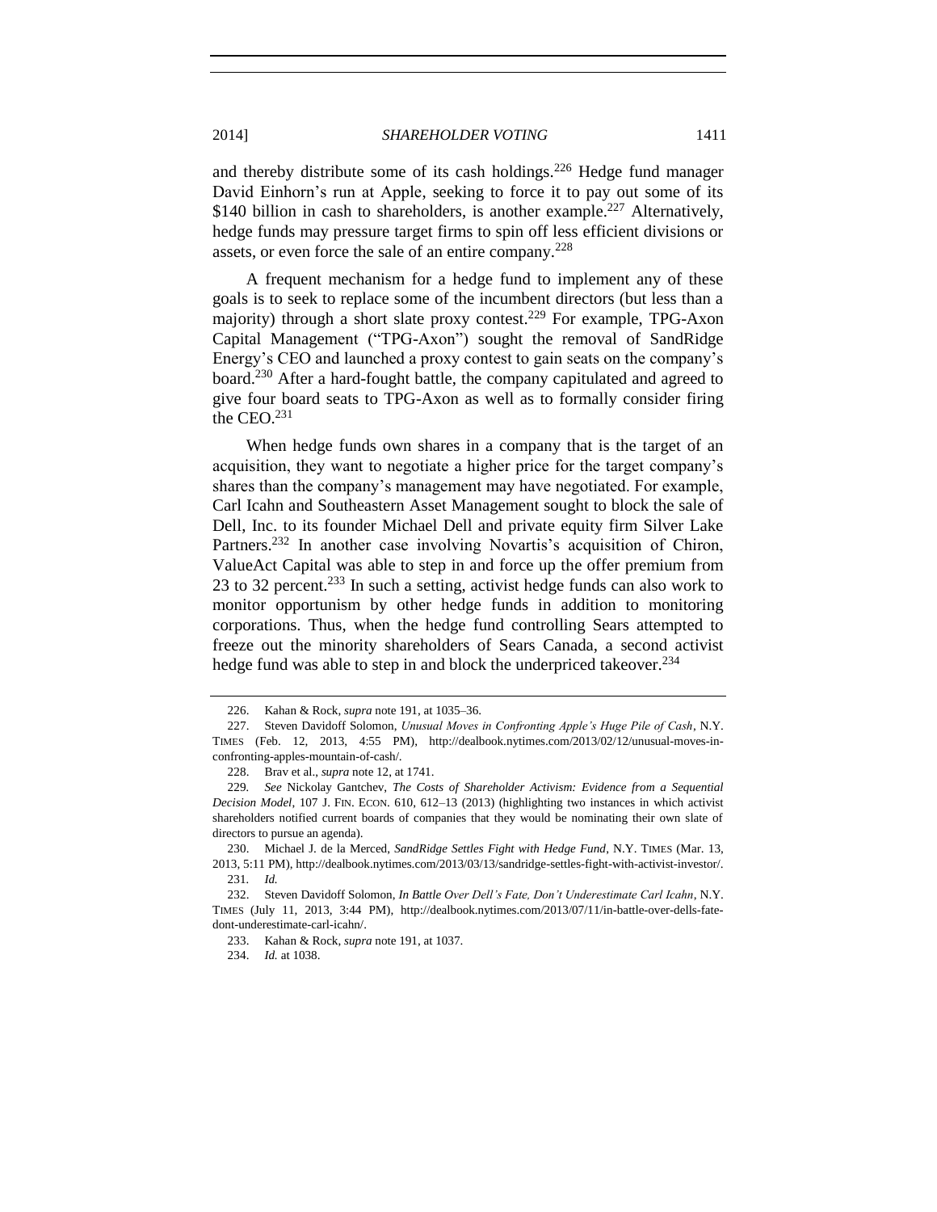and thereby distribute some of its cash holdings.[226] Hedge fund manager David Einhorn's run at Apple, seeking to force it to pay out some of its $140 billion in cash to shareholders, is another example.[227] Alternatively, hedge funds may pressure target firms to spin off less efficient divisions or assets, or even force the sale of an entire company.[228]

A frequent mechanism for a hedge fund to implement any of these goals is to seek to replace some of the incumbent directors (but less than a majority) through a short slate proxy contest.[229] For example, TPG-Axon Capital Management ("TPG-Axon") sought the removal of SandRidge Energy's CEO and launched a proxy contest to gain seats on the company's board.[230] After a hard-fought battle, the company capitulated and agreed to give four board seats to TPG-Axon as well as to formally consider firing the CEO.[231]

When hedge funds own shares in a company that is the target of an acquisition, they want to negotiate a higher price for the target company's shares than the company's management may have negotiated. For example, Carl Icahn and Southeastern Asset Management sought to block the sale of Dell, Inc. to its founder Michael Dell and private equity firm Silver Lake Partners.[232] In another case involving Novartis's acquisition of Chiron, ValueAct Capital was able to step in and force up the offer premium from 23 to 32 percent.[233] In such a setting, activist hedge funds can also work to monitor opportunism by other hedge funds in addition to monitoring corporations. Thus, when the hedge fund controlling Sears attempted to freeze out the minority shareholders of Sears Canada, a second activist hedge fund was able to step in and block the underpriced takeover.[234]

---

226. Kahan & Rock, *supra* note 191, at 1035–36.

227. Steven Davidoff Solomon, *Unusual Moves in Confronting Apple's Huge Pile of Cash*, N.Y. TIMES (Feb. 12, 2013, 4:55 PM), http://dealbook.nytimes.com/2013/02/12/unusual-moves-in-confronting-apples-mountain-of-cash/.

228. Brav et al., *supra* note 12, at 1741.

229. *See* Nickolay Gantchev, *The Costs of Shareholder Activism: Evidence from a Sequential Decision Model*, 107 J. FIN. ECON. 610, 612–13 (2013) (highlighting two instances in which activist shareholders notified current boards of companies that they would be nominating their own slate of directors to pursue an agenda).

230. Michael J. de la Merced, *SandRidge Settles Fight with Hedge Fund*, N.Y. TIMES (Mar. 13, 2013, 5:11 PM), http://dealbook.nytimes.com/2013/03/13/sandridge-settles-fight-with-activist-investor/.

231. *Id.*

232. Steven Davidoff Solomon, *In Battle Over Dell's Fate, Don't Underestimate Carl Icahn*, N.Y. TIMES (July 11, 2013, 3:44 PM), http://dealbook.nytimes.com/2013/07/11/in-battle-over-dells-fate-dont-underestimate-carl-icahn/.

233. Kahan & Rock, *supra* note 191, at 1037.

234. *Id.* at 1038.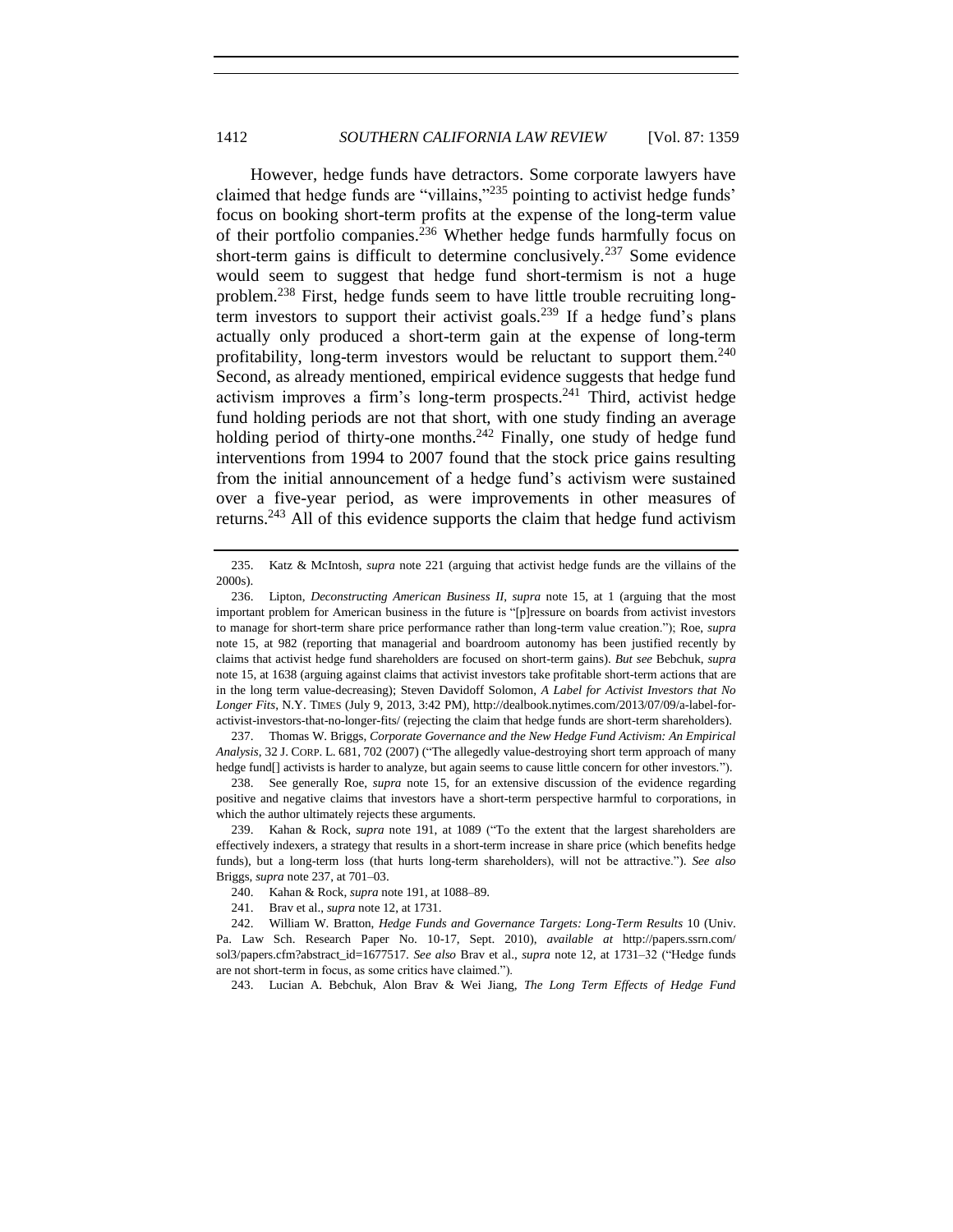However, hedge funds have detractors. Some corporate lawyers have claimed that hedge funds are "villains,"[235] pointing to activist hedge funds' focus on booking short-term profits at the expense of the long-term value of their portfolio companies.[236] Whether hedge funds harmfully focus on short-term gains is difficult to determine conclusively.[237] Some evidence would seem to suggest that hedge fund short-termism is not a huge problem.[238] First, hedge funds seem to have little trouble recruiting long-term investors to support their activist goals.[239] If a hedge fund's plans actually only produced a short-term gain at the expense of long-term profitability, long-term investors would be reluctant to support them.[240] Second, as already mentioned, empirical evidence suggests that hedge fund activism improves a firm's long-term prospects.[241] Third, activist hedge fund holding periods are not that short, with one study finding an average holding period of thirty-one months.[242] Finally, one study of hedge fund interventions from 1994 to 2007 found that the stock price gains resulting from the initial announcement of a hedge fund's activism were sustained over a five-year period, as were improvements in other measures of returns.[243] All of this evidence supports the claim that hedge fund activism

---

235. Katz & McIntosh, *supra* note 221 (arguing that activist hedge funds are the villains of the 2000s).

236. Lipton, *Deconstructing American Business II*, *supra* note 15, at 1 (arguing that the most important problem for American business in the future is "[p]ressure on boards from activist investors to manage for short-term share price performance rather than long-term value creation."); Roe, *supra* note 15, at 982 (reporting that managerial and boardroom autonomy has been justified recently by claims that activist hedge fund shareholders are focused on short-term gains). *But see* Bebchuk, *supra* note 15, at 1638 (arguing against claims that activist investors take profitable short-term actions that are in the long term value-decreasing); Steven Davidoff Solomon, *A Label for Activist Investors that No Longer Fits*, N.Y. TIMES (July 9, 2013, 3:42 PM), http://dealbook.nytimes.com/2013/07/09/a-label-for-activist-investors-that-no-longer-fits/ (rejecting the claim that hedge funds are short-term shareholders).

237. Thomas W. Briggs, *Corporate Governance and the New Hedge Fund Activism: An Empirical Analysis*, 32 J. CORP. L. 681, 702 (2007) ("The allegedly value-destroying short term approach of many hedge fund[] activists is harder to analyze, but again seems to cause little concern for other investors.").

238. See generally Roe, *supra* note 15, for an extensive discussion of the evidence regarding positive and negative claims that investors have a short-term perspective harmful to corporations, in which the author ultimately rejects these arguments.

239. Kahan & Rock, *supra* note 191, at 1089 ("To the extent that the largest shareholders are effectively indexers, a strategy that results in a short-term increase in share price (which benefits hedge funds), but a long-term loss (that hurts long-term shareholders), will not be attractive."). *See also* Briggs, *supra* note 237, at 701–03.

240. Kahan & Rock, *supra* note 191, at 1088–89.

241. Brav et al., *supra* note 12, at 1731.

242. William W. Bratton, *Hedge Funds and Governance Targets: Long-Term Results* 10 (Univ. Pa. Law Sch. Research Paper No. 10-17, Sept. 2010), *available at* http://papers.ssrn.com/sol3/papers.cfm?abstract_id=1677517. *See also* Brav et al., *supra* note 12, at 1731–32 ("Hedge funds are not short-term in focus, as some critics have claimed.").

243. Lucian A. Bebchuk, Alon Brav & Wei Jiang, *The Long Term Effects of Hedge Fund*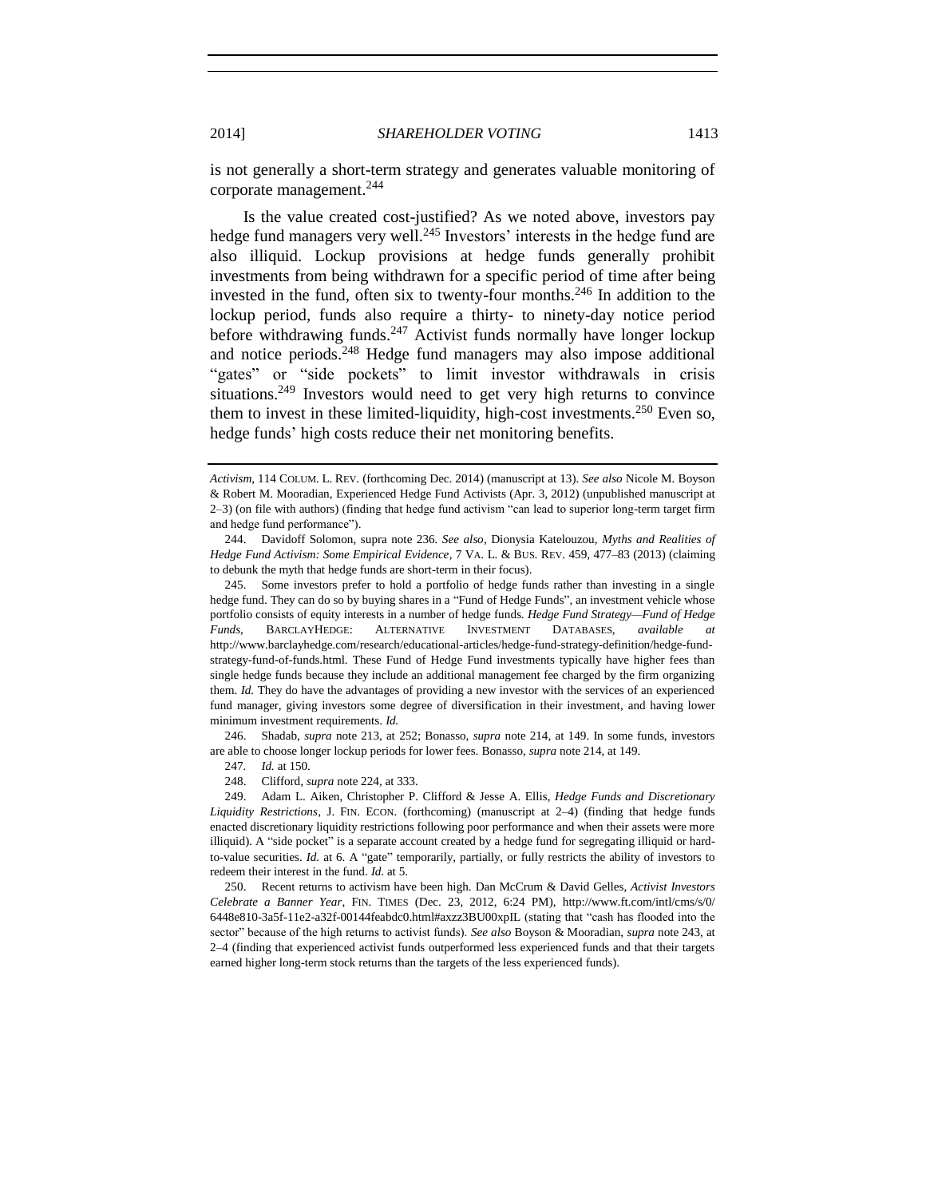is not generally a short-term strategy and generates valuable monitoring of corporate management.[244]

Is the value created cost-justified? As we noted above, investors pay hedge fund managers very well.[245] Investors' interests in the hedge fund are also illiquid. Lockup provisions at hedge funds generally prohibit investments from being withdrawn for a specific period of time after being invested in the fund, often six to twenty-four months.[246] In addition to the lockup period, funds also require a thirty- to ninety-day notice period before withdrawing funds.[247] Activist funds normally have longer lockup and notice periods.[248] Hedge fund managers may also impose additional "gates" or "side pockets" to limit investor withdrawals in crisis situations.[249] Investors would need to get very high returns to convince them to invest in these limited-liquidity, high-cost investments.[250] Even so, hedge funds' high costs reduce their net monitoring benefits.

---

*Activism*, 114 COLUM. L. REV. (forthcoming Dec. 2014) (manuscript at 13). *See also* Nicole M. Boyson & Robert M. Mooradian, Experienced Hedge Fund Activists (Apr. 3, 2012) (unpublished manuscript at 2–3) (on file with authors) (finding that hedge fund activism "can lead to superior long-term target firm and hedge fund performance").

244. Davidoff Solomon, supra note 236. *See also*, Dionysia Katelouzou, *Myths and Realities of Hedge Fund Activism: Some Empirical Evidence*, 7 VA. L. & BUS. REV. 459, 477–83 (2013) (claiming to debunk the myth that hedge funds are short-term in their focus).

245. Some investors prefer to hold a portfolio of hedge funds rather than investing in a single hedge fund. They can do so by buying shares in a "Fund of Hedge Funds", an investment vehicle whose portfolio consists of equity interests in a number of hedge funds. *Hedge Fund Strategy—Fund of Hedge Funds*, BARCLAYHEDGE: ALTERNATIVE INVESTMENT DATABASES, *available at* http://www.barclayhedge.com/research/educational-articles/hedge-fund-strategy-definition/hedge-fund-strategy-fund-of-funds.html. These Fund of Hedge Fund investments typically have higher fees than single hedge funds because they include an additional management fee charged by the firm organizing them. *Id.* They do have the advantages of providing a new investor with the services of an experienced fund manager, giving investors some degree of diversification in their investment, and having lower minimum investment requirements. *Id.*

246. Shadab, *supra* note 213, at 252; Bonasso, *supra* note 214, at 149. In some funds, investors are able to choose longer lockup periods for lower fees. Bonasso, *supra* note 214, at 149.

247. *Id.* at 150.

248. Clifford, *supra* note 224, at 333.

249. Adam L. Aiken, Christopher P. Clifford & Jesse A. Ellis, *Hedge Funds and Discretionary Liquidity Restrictions*, J. FIN. ECON. (forthcoming) (manuscript at 2–4) (finding that hedge funds enacted discretionary liquidity restrictions following poor performance and when their assets were more illiquid). A "side pocket" is a separate account created by a hedge fund for segregating illiquid or hard-to-value securities. *Id.* at 6. A "gate" temporarily, partially, or fully restricts the ability of investors to redeem their interest in the fund. *Id.* at 5.

250. Recent returns to activism have been high. Dan McCrum & David Gelles, *Activist Investors Celebrate a Banner Year*, FIN. TIMES (Dec. 23, 2012, 6:24 PM), http://www.ft.com/intl/cms/s/0/6448e810-3a5f-11e2-a32f-00144feabdc0.html#axzz3BU00xpIL (stating that "cash has flooded into the sector" because of the high returns to activist funds). *See also* Boyson & Mooradian, *supra* note 243, at 2–4 (finding that experienced activist funds outperformed less experienced funds and that their targets earned higher long-term stock returns than the targets of the less experienced funds).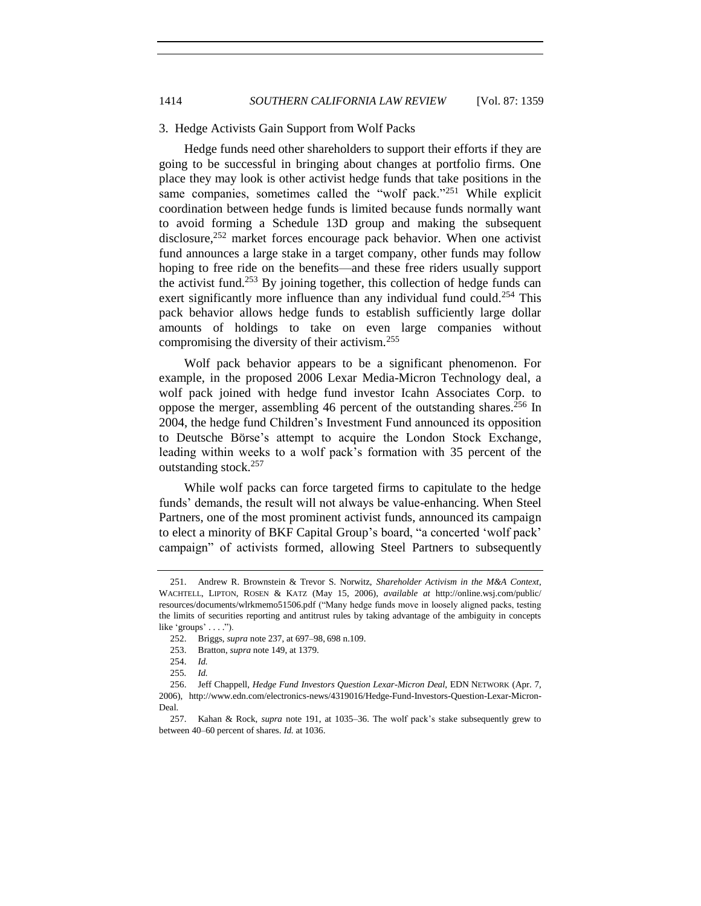### 3. Hedge Activists Gain Support from Wolf Packs

Hedge funds need other shareholders to support their efforts if they are going to be successful in bringing about changes at portfolio firms. One place they may look is other activist hedge funds that take positions in the same companies, sometimes called the "wolf pack."[251] While explicit coordination between hedge funds is limited because funds normally want to avoid forming a Schedule 13D group and making the subsequent disclosure,[252] market forces encourage pack behavior. When one activist fund announces a large stake in a target company, other funds may follow hoping to free ride on the benefits—and these free riders usually support the activist fund.[253] By joining together, this collection of hedge funds can exert significantly more influence than any individual fund could.[254] This pack behavior allows hedge funds to establish sufficiently large dollar amounts of holdings to take on even large companies without compromising the diversity of their activism.[255]

Wolf pack behavior appears to be a significant phenomenon. For example, in the proposed 2006 Lexar Media-Micron Technology deal, a wolf pack joined with hedge fund investor Icahn Associates Corp. to oppose the merger, assembling 46 percent of the outstanding shares.[256] In 2004, the hedge fund Children's Investment Fund announced its opposition to Deutsche Börse's attempt to acquire the London Stock Exchange, leading within weeks to a wolf pack's formation with 35 percent of the outstanding stock.[257]

While wolf packs can force targeted firms to capitulate to the hedge funds' demands, the result will not always be value-enhancing. When Steel Partners, one of the most prominent activist funds, announced its campaign to elect a minority of BKF Capital Group's board, "a concerted 'wolf pack' campaign" of activists formed, allowing Steel Partners to subsequently

---

251. Andrew R. Brownstein & Trevor S. Norwitz, *Shareholder Activism in the M&A Context*, WACHTELL, LIPTON, ROSEN & KATZ (May 15, 2006), *available at* http://online.wsj.com/public/resources/documents/wlrkmemo51506.pdf ("Many hedge funds move in loosely aligned packs, testing the limits of securities reporting and antitrust rules by taking advantage of the ambiguity in concepts like 'groups' . . . .").

252. Briggs, *supra* note 237, at 697–98, 698 n.109.

253. Bratton, *supra* note 149, at 1379.

254. *Id.*

255. *Id.*

256. Jeff Chappell, *Hedge Fund Investors Question Lexar-Micron Deal*, EDN NETWORK (Apr. 7, 2006), http://www.edn.com/electronics-news/4319016/Hedge-Fund-Investors-Question-Lexar-Micron-Deal.

257. Kahan & Rock, *supra* note 191, at 1035–36. The wolf pack's stake subsequently grew to between 40–60 percent of shares. *Id.* at 1036.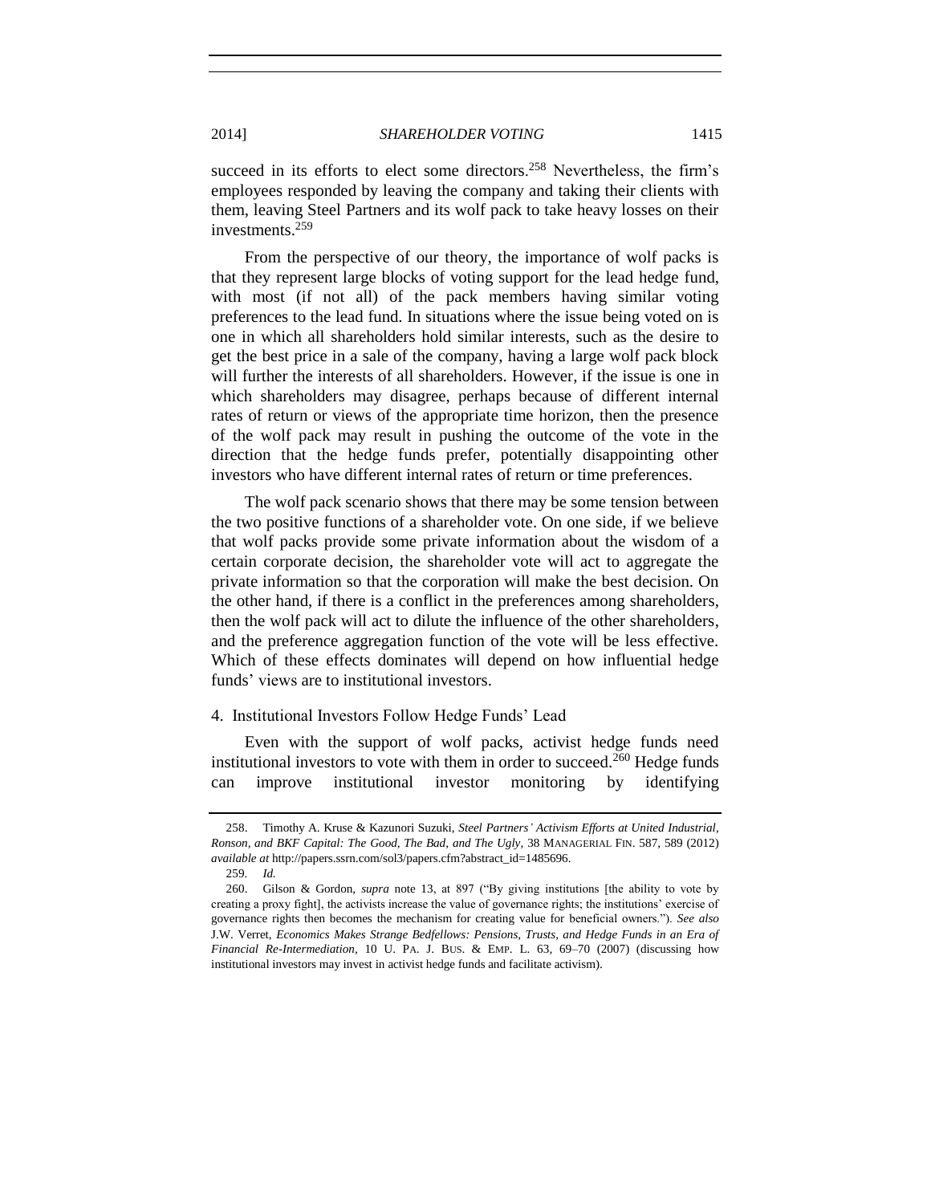succeed in its efforts to elect some directors.[258] Nevertheless, the firm's employees responded by leaving the company and taking their clients with them, leaving Steel Partners and its wolf pack to take heavy losses on their investments.[259]

From the perspective of our theory, the importance of wolf packs is that they represent large blocks of voting support for the lead hedge fund, with most (if not all) of the pack members having similar voting preferences to the lead fund. In situations where the issue being voted on is one in which all shareholders hold similar interests, such as the desire to get the best price in a sale of the company, having a large wolf pack block will further the interests of all shareholders. However, if the issue is one in which shareholders may disagree, perhaps because of different internal rates of return or views of the appropriate time horizon, then the presence of the wolf pack may result in pushing the outcome of the vote in the direction that the hedge funds prefer, potentially disappointing other investors who have different internal rates of return or time preferences.

The wolf pack scenario shows that there may be some tension between the two positive functions of a shareholder vote. On one side, if we believe that wolf packs provide some private information about the wisdom of a certain corporate decision, the shareholder vote will act to aggregate the private information so that the corporation will make the best decision. On the other hand, if there is a conflict in the preferences among shareholders, then the wolf pack will act to dilute the influence of the other shareholders, and the preference aggregation function of the vote will be less effective. Which of these effects dominates will depend on how influential hedge funds' views are to institutional investors.

#### 4. Institutional Investors Follow Hedge Funds' Lead

Even with the support of wolf packs, activist hedge funds need institutional investors to vote with them in order to succeed.[260] Hedge funds can improve institutional investor monitoring by identifying

---

258. Timothy A. Kruse & Kazunori Suzuki, *Steel Partners' Activism Efforts at United Industrial, Ronson, and BKF Capital: The Good, The Bad, and The Ugly*, 38 MANAGERIAL FIN. 587, 589 (2012) *available at* http://papers.ssrn.com/sol3/papers.cfm?abstract_id=1485696.

259. *Id.*

260. Gilson & Gordon, *supra* note 13, at 897 ("By giving institutions [the ability to vote by creating a proxy fight], the activists increase the value of governance rights; the institutions' exercise of governance rights then becomes the mechanism for creating value for beneficial owners."). *See also* J.W. Verret, *Economics Makes Strange Bedfellows: Pensions, Trusts, and Hedge Funds in an Era of Financial Re-Intermediation*, 10 U. PA. J. BUS. & EMP. L. 63, 69–70 (2007) (discussing how institutional investors may invest in activist hedge funds and facilitate activism).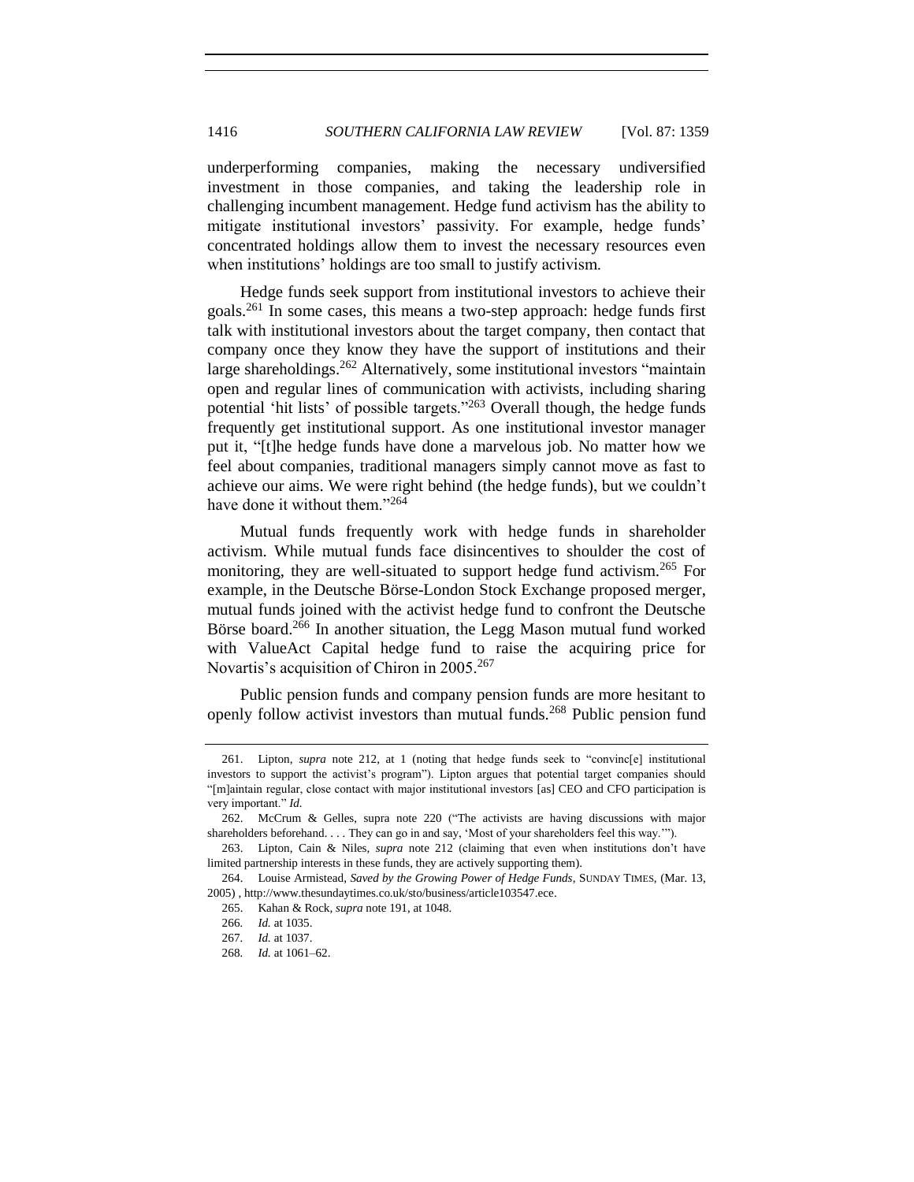underperforming companies, making the necessary undiversified investment in those companies, and taking the leadership role in challenging incumbent management. Hedge fund activism has the ability to mitigate institutional investors' passivity. For example, hedge funds' concentrated holdings allow them to invest the necessary resources even when institutions' holdings are too small to justify activism.

Hedge funds seek support from institutional investors to achieve their goals.[261] In some cases, this means a two-step approach: hedge funds first talk with institutional investors about the target company, then contact that company once they know they have the support of institutions and their large shareholdings.[262] Alternatively, some institutional investors "maintain open and regular lines of communication with activists, including sharing potential 'hit lists' of possible targets."[263] Overall though, the hedge funds frequently get institutional support. As one institutional investor manager put it, "[t]he hedge funds have done a marvelous job. No matter how we feel about companies, traditional managers simply cannot move as fast to achieve our aims. We were right behind (the hedge funds), but we couldn't have done it without them."[264]

Mutual funds frequently work with hedge funds in shareholder activism. While mutual funds face disincentives to shoulder the cost of monitoring, they are well-situated to support hedge fund activism.[265] For example, in the Deutsche Börse-London Stock Exchange proposed merger, mutual funds joined with the activist hedge fund to confront the Deutsche Börse board.[266] In another situation, the Legg Mason mutual fund worked with ValueAct Capital hedge fund to raise the acquiring price for Novartis's acquisition of Chiron in 2005.[267]

Public pension funds and company pension funds are more hesitant to openly follow activist investors than mutual funds.[268] Public pension fund

---

261. Lipton, *supra* note 212, at 1 (noting that hedge funds seek to "convinc[e] institutional investors to support the activist's program"). Lipton argues that potential target companies should "[m]aintain regular, close contact with major institutional investors [as] CEO and CFO participation is very important." *Id.*

262. McCrum & Gelles, supra note 220 ("The activists are having discussions with major shareholders beforehand. . . . They can go in and say, 'Most of your shareholders feel this way.'").

263. Lipton, Cain & Niles, *supra* note 212 (claiming that even when institutions don't have limited partnership interests in these funds, they are actively supporting them).

264. Louise Armistead, *Saved by the Growing Power of Hedge Funds*, SUNDAY TIMES, (Mar. 13, 2005) , http://www.thesundaytimes.co.uk/sto/business/article103547.ece.

265. Kahan & Rock, *supra* note 191, at 1048.

266. *Id.* at 1035.

267. *Id.* at 1037.

268. *Id.* at 1061–62.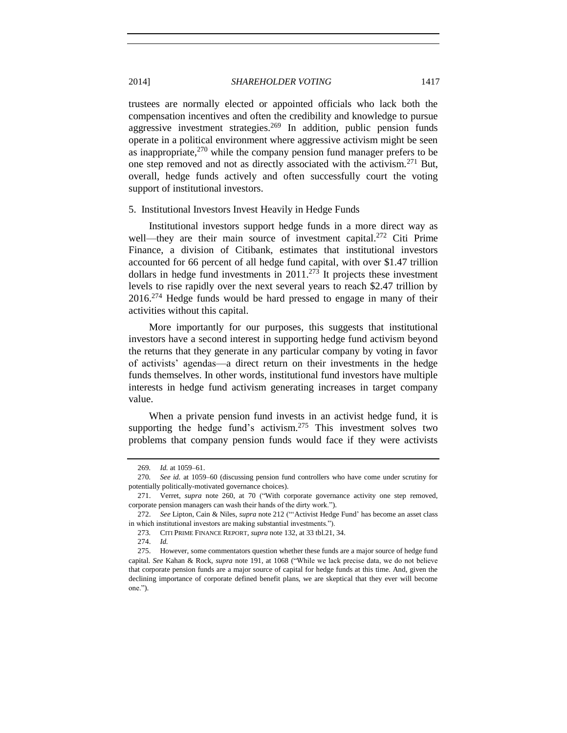trustees are normally elected or appointed officials who lack both the compensation incentives and often the credibility and knowledge to pursue aggressive investment strategies.[269] In addition, public pension funds operate in a political environment where aggressive activism might be seen as inappropriate,[270] while the company pension fund manager prefers to be one step removed and not as directly associated with the activism.[271] But, overall, hedge funds actively and often successfully court the voting support of institutional investors.

### 5. Institutional Investors Invest Heavily in Hedge Funds

Institutional investors support hedge funds in a more direct way as well—they are their main source of investment capital.[272] Citi Prime Finance, a division of Citibank, estimates that institutional investors accounted for 66 percent of all hedge fund capital, with over $1.47 trillion dollars in hedge fund investments in 2011.[273] It projects these investment levels to rise rapidly over the next several years to reach $2.47 trillion by 2016.[274] Hedge funds would be hard pressed to engage in many of their activities without this capital.

More importantly for our purposes, this suggests that institutional investors have a second interest in supporting hedge fund activism beyond the returns that they generate in any particular company by voting in favor of activists' agendas—a direct return on their investments in the hedge funds themselves. In other words, institutional fund investors have multiple interests in hedge fund activism generating increases in target company value.

When a private pension fund invests in an activist hedge fund, it is supporting the hedge fund's activism.[275] This investment solves two problems that company pension funds would face if they were activists

---

269. *Id.* at 1059–61.

270. *See id.* at 1059–60 (discussing pension fund controllers who have come under scrutiny for potentially politically-motivated governance choices).

271. Verret, *supra* note 260, at 70 ("With corporate governance activity one step removed, corporate pension managers can wash their hands of the dirty work.").

272. *See* Lipton, Cain & Niles, *supra* note 212 ("'Activist Hedge Fund' has become an asset class in which institutional investors are making substantial investments.").

273. CITI PRIME FINANCE REPORT, *supra* note 132, at 33 tbl.21, 34.

274. *Id.*

275. However, some commentators question whether these funds are a major source of hedge fund capital. *See* Kahan & Rock, *supra* note 191, at 1068 ("While we lack precise data, we do not believe that corporate pension funds are a major source of capital for hedge funds at this time. And, given the declining importance of corporate defined benefit plans, we are skeptical that they ever will become one.").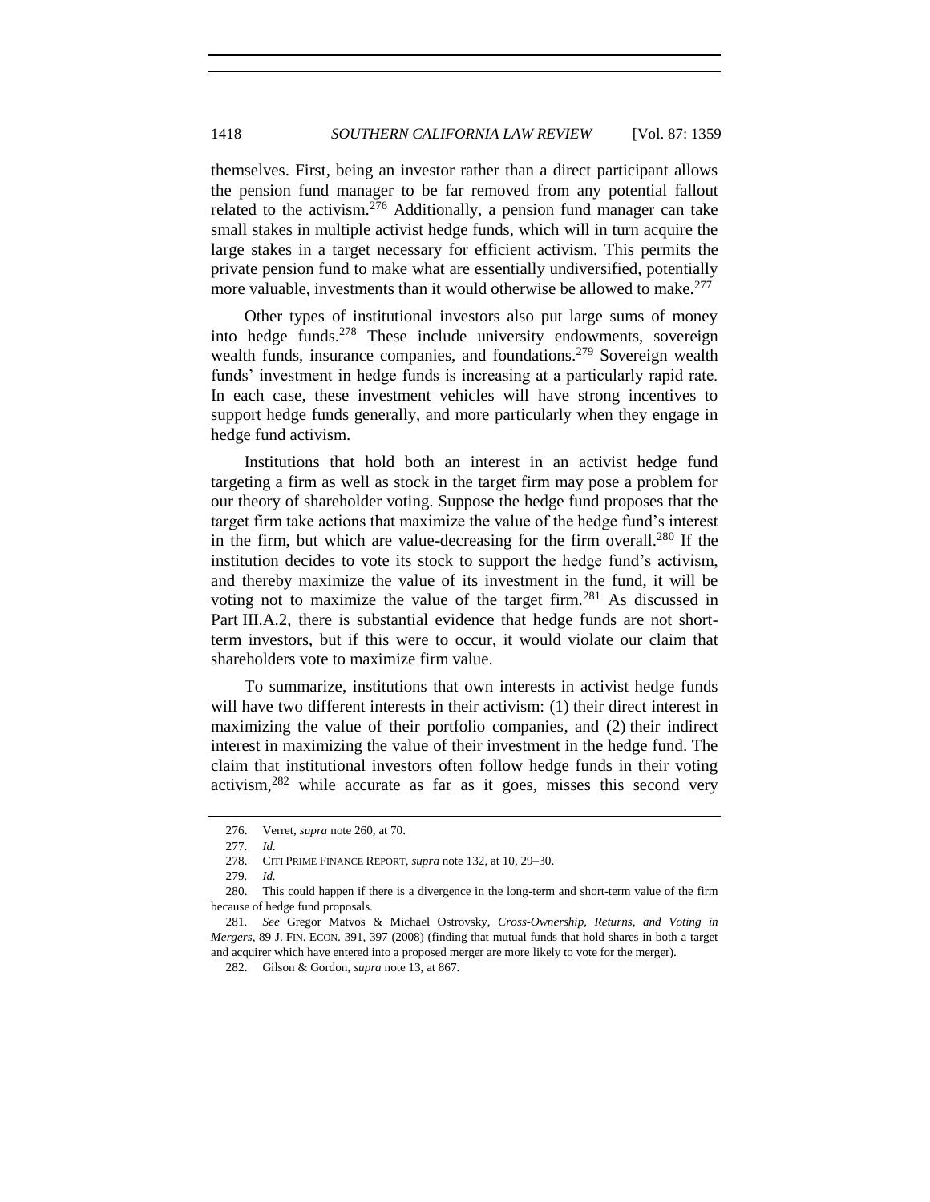themselves. First, being an investor rather than a direct participant allows the pension fund manager to be far removed from any potential fallout related to the activism.[276] Additionally, a pension fund manager can take small stakes in multiple activist hedge funds, which will in turn acquire the large stakes in a target necessary for efficient activism. This permits the private pension fund to make what are essentially undiversified, potentially more valuable, investments than it would otherwise be allowed to make.[277]

Other types of institutional investors also put large sums of money into hedge funds.[278] These include university endowments, sovereign wealth funds, insurance companies, and foundations.[279] Sovereign wealth funds' investment in hedge funds is increasing at a particularly rapid rate. In each case, these investment vehicles will have strong incentives to support hedge funds generally, and more particularly when they engage in hedge fund activism.

Institutions that hold both an interest in an activist hedge fund targeting a firm as well as stock in the target firm may pose a problem for our theory of shareholder voting. Suppose the hedge fund proposes that the target firm take actions that maximize the value of the hedge fund's interest in the firm, but which are value-decreasing for the firm overall.[280] If the institution decides to vote its stock to support the hedge fund's activism, and thereby maximize the value of its investment in the fund, it will be voting not to maximize the value of the target firm.[281] As discussed in Part III.A.2, there is substantial evidence that hedge funds are not short-term investors, but if this were to occur, it would violate our claim that shareholders vote to maximize firm value.

To summarize, institutions that own interests in activist hedge funds will have two different interests in their activism: (1) their direct interest in maximizing the value of their portfolio companies, and (2) their indirect interest in maximizing the value of their investment in the hedge fund. The claim that institutional investors often follow hedge funds in their voting activism,[282] while accurate as far as it goes, misses this second very

---

276. Verret, *supra* note 260, at 70.

277. *Id.*

278. CITI PRIME FINANCE REPORT, *supra* note 132, at 10, 29–30.

279. *Id.*

280. This could happen if there is a divergence in the long-term and short-term value of the firm because of hedge fund proposals.

281. *See* Gregor Matvos & Michael Ostrovsky, *Cross-Ownership, Returns, and Voting in Mergers*, 89 J. FIN. ECON. 391, 397 (2008) (finding that mutual funds that hold shares in both a target and acquirer which have entered into a proposed merger are more likely to vote for the merger).

282. Gilson & Gordon, *supra* note 13, at 867.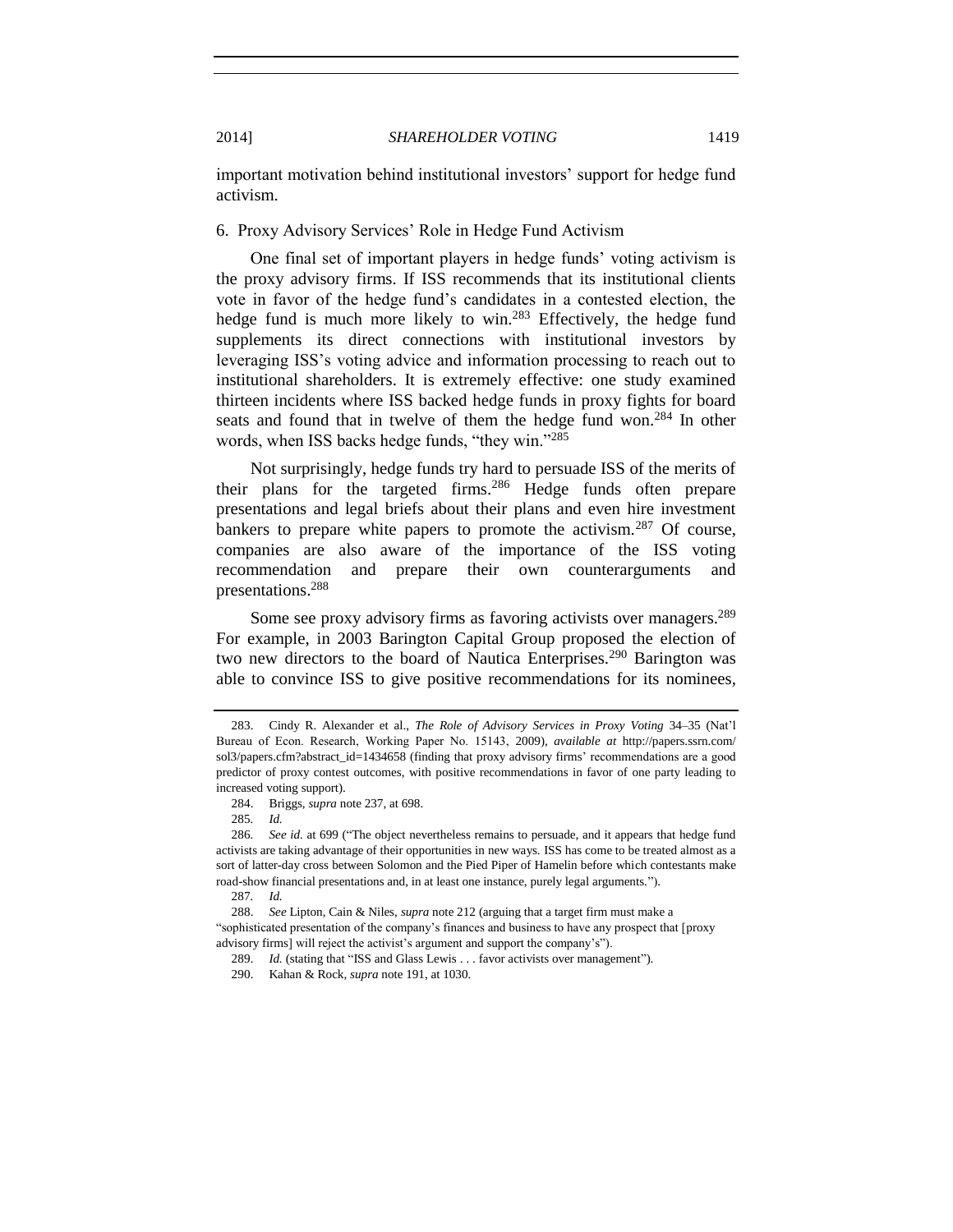important motivation behind institutional investors' support for hedge fund activism.

### 6. Proxy Advisory Services' Role in Hedge Fund Activism

One final set of important players in hedge funds' voting activism is the proxy advisory firms. If ISS recommends that its institutional clients vote in favor of the hedge fund's candidates in a contested election, the hedge fund is much more likely to win.[283] Effectively, the hedge fund supplements its direct connections with institutional investors by leveraging ISS's voting advice and information processing to reach out to institutional shareholders. It is extremely effective: one study examined thirteen incidents where ISS backed hedge funds in proxy fights for board seats and found that in twelve of them the hedge fund won.[284] In other words, when ISS backs hedge funds, "they win."[285]

Not surprisingly, hedge funds try hard to persuade ISS of the merits of their plans for the targeted firms.[286] Hedge funds often prepare presentations and legal briefs about their plans and even hire investment bankers to prepare white papers to promote the activism.[287] Of course, companies are also aware of the importance of the ISS voting recommendation and prepare their own counterarguments and presentations.[288]

Some see proxy advisory firms as favoring activists over managers.[289] For example, in 2003 Barington Capital Group proposed the election of two new directors to the board of Nautica Enterprises.[290] Barington was able to convince ISS to give positive recommendations for its nominees,

---

283. Cindy R. Alexander et al., *The Role of Advisory Services in Proxy Voting* 34–35 (Nat'l Bureau of Econ. Research, Working Paper No. 15143, 2009), *available at* http://papers.ssrn.com/sol3/papers.cfm?abstract_id=1434658 (finding that proxy advisory firms' recommendations are a good predictor of proxy contest outcomes, with positive recommendations in favor of one party leading to increased voting support).

284. Briggs, *supra* note 237, at 698.

285. *Id.*

286. *See id.* at 699 ("The object nevertheless remains to persuade, and it appears that hedge fund activists are taking advantage of their opportunities in new ways. ISS has come to be treated almost as a sort of latter-day cross between Solomon and the Pied Piper of Hamelin before which contestants make road-show financial presentations and, in at least one instance, purely legal arguments.").

287. *Id.*

288. *See* Lipton, Cain & Niles, *supra* note 212 (arguing that a target firm must make a "sophisticated presentation of the company's finances and business to have any prospect that [proxy advisory firms] will reject the activist's argument and support the company's").

289. *Id.* (stating that "ISS and Glass Lewis . . . favor activists over management").

290. Kahan & Rock, *supra* note 191, at 1030.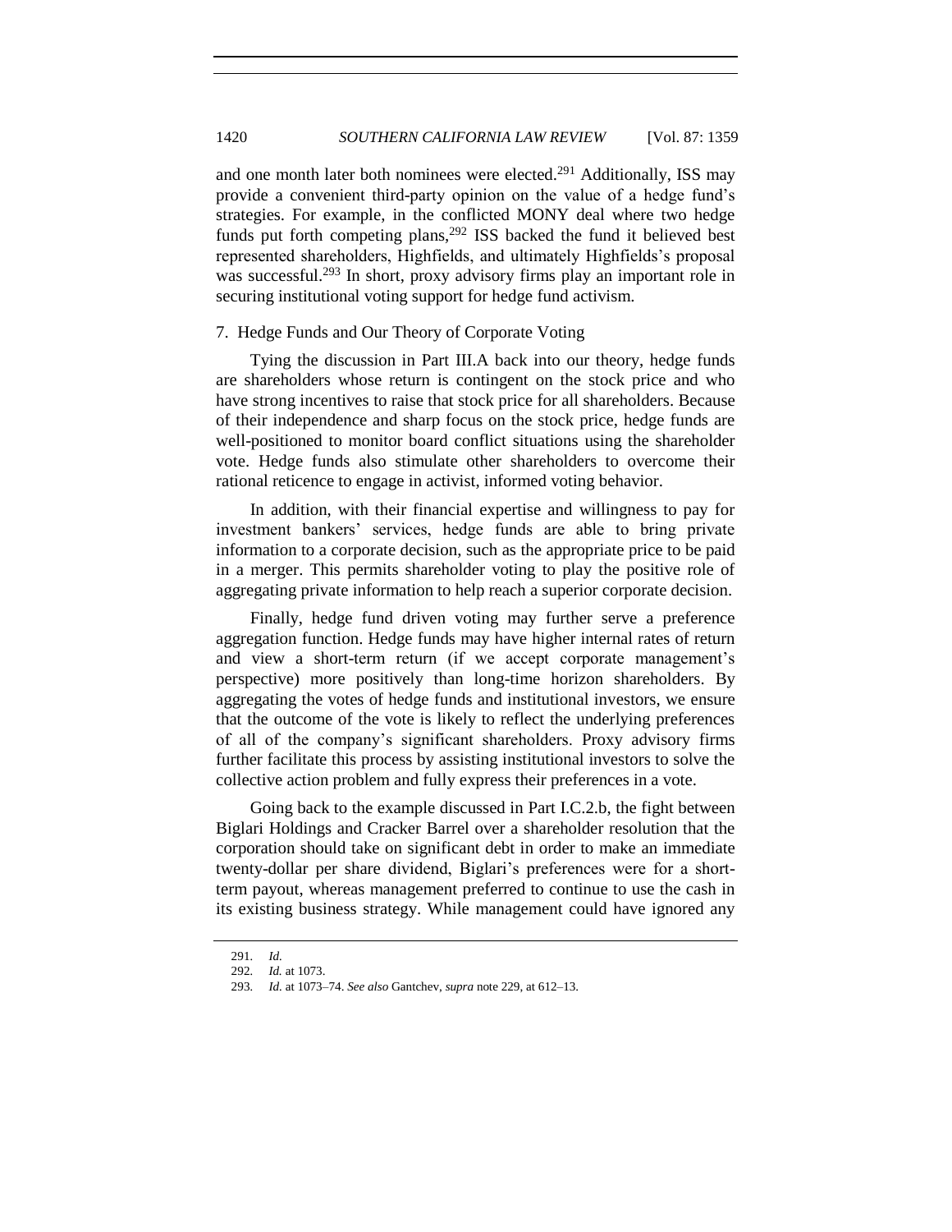and one month later both nominees were elected.[291] Additionally, ISS may provide a convenient third-party opinion on the value of a hedge fund's strategies. For example, in the conflicted MONY deal where two hedge funds put forth competing plans,[292] ISS backed the fund it believed best represented shareholders, Highfields, and ultimately Highfields's proposal was successful.[293] In short, proxy advisory firms play an important role in securing institutional voting support for hedge fund activism.

### 7. Hedge Funds and Our Theory of Corporate Voting

Tying the discussion in Part III.A back into our theory, hedge funds are shareholders whose return is contingent on the stock price and who have strong incentives to raise that stock price for all shareholders. Because of their independence and sharp focus on the stock price, hedge funds are well-positioned to monitor board conflict situations using the shareholder vote. Hedge funds also stimulate other shareholders to overcome their rational reticence to engage in activist, informed voting behavior.

In addition, with their financial expertise and willingness to pay for investment bankers' services, hedge funds are able to bring private information to a corporate decision, such as the appropriate price to be paid in a merger. This permits shareholder voting to play the positive role of aggregating private information to help reach a superior corporate decision.

Finally, hedge fund driven voting may further serve a preference aggregation function. Hedge funds may have higher internal rates of return and view a short-term return (if we accept corporate management's perspective) more positively than long-time horizon shareholders. By aggregating the votes of hedge funds and institutional investors, we ensure that the outcome of the vote is likely to reflect the underlying preferences of all of the company's significant shareholders. Proxy advisory firms further facilitate this process by assisting institutional investors to solve the collective action problem and fully express their preferences in a vote.

Going back to the example discussed in Part I.C.2.b, the fight between Biglari Holdings and Cracker Barrel over a shareholder resolution that the corporation should take on significant debt in order to make an immediate twenty-dollar per share dividend, Biglari's preferences were for a short-term payout, whereas management preferred to continue to use the cash in its existing business strategy. While management could have ignored any

---

291. *Id.*

292. *Id.* at 1073.

293. *Id.* at 1073–74. *See also* Gantchev, *supra* note 229, at 612–13.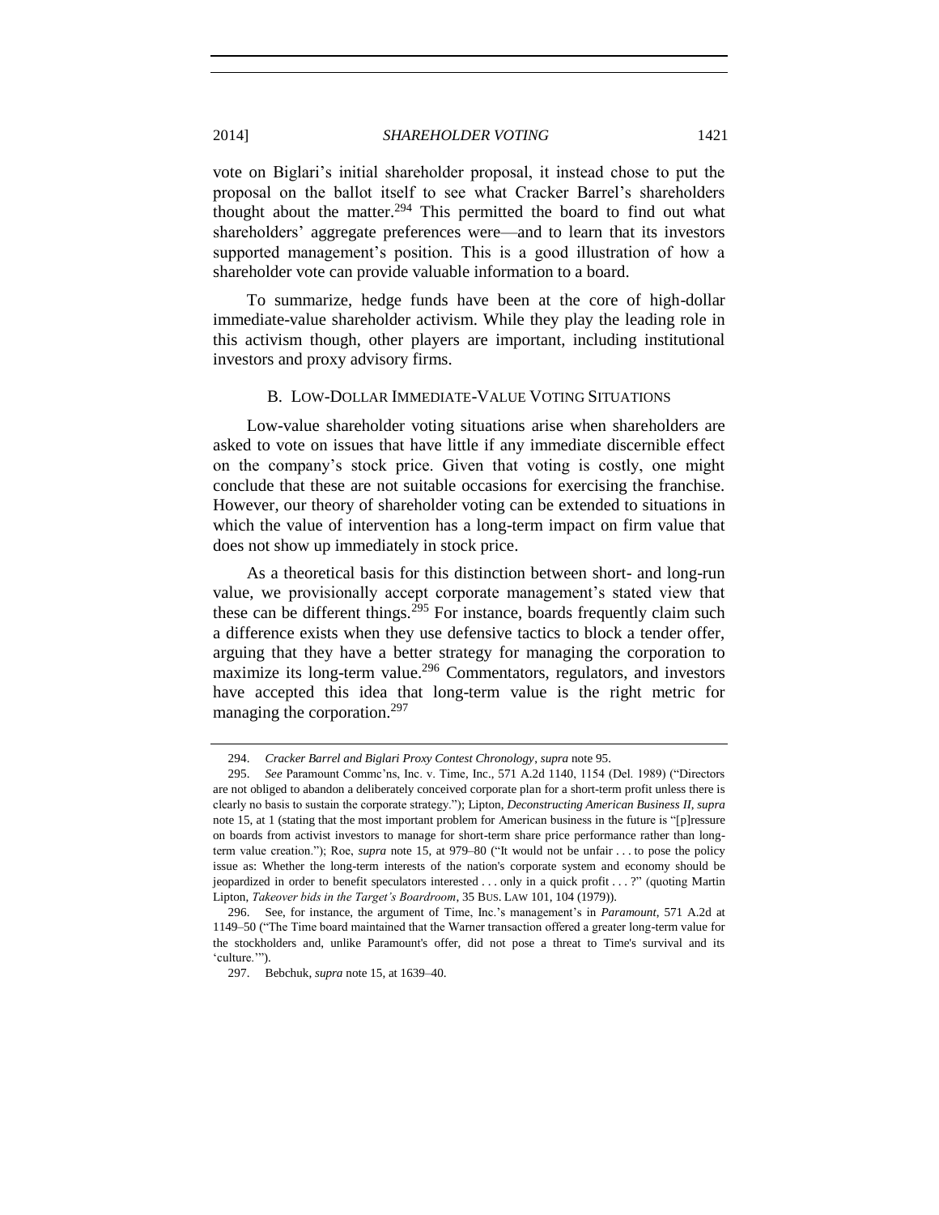vote on Biglari's initial shareholder proposal, it instead chose to put the proposal on the ballot itself to see what Cracker Barrel's shareholders thought about the matter.[294] This permitted the board to find out what shareholders' aggregate preferences were—and to learn that its investors supported management's position. This is a good illustration of how a shareholder vote can provide valuable information to a board.

To summarize, hedge funds have been at the core of high-dollar immediate-value shareholder activism. While they play the leading role in this activism though, other players are important, including institutional investors and proxy advisory firms.

### B. Low-Dollar Immediate-Value Voting Situations

Low-value shareholder voting situations arise when shareholders are asked to vote on issues that have little if any immediate discernible effect on the company's stock price. Given that voting is costly, one might conclude that these are not suitable occasions for exercising the franchise. However, our theory of shareholder voting can be extended to situations in which the value of intervention has a long-term impact on firm value that does not show up immediately in stock price.

As a theoretical basis for this distinction between short- and long-run value, we provisionally accept corporate management's stated view that these can be different things.[295] For instance, boards frequently claim such a difference exists when they use defensive tactics to block a tender offer, arguing that they have a better strategy for managing the corporation to maximize its long-term value.[296] Commentators, regulators, and investors have accepted this idea that long-term value is the right metric for managing the corporation.[297]

---

294. *Cracker Barrel and Biglari Proxy Contest Chronology*, *supra* note 95.

295. *See* Paramount Commc'ns, Inc. v. Time, Inc., 571 A.2d 1140, 1154 (Del. 1989) ("Directors are not obliged to abandon a deliberately conceived corporate plan for a short-term profit unless there is clearly no basis to sustain the corporate strategy."); Lipton, *Deconstructing American Business II*, *supra* note 15, at 1 (stating that the most important problem for American business in the future is "[p]ressure on boards from activist investors to manage for short-term share price performance rather than long-term value creation."); Roe, *supra* note 15, at 979–80 ("It would not be unfair . . . to pose the policy issue as: Whether the long-term interests of the nation's corporate system and economy should be jeopardized in order to benefit speculators interested . . . only in a quick profit . . . ?" (quoting Martin Lipton, *Takeover bids in the Target's Boardroom*, 35 Bus. Law 101, 104 (1979)).

296. See, for instance, the argument of Time, Inc.'s management's in *Paramount*, 571 A.2d at 1149–50 ("The Time board maintained that the Warner transaction offered a greater long-term value for the stockholders and, unlike Paramount's offer, did not pose a threat to Time's survival and its 'culture.'").

297. Bebchuk, *supra* note 15, at 1639–40.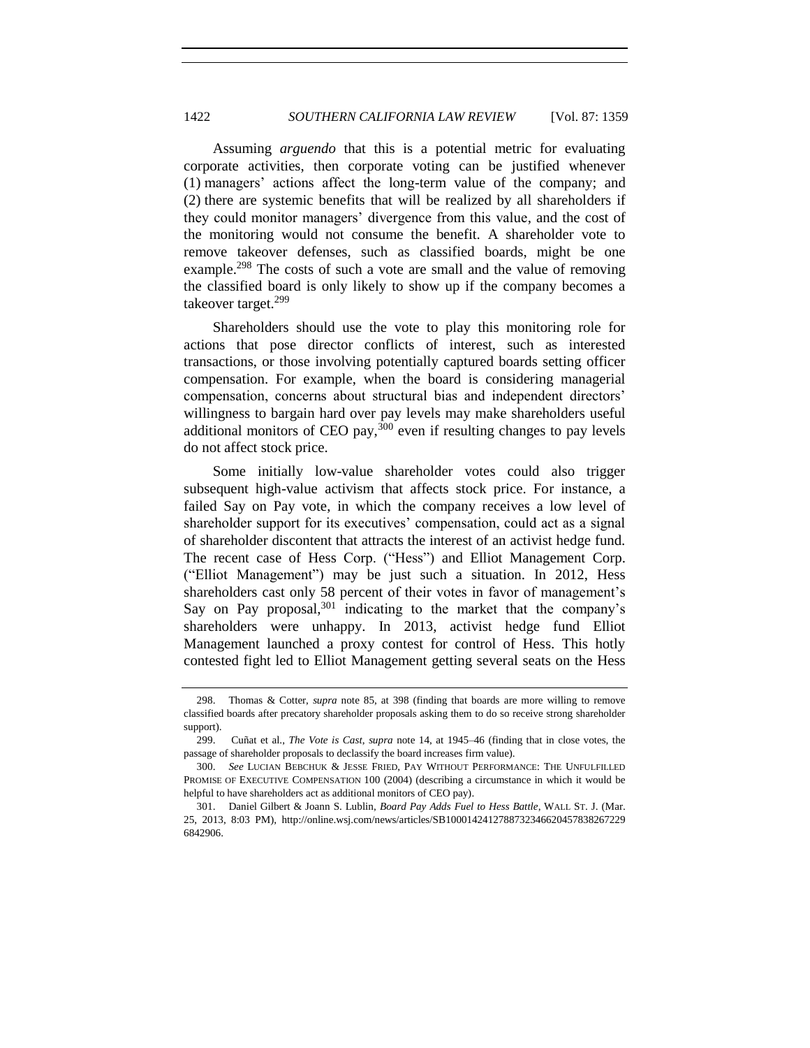Assuming *arguendo* that this is a potential metric for evaluating corporate activities, then corporate voting can be justified whenever (1) managers' actions affect the long-term value of the company; and (2) there are systemic benefits that will be realized by all shareholders if they could monitor managers' divergence from this value, and the cost of the monitoring would not consume the benefit. A shareholder vote to remove takeover defenses, such as classified boards, might be one example.[298] The costs of such a vote are small and the value of removing the classified board is only likely to show up if the company becomes a takeover target.[299]

Shareholders should use the vote to play this monitoring role for actions that pose director conflicts of interest, such as interested transactions, or those involving potentially captured boards setting officer compensation. For example, when the board is considering managerial compensation, concerns about structural bias and independent directors' willingness to bargain hard over pay levels may make shareholders useful additional monitors of CEO pay,[300] even if resulting changes to pay levels do not affect stock price.

Some initially low-value shareholder votes could also trigger subsequent high-value activism that affects stock price. For instance, a failed Say on Pay vote, in which the company receives a low level of shareholder support for its executives' compensation, could act as a signal of shareholder discontent that attracts the interest of an activist hedge fund. The recent case of Hess Corp. ("Hess") and Elliot Management Corp. ("Elliot Management") may be just such a situation. In 2012, Hess shareholders cast only 58 percent of their votes in favor of management's Say on Pay proposal,[301] indicating to the market that the company's shareholders were unhappy. In 2013, activist hedge fund Elliot Management launched a proxy contest for control of Hess. This hotly contested fight led to Elliot Management getting several seats on the Hess

---

298. Thomas & Cotter, *supra* note 85, at 398 (finding that boards are more willing to remove classified boards after precatory shareholder proposals asking them to do so receive strong shareholder support).

299. Cuñat et al., *The Vote is Cast*, *supra* note 14, at 1945–46 (finding that in close votes, the passage of shareholder proposals to declassify the board increases firm value).

300. *See* LUCIAN BEBCHUK & JESSE FRIED, PAY WITHOUT PERFORMANCE: THE UNFULFILLED PROMISE OF EXECUTIVE COMPENSATION 100 (2004) (describing a circumstance in which it would be helpful to have shareholders act as additional monitors of CEO pay).

301. Daniel Gilbert & Joann S. Lublin, *Board Pay Adds Fuel to Hess Battle*, WALL ST. J. (Mar. 25, 2013, 8:03 PM), http://online.wsj.com/news/articles/SB10001424127887323466204578382672296842906.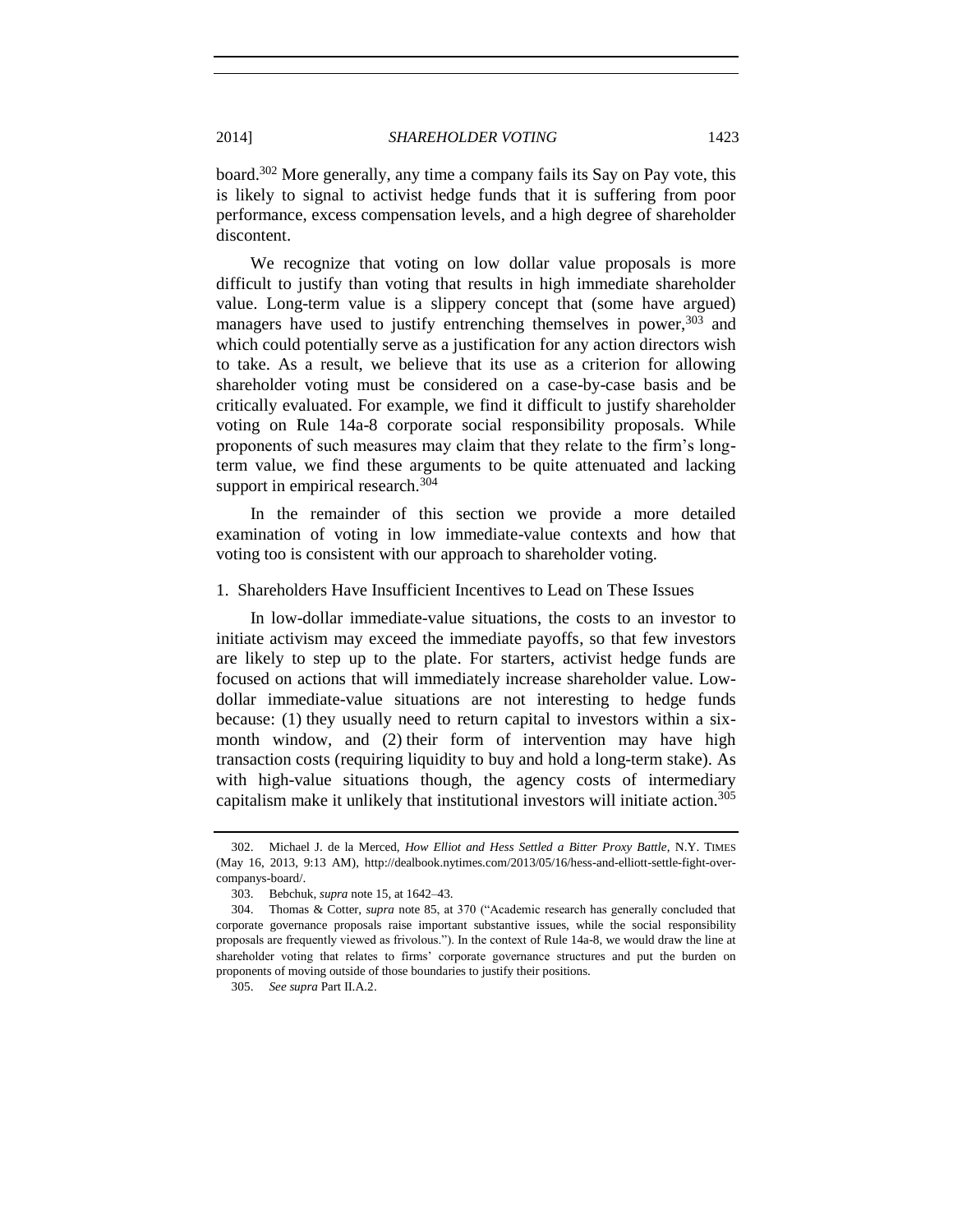board.[302] More generally, any time a company fails its Say on Pay vote, this is likely to signal to activist hedge funds that it is suffering from poor performance, excess compensation levels, and a high degree of shareholder discontent.

We recognize that voting on low dollar value proposals is more difficult to justify than voting that results in high immediate shareholder value. Long-term value is a slippery concept that (some have argued) managers have used to justify entrenching themselves in power,[303] and which could potentially serve as a justification for any action directors wish to take. As a result, we believe that its use as a criterion for allowing shareholder voting must be considered on a case-by-case basis and be critically evaluated. For example, we find it difficult to justify shareholder voting on Rule 14a-8 corporate social responsibility proposals. While proponents of such measures may claim that they relate to the firm's long-term value, we find these arguments to be quite attenuated and lacking support in empirical research.[304]

In the remainder of this section we provide a more detailed examination of voting in low immediate-value contexts and how that voting too is consistent with our approach to shareholder voting.

### 1. Shareholders Have Insufficient Incentives to Lead on These Issues

In low-dollar immediate-value situations, the costs to an investor to initiate activism may exceed the immediate payoffs, so that few investors are likely to step up to the plate. For starters, activist hedge funds are focused on actions that will immediately increase shareholder value. Low-dollar immediate-value situations are not interesting to hedge funds because: (1) they usually need to return capital to investors within a six-month window, and (2) their form of intervention may have high transaction costs (requiring liquidity to buy and hold a long-term stake). As with high-value situations though, the agency costs of intermediary capitalism make it unlikely that institutional investors will initiate action.[305]

---

302. Michael J. de la Merced, *How Elliot and Hess Settled a Bitter Proxy Battle*, N.Y. TIMES (May 16, 2013, 9:13 AM), http://dealbook.nytimes.com/2013/05/16/hess-and-elliott-settle-fight-over-companys-board/.

303. Bebchuk, *supra* note 15, at 1642–43.

304. Thomas & Cotter, *supra* note 85, at 370 ("Academic research has generally concluded that corporate governance proposals raise important substantive issues, while the social responsibility proposals are frequently viewed as frivolous."). In the context of Rule 14a-8, we would draw the line at shareholder voting that relates to firms' corporate governance structures and put the burden on proponents of moving outside of those boundaries to justify their positions.

305. *See supra* Part II.A.2.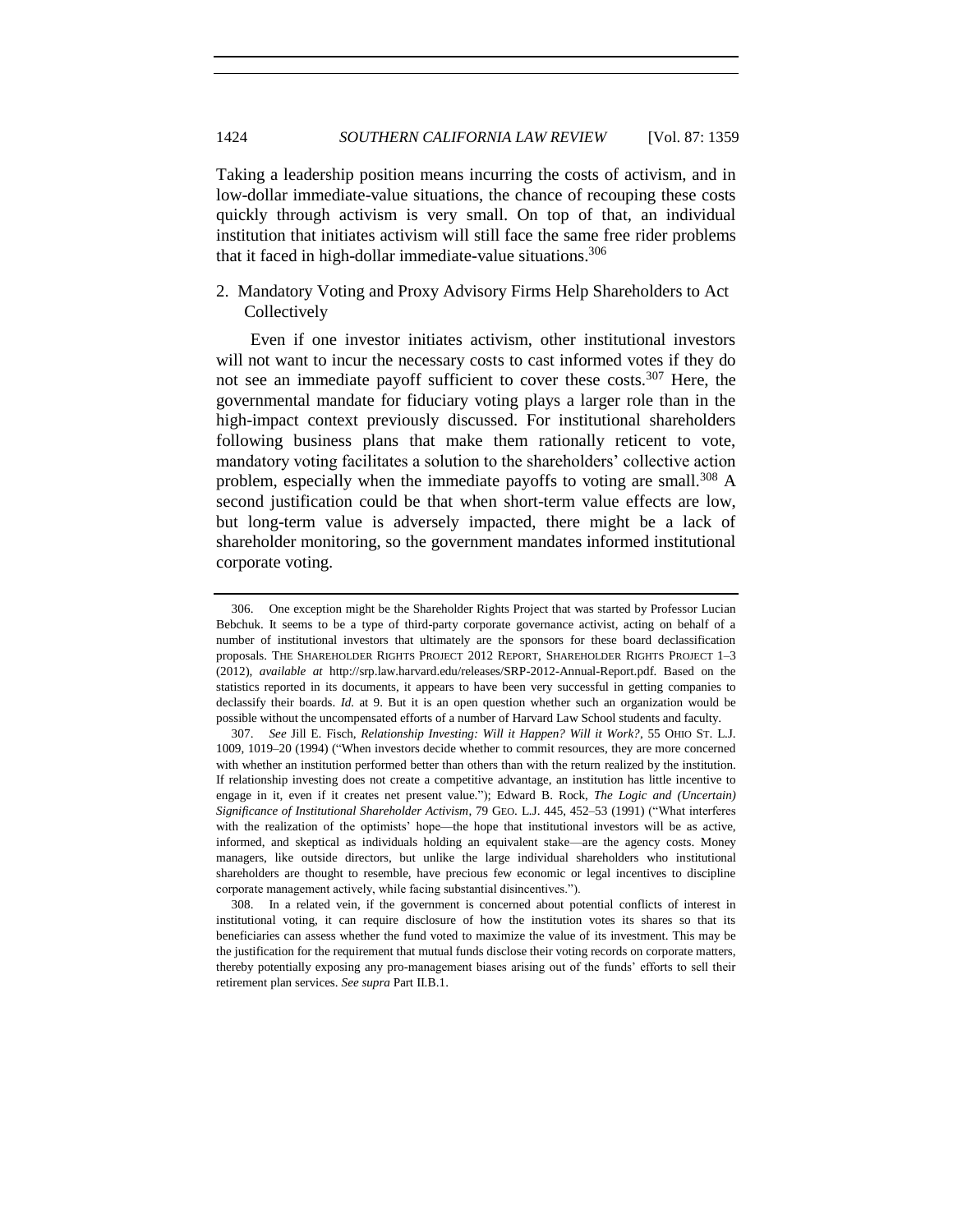Taking a leadership position means incurring the costs of activism, and in low-dollar immediate-value situations, the chance of recouping these costs quickly through activism is very small. On top of that, an individual institution that initiates activism will still face the same free rider problems that it faced in high-dollar immediate-value situations.[306]

### 2. Mandatory Voting and Proxy Advisory Firms Help Shareholders to Act Collectively

Even if one investor initiates activism, other institutional investors will not want to incur the necessary costs to cast informed votes if they do not see an immediate payoff sufficient to cover these costs.[307] Here, the governmental mandate for fiduciary voting plays a larger role than in the high-impact context previously discussed. For institutional shareholders following business plans that make them rationally reticent to vote, mandatory voting facilitates a solution to the shareholders' collective action problem, especially when the immediate payoffs to voting are small.[308] A second justification could be that when short-term value effects are low, but long-term value is adversely impacted, there might be a lack of shareholder monitoring, so the government mandates informed institutional corporate voting.

---

306. One exception might be the Shareholder Rights Project that was started by Professor Lucian Bebchuk. It seems to be a type of third-party corporate governance activist, acting on behalf of a number of institutional investors that ultimately are the sponsors for these board declassification proposals. THE SHAREHOLDER RIGHTS PROJECT 2012 REPORT, SHAREHOLDER RIGHTS PROJECT 1–3 (2012), *available at* http://srp.law.harvard.edu/releases/SRP-2012-Annual-Report.pdf. Based on the statistics reported in its documents, it appears to have been very successful in getting companies to declassify their boards. *Id.* at 9. But it is an open question whether such an organization would be possible without the uncompensated efforts of a number of Harvard Law School students and faculty.

307. *See* Jill E. Fisch, *Relationship Investing: Will it Happen? Will it Work?*, 55 OHIO ST. L.J. 1009, 1019–20 (1994) ("When investors decide whether to commit resources, they are more concerned with whether an institution performed better than others than with the return realized by the institution. If relationship investing does not create a competitive advantage, an institution has little incentive to engage in it, even if it creates net present value."); Edward B. Rock, *The Logic and (Uncertain) Significance of Institutional Shareholder Activism*, 79 GEO. L.J. 445, 452–53 (1991) ("What interferes with the realization of the optimists' hope—the hope that institutional investors will be as active, informed, and skeptical as individuals holding an equivalent stake—are the agency costs. Money managers, like outside directors, but unlike the large individual shareholders who institutional shareholders are thought to resemble, have precious few economic or legal incentives to discipline corporate management actively, while facing substantial disincentives.").

308. In a related vein, if the government is concerned about potential conflicts of interest in institutional voting, it can require disclosure of how the institution votes its shares so that its beneficiaries can assess whether the fund voted to maximize the value of its investment. This may be the justification for the requirement that mutual funds disclose their voting records on corporate matters, thereby potentially exposing any pro-management biases arising out of the funds' efforts to sell their retirement plan services. *See supra* Part II.B.1.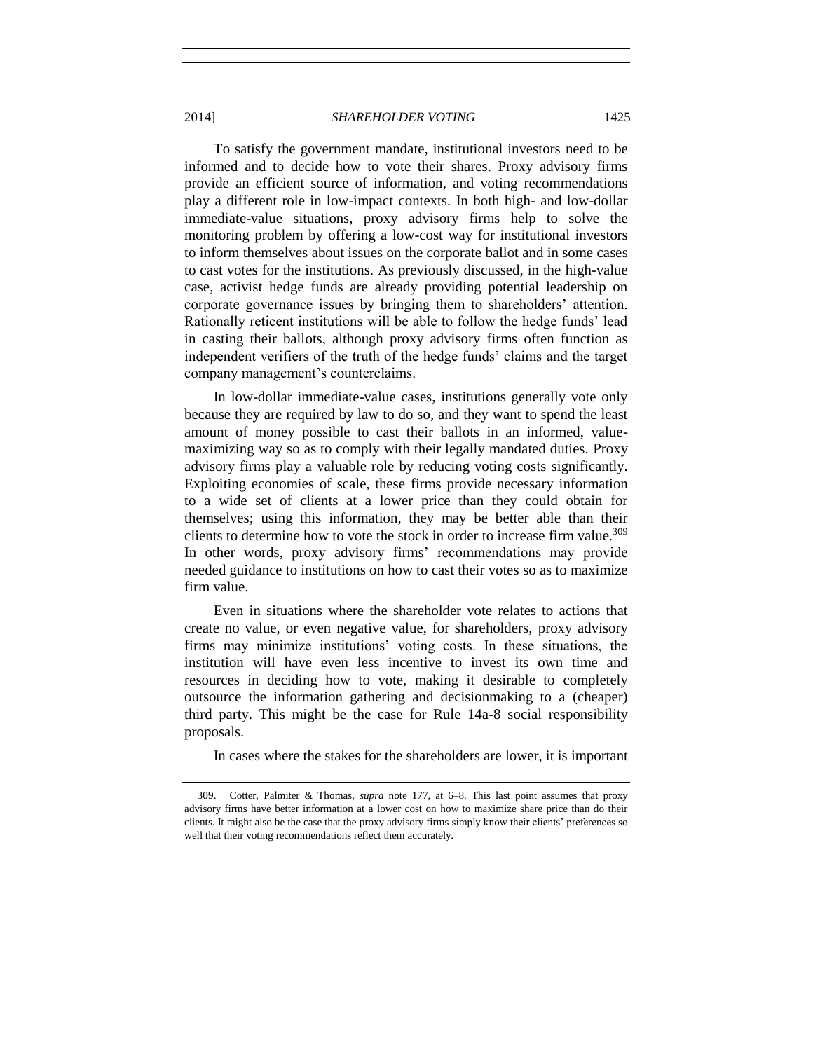To satisfy the government mandate, institutional investors need to be informed and to decide how to vote their shares. Proxy advisory firms provide an efficient source of information, and voting recommendations play a different role in low-impact contexts. In both high- and low-dollar immediate-value situations, proxy advisory firms help to solve the monitoring problem by offering a low-cost way for institutional investors to inform themselves about issues on the corporate ballot and in some cases to cast votes for the institutions. As previously discussed, in the high-value case, activist hedge funds are already providing potential leadership on corporate governance issues by bringing them to shareholders' attention. Rationally reticent institutions will be able to follow the hedge funds' lead in casting their ballots, although proxy advisory firms often function as independent verifiers of the truth of the hedge funds' claims and the target company management's counterclaims.

In low-dollar immediate-value cases, institutions generally vote only because they are required by law to do so, and they want to spend the least amount of money possible to cast their ballots in an informed, value-maximizing way so as to comply with their legally mandated duties. Proxy advisory firms play a valuable role by reducing voting costs significantly. Exploiting economies of scale, these firms provide necessary information to a wide set of clients at a lower price than they could obtain for themselves; using this information, they may be better able than their clients to determine how to vote the stock in order to increase firm value.[309] In other words, proxy advisory firms' recommendations may provide needed guidance to institutions on how to cast their votes so as to maximize firm value.

Even in situations where the shareholder vote relates to actions that create no value, or even negative value, for shareholders, proxy advisory firms may minimize institutions' voting costs. In these situations, the institution will have even less incentive to invest its own time and resources in deciding how to vote, making it desirable to completely outsource the information gathering and decisionmaking to a (cheaper) third party. This might be the case for Rule 14a-8 social responsibility proposals.

In cases where the stakes for the shareholders are lower, it is important

---

309. Cotter, Palmiter & Thomas, *supra* note 177, at 6–8. This last point assumes that proxy advisory firms have better information at a lower cost on how to maximize share price than do their clients. It might also be the case that the proxy advisory firms simply know their clients' preferences so well that their voting recommendations reflect them accurately.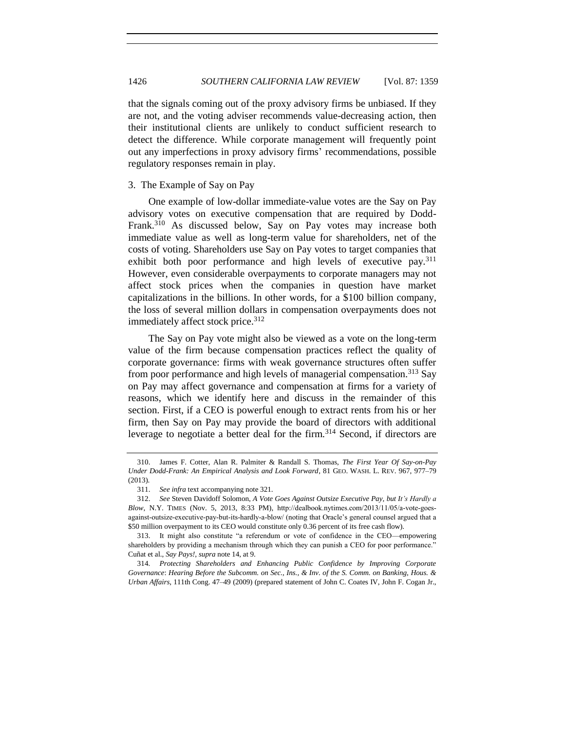that the signals coming out of the proxy advisory firms be unbiased. If they are not, and the voting adviser recommends value-decreasing action, then their institutional clients are unlikely to conduct sufficient research to detect the difference. While corporate management will frequently point out any imperfections in proxy advisory firms' recommendations, possible regulatory responses remain in play.

### 3. The Example of Say on Pay

One example of low-dollar immediate-value votes are the Say on Pay advisory votes on executive compensation that are required by Dodd-Frank.[310] As discussed below, Say on Pay votes may increase both immediate value as well as long-term value for shareholders, net of the costs of voting. Shareholders use Say on Pay votes to target companies that exhibit both poor performance and high levels of executive pay.[311] However, even considerable overpayments to corporate managers may not affect stock prices when the companies in question have market capitalizations in the billions. In other words, for a $100 billion company, the loss of several million dollars in compensation overpayments does not immediately affect stock price.[312]

The Say on Pay vote might also be viewed as a vote on the long-term value of the firm because compensation practices reflect the quality of corporate governance: firms with weak governance structures often suffer from poor performance and high levels of managerial compensation.[313] Say on Pay may affect governance and compensation at firms for a variety of reasons, which we identify here and discuss in the remainder of this section. First, if a CEO is powerful enough to extract rents from his or her firm, then Say on Pay may provide the board of directors with additional leverage to negotiate a better deal for the firm.[314] Second, if directors are

---

310. James F. Cotter, Alan R. Palmiter & Randall S. Thomas, *The First Year Of Say-on-Pay Under Dodd-Frank: An Empirical Analysis and Look Forward*, 81 GEO. WASH. L. REV. 967, 977–79 (2013).

311. *See infra* text accompanying note 321.

312. *See* Steven Davidoff Solomon, *A Vote Goes Against Outsize Executive Pay, but It's Hardly a Blow*, N.Y. TIMES (Nov. 5, 2013, 8:33 PM), http://dealbook.nytimes.com/2013/11/05/a-vote-goes-against-outsize-executive-pay-but-its-hardly-a-blow/ (noting that Oracle's general counsel argued that a $50 million overpayment to its CEO would constitute only 0.36 percent of its free cash flow).

313. It might also constitute "a referendum or vote of confidence in the CEO—empowering shareholders by providing a mechanism through which they can punish a CEO for poor performance." Cuñat et al., *Say Pays!*, *supra* note 14, at 9.

314. *Protecting Shareholders and Enhancing Public Confidence by Improving Corporate Governance*: *Hearing Before the Subcomm. on Sec., Ins., & Inv. of the S. Comm. on Banking, Hous. & Urban Affairs*, 111th Cong. 47–49 (2009) (prepared statement of John C. Coates IV, John F. Cogan Jr.,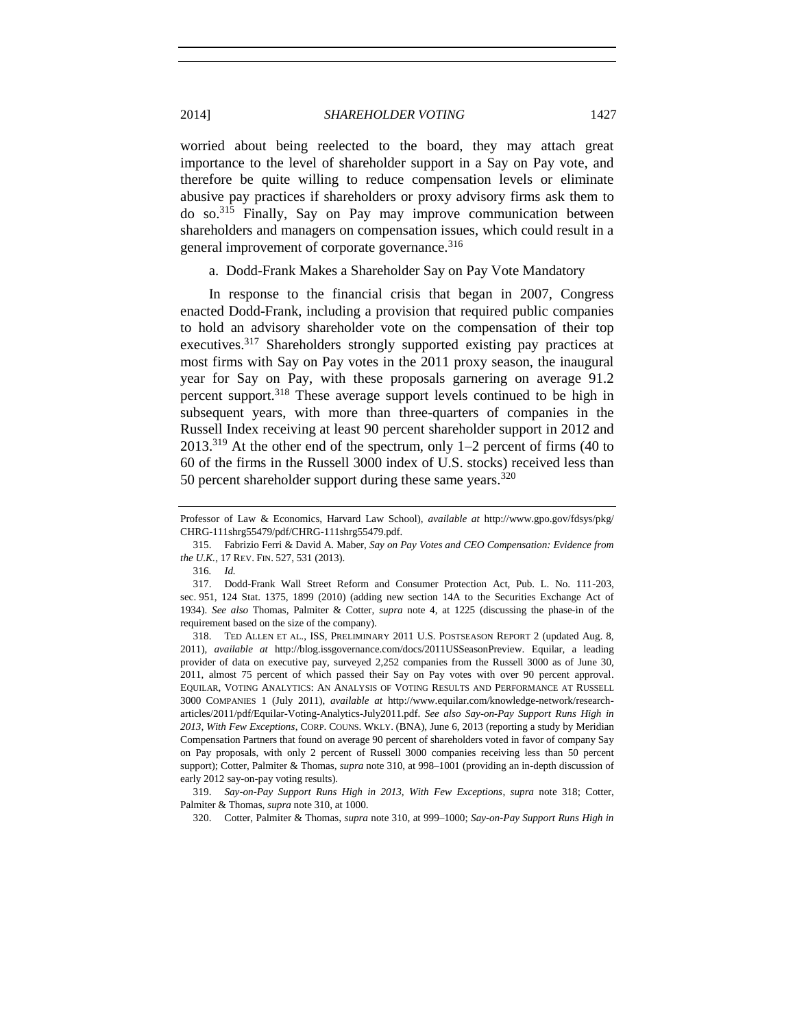worried about being reelected to the board, they may attach great importance to the level of shareholder support in a Say on Pay vote, and therefore be quite willing to reduce compensation levels or eliminate abusive pay practices if shareholders or proxy advisory firms ask them to do so.[315] Finally, Say on Pay may improve communication between shareholders and managers on compensation issues, which could result in a general improvement of corporate governance.[316]

a. Dodd-Frank Makes a Shareholder Say on Pay Vote Mandatory

In response to the financial crisis that began in 2007, Congress enacted Dodd-Frank, including a provision that required public companies to hold an advisory shareholder vote on the compensation of their top executives.[317] Shareholders strongly supported existing pay practices at most firms with Say on Pay votes in the 2011 proxy season, the inaugural year for Say on Pay, with these proposals garnering on average 91.2 percent support.[318] These average support levels continued to be high in subsequent years, with more than three-quarters of companies in the Russell Index receiving at least 90 percent shareholder support in 2012 and 2013.[319] At the other end of the spectrum, only 1–2 percent of firms (40 to 60 of the firms in the Russell 3000 index of U.S. stocks) received less than 50 percent shareholder support during these same years.[320]

---

Professor of Law & Economics, Harvard Law School), *available at* http://www.gpo.gov/fdsys/pkg/CHRG-111shrg55479/pdf/CHRG-111shrg55479.pdf.

315. Fabrizio Ferri & David A. Maber, *Say on Pay Votes and CEO Compensation: Evidence from the U.K.*, 17 REV. FIN. 527, 531 (2013).

316. *Id.*

317. Dodd-Frank Wall Street Reform and Consumer Protection Act, Pub. L. No. 111-203, sec. 951, 124 Stat. 1375, 1899 (2010) (adding new section 14A to the Securities Exchange Act of 1934). *See also* Thomas, Palmiter & Cotter, *supra* note 4, at 1225 (discussing the phase-in of the requirement based on the size of the company).

318. TED ALLEN ET AL., ISS, PRELIMINARY 2011 U.S. POSTSEASON REPORT 2 (updated Aug. 8, 2011), *available at* http://blog.issgovernance.com/docs/2011USSeasonPreview. Equilar, a leading provider of data on executive pay, surveyed 2,252 companies from the Russell 3000 as of June 30, 2011, almost 75 percent of which passed their Say on Pay votes with over 90 percent approval. EQUILAR, VOTING ANALYTICS: AN ANALYSIS OF VOTING RESULTS AND PERFORMANCE AT RUSSELL 3000 COMPANIES 1 (July 2011), *available at* http://www.equilar.com/knowledge-network/research-articles/2011/pdf/Equilar-Voting-Analytics-July2011.pdf. *See also Say-on-Pay Support Runs High in 2013, With Few Exceptions*, CORP. COUNS. WKLY. (BNA), June 6, 2013 (reporting a study by Meridian Compensation Partners that found on average 90 percent of shareholders voted in favor of company Say on Pay proposals, with only 2 percent of Russell 3000 companies receiving less than 50 percent support); Cotter, Palmiter & Thomas, *supra* note 310, at 998–1001 (providing an in-depth discussion of early 2012 say-on-pay voting results).

319. *Say-on-Pay Support Runs High in 2013, With Few Exceptions*, *supra* note 318; Cotter, Palmiter & Thomas, *supra* note 310, at 1000.

320. Cotter, Palmiter & Thomas, *supra* note 310, at 999–1000; *Say-on-Pay Support Runs High in*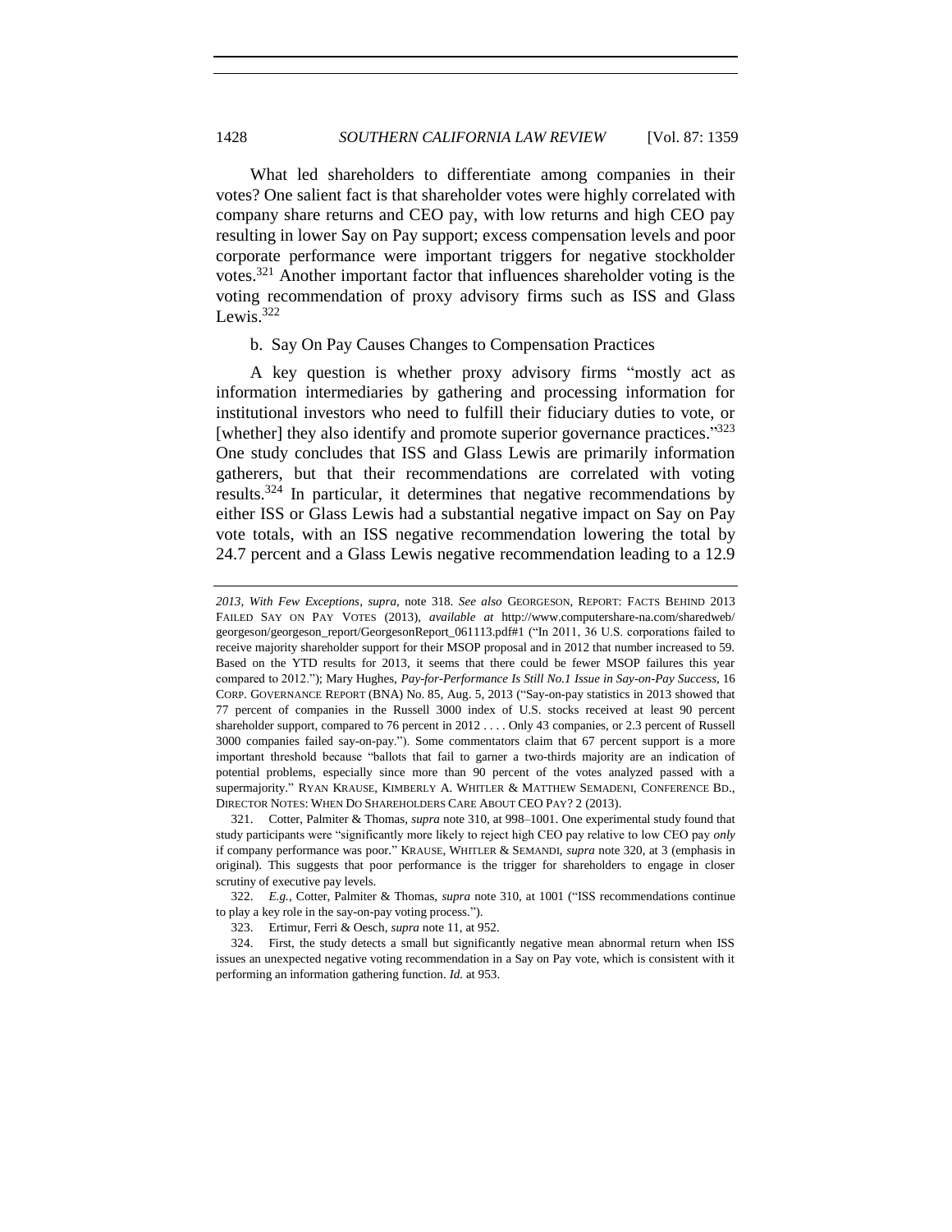What led shareholders to differentiate among companies in their votes? One salient fact is that shareholder votes were highly correlated with company share returns and CEO pay, with low returns and high CEO pay resulting in lower Say on Pay support; excess compensation levels and poor corporate performance were important triggers for negative stockholder votes.[321] Another important factor that influences shareholder voting is the voting recommendation of proxy advisory firms such as ISS and Glass Lewis.[322]

b. Say On Pay Causes Changes to Compensation Practices

A key question is whether proxy advisory firms "mostly act as information intermediaries by gathering and processing information for institutional investors who need to fulfill their fiduciary duties to vote, or [whether] they also identify and promote superior governance practices."[323] One study concludes that ISS and Glass Lewis are primarily information gatherers, but that their recommendations are correlated with voting results.[324] In particular, it determines that negative recommendations by either ISS or Glass Lewis had a substantial negative impact on Say on Pay vote totals, with an ISS negative recommendation lowering the total by 24.7 percent and a Glass Lewis negative recommendation leading to a 12.9

---

*2013, With Few Exceptions*, *supra*, note 318. *See also* GEORGESON, REPORT: FACTS BEHIND 2013 FAILED SAY ON PAY VOTES (2013), *available at* http://www.computershare-na.com/sharedweb/georgeson/georgeson_report/GeorgesonReport_061113.pdf#1 ("In 2011, 36 U.S. corporations failed to receive majority shareholder support for their MSOP proposal and in 2012 that number increased to 59. Based on the YTD results for 2013, it seems that there could be fewer MSOP failures this year compared to 2012."); Mary Hughes, *Pay-for-Performance Is Still No.1 Issue in Say-on-Pay Success*, 16 CORP. GOVERNANCE REPORT (BNA) No. 85, Aug. 5, 2013 ("Say-on-pay statistics in 2013 showed that 77 percent of companies in the Russell 3000 index of U.S. stocks received at least 90 percent shareholder support, compared to 76 percent in 2012 . . . . Only 43 companies, or 2.3 percent of Russell 3000 companies failed say-on-pay."). Some commentators claim that 67 percent support is a more important threshold because "ballots that fail to garner a two-thirds majority are an indication of potential problems, especially since more than 90 percent of the votes analyzed passed with a supermajority." RYAN KRAUSE, KIMBERLY A. WHITLER & MATTHEW SEMADENI, CONFERENCE BD., DIRECTOR NOTES: WHEN DO SHAREHOLDERS CARE ABOUT CEO PAY? 2 (2013).

321. Cotter, Palmiter & Thomas, *supra* note 310, at 998–1001. One experimental study found that study participants were "significantly more likely to reject high CEO pay relative to low CEO pay *only* if company performance was poor." KRAUSE, WHITLER & SEMANDI, *supra* note 320, at 3 (emphasis in original). This suggests that poor performance is the trigger for shareholders to engage in closer scrutiny of executive pay levels.

322. *E.g.*, Cotter, Palmiter & Thomas, *supra* note 310, at 1001 ("ISS recommendations continue to play a key role in the say-on-pay voting process.").

323. Ertimur, Ferri & Oesch, *supra* note 11, at 952.

324. First, the study detects a small but significantly negative mean abnormal return when ISS issues an unexpected negative voting recommendation in a Say on Pay vote, which is consistent with it performing an information gathering function. *Id.* at 953.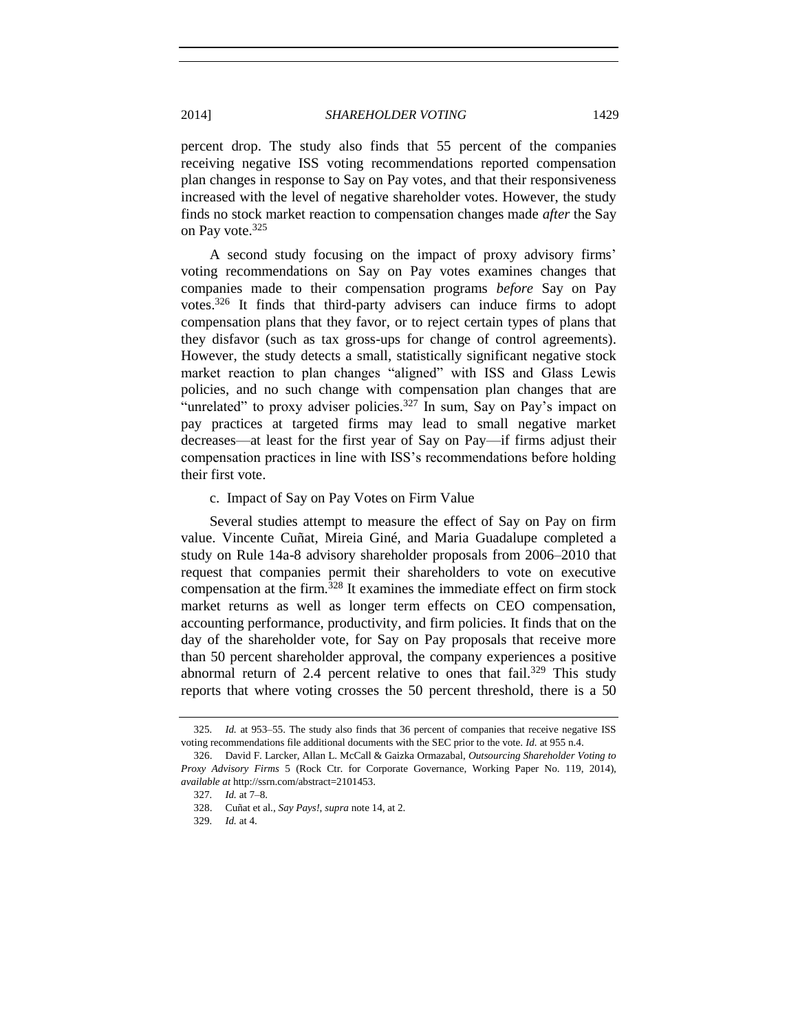percent drop. The study also finds that 55 percent of the companies receiving negative ISS voting recommendations reported compensation plan changes in response to Say on Pay votes, and that their responsiveness increased with the level of negative shareholder votes. However, the study finds no stock market reaction to compensation changes made *after* the Say on Pay vote.[325]

A second study focusing on the impact of proxy advisory firms' voting recommendations on Say on Pay votes examines changes that companies made to their compensation programs *before* Say on Pay votes.[326] It finds that third-party advisers can induce firms to adopt compensation plans that they favor, or to reject certain types of plans that they disfavor (such as tax gross-ups for change of control agreements). However, the study detects a small, statistically significant negative stock market reaction to plan changes "aligned" with ISS and Glass Lewis policies, and no such change with compensation plan changes that are "unrelated" to proxy adviser policies.[327] In sum, Say on Pay's impact on pay practices at targeted firms may lead to small negative market decreases—at least for the first year of Say on Pay—if firms adjust their compensation practices in line with ISS's recommendations before holding their first vote.

c. Impact of Say on Pay Votes on Firm Value

Several studies attempt to measure the effect of Say on Pay on firm value. Vincente Cuñat, Mireia Giné, and Maria Guadalupe completed a study on Rule 14a-8 advisory shareholder proposals from 2006–2010 that request that companies permit their shareholders to vote on executive compensation at the firm.[328] It examines the immediate effect on firm stock market returns as well as longer term effects on CEO compensation, accounting performance, productivity, and firm policies. It finds that on the day of the shareholder vote, for Say on Pay proposals that receive more than 50 percent shareholder approval, the company experiences a positive abnormal return of 2.4 percent relative to ones that fail.[329] This study reports that where voting crosses the 50 percent threshold, there is a 50

---

325. *Id.* at 953–55. The study also finds that 36 percent of companies that receive negative ISS voting recommendations file additional documents with the SEC prior to the vote. *Id.* at 955 n.4.

326. David F. Larcker, Allan L. McCall & Gaizka Ormazabal, *Outsourcing Shareholder Voting to Proxy Advisory Firms* 5 (Rock Ctr. for Corporate Governance, Working Paper No. 119, 2014), *available at* http://ssrn.com/abstract=2101453.

327. *Id.* at 7–8.

328. Cuñat et al., *Say Pays!*, *supra* note 14, at 2.

329. *Id.* at 4.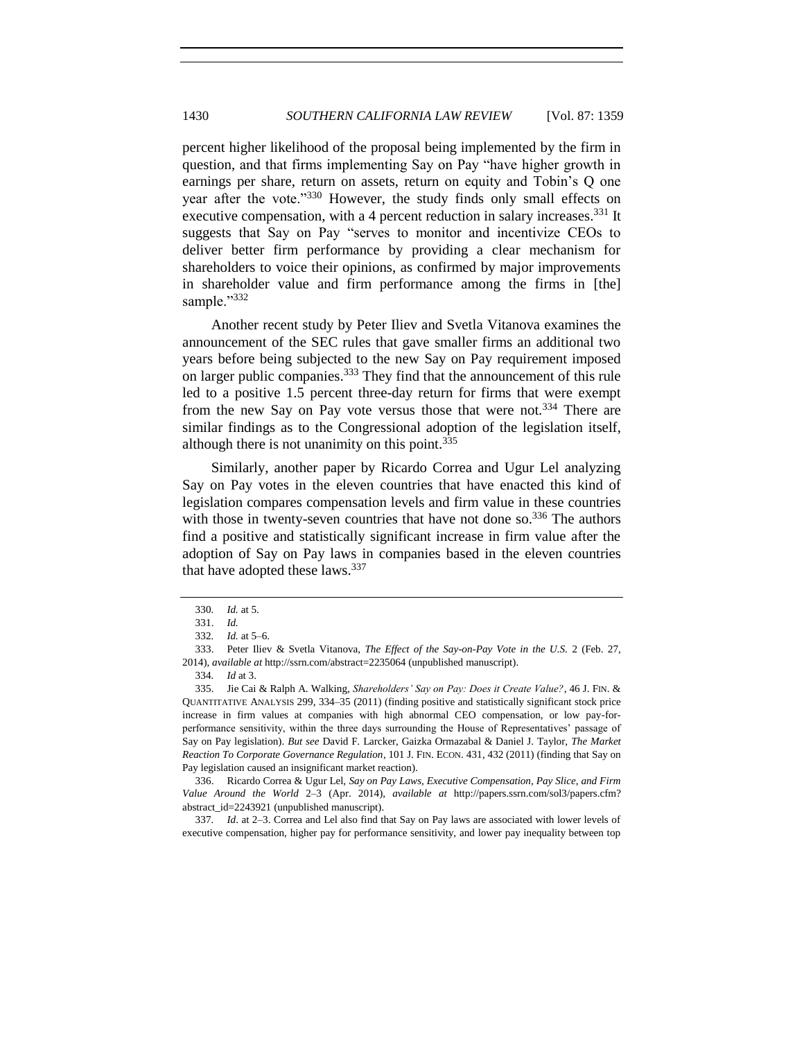percent higher likelihood of the proposal being implemented by the firm in question, and that firms implementing Say on Pay "have higher growth in earnings per share, return on assets, return on equity and Tobin's Q one year after the vote."[330] However, the study finds only small effects on executive compensation, with a 4 percent reduction in salary increases.[331] It suggests that Say on Pay "serves to monitor and incentivize CEOs to deliver better firm performance by providing a clear mechanism for shareholders to voice their opinions, as confirmed by major improvements in shareholder value and firm performance among the firms in [the] sample."[332]

Another recent study by Peter Iliev and Svetla Vitanova examines the announcement of the SEC rules that gave smaller firms an additional two years before being subjected to the new Say on Pay requirement imposed on larger public companies.[333] They find that the announcement of this rule led to a positive 1.5 percent three-day return for firms that were exempt from the new Say on Pay vote versus those that were not.[334] There are similar findings as to the Congressional adoption of the legislation itself, although there is not unanimity on this point.[335]

Similarly, another paper by Ricardo Correa and Ugur Lel analyzing Say on Pay votes in the eleven countries that have enacted this kind of legislation compares compensation levels and firm value in these countries with those in twenty-seven countries that have not done so.[336] The authors find a positive and statistically significant increase in firm value after the adoption of Say on Pay laws in companies based in the eleven countries that have adopted these laws.[337]

---

330. *Id.* at 5.

331. *Id.*

332. *Id.* at 5–6.

333. Peter Iliev & Svetla Vitanova, *The Effect of the Say-on-Pay Vote in the U.S.* 2 (Feb. 27, 2014), *available at* http://ssrn.com/abstract=2235064 (unpublished manuscript).

334. *Id* at 3.

335. Jie Cai & Ralph A. Walking, *Shareholders' Say on Pay: Does it Create Value?*, 46 J. FIN. & QUANTITATIVE ANALYSIS 299, 334–35 (2011) (finding positive and statistically significant stock price increase in firm values at companies with high abnormal CEO compensation, or low pay-for-performance sensitivity, within the three days surrounding the House of Representatives' passage of Say on Pay legislation). *But see* David F. Larcker, Gaizka Ormazabal & Daniel J. Taylor, *The Market Reaction To Corporate Governance Regulation*, 101 J. FIN. ECON. 431, 432 (2011) (finding that Say on Pay legislation caused an insignificant market reaction).

336. Ricardo Correa & Ugur Lel, *Say on Pay Laws, Executive Compensation, Pay Slice, and Firm Value Around the World* 2–3 (Apr. 2014), *available at* http://papers.ssrn.com/sol3/papers.cfm?abstract_id=2243921 (unpublished manuscript).

337. *Id*. at 2–3. Correa and Lel also find that Say on Pay laws are associated with lower levels of executive compensation, higher pay for performance sensitivity, and lower pay inequality between top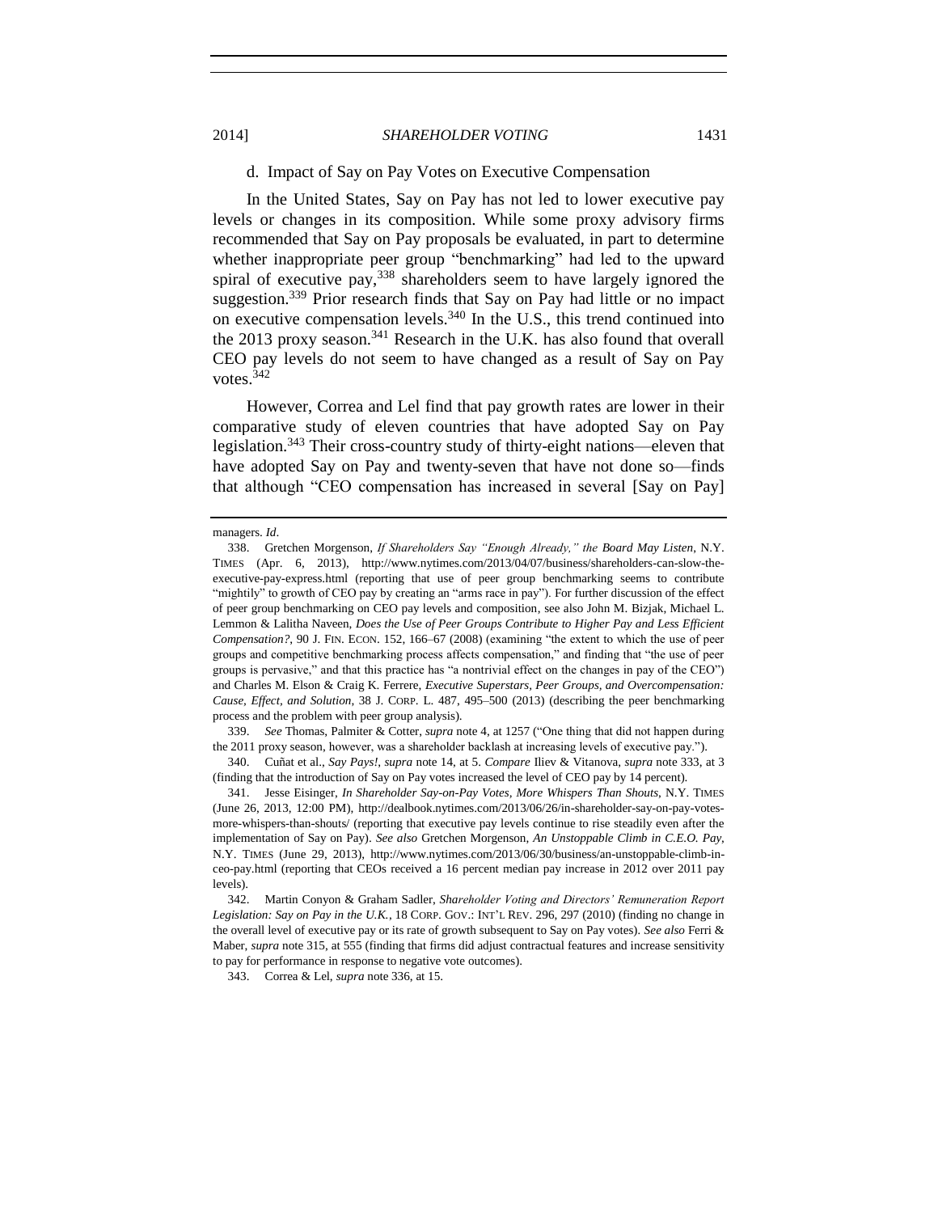d. Impact of Say on Pay Votes on Executive Compensation

In the United States, Say on Pay has not led to lower executive pay levels or changes in its composition. While some proxy advisory firms recommended that Say on Pay proposals be evaluated, in part to determine whether inappropriate peer group "benchmarking" had led to the upward spiral of executive pay,[338] shareholders seem to have largely ignored the suggestion.[339] Prior research finds that Say on Pay had little or no impact on executive compensation levels.[340] In the U.S., this trend continued into the 2013 proxy season.[341] Research in the U.K. has also found that overall CEO pay levels do not seem to have changed as a result of Say on Pay votes.[342]

However, Correa and Lel find that pay growth rates are lower in their comparative study of eleven countries that have adopted Say on Pay legislation.[343] Their cross-country study of thirty-eight nations—eleven that have adopted Say on Pay and twenty-seven that have not done so—finds that although "CEO compensation has increased in several [Say on Pay]

---

managers. *Id*.

338. Gretchen Morgenson, *If Shareholders Say "Enough Already," the Board May Listen*, N.Y. TIMES (Apr. 6, 2013), http://www.nytimes.com/2013/04/07/business/shareholders-can-slow-the-executive-pay-express.html (reporting that use of peer group benchmarking seems to contribute "mightily" to growth of CEO pay by creating an "arms race in pay"). For further discussion of the effect of peer group benchmarking on CEO pay levels and composition, see also John M. Bizjak, Michael L. Lemmon & Lalitha Naveen, *Does the Use of Peer Groups Contribute to Higher Pay and Less Efficient Compensation?*, 90 J. FIN. ECON. 152, 166–67 (2008) (examining "the extent to which the use of peer groups and competitive benchmarking process affects compensation," and finding that "the use of peer groups is pervasive," and that this practice has "a nontrivial effect on the changes in pay of the CEO") and Charles M. Elson & Craig K. Ferrere, *Executive Superstars, Peer Groups, and Overcompensation: Cause, Effect, and Solution*, 38 J. CORP. L. 487, 495–500 (2013) (describing the peer benchmarking process and the problem with peer group analysis).

339. *See* Thomas, Palmiter & Cotter, *supra* note 4, at 1257 ("One thing that did not happen during the 2011 proxy season, however, was a shareholder backlash at increasing levels of executive pay.").

340. Cuñat et al., *Say Pays!*, *supra* note 14, at 5. *Compare* Iliev & Vitanova, *supra* note 333, at 3 (finding that the introduction of Say on Pay votes increased the level of CEO pay by 14 percent).

341. Jesse Eisinger, *In Shareholder Say-on-Pay Votes, More Whispers Than Shouts*, N.Y. TIMES (June 26, 2013, 12:00 PM), http://dealbook.nytimes.com/2013/06/26/in-shareholder-say-on-pay-votes-more-whispers-than-shouts/ (reporting that executive pay levels continue to rise steadily even after the implementation of Say on Pay). *See also* Gretchen Morgenson, *An Unstoppable Climb in C.E.O. Pay*, N.Y. TIMES (June 29, 2013), http://www.nytimes.com/2013/06/30/business/an-unstoppable-climb-in-ceo-pay.html (reporting that CEOs received a 16 percent median pay increase in 2012 over 2011 pay levels).

342. Martin Conyon & Graham Sadler, *Shareholder Voting and Directors' Remuneration Report Legislation: Say on Pay in the U.K.*, 18 CORP. GOV.: INT'L REV. 296, 297 (2010) (finding no change in the overall level of executive pay or its rate of growth subsequent to Say on Pay votes). *See also* Ferri & Maber, *supra* note 315, at 555 (finding that firms did adjust contractual features and increase sensitivity to pay for performance in response to negative vote outcomes).

343. Correa & Lel, *supra* note 336, at 15.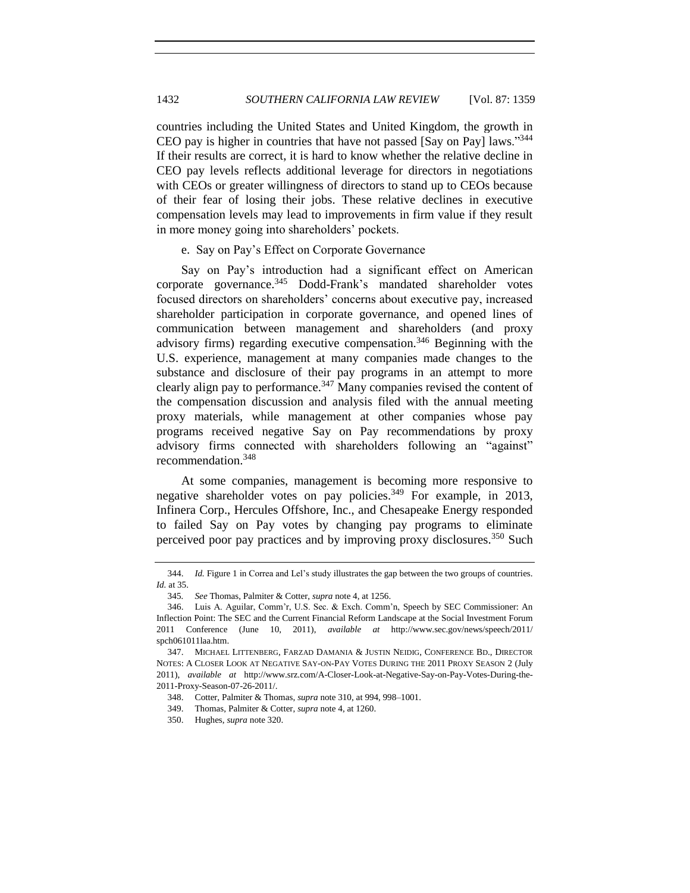countries including the United States and United Kingdom, the growth in CEO pay is higher in countries that have not passed [Say on Pay] laws."[344] If their results are correct, it is hard to know whether the relative decline in CEO pay levels reflects additional leverage for directors in negotiations with CEOs or greater willingness of directors to stand up to CEOs because of their fear of losing their jobs. These relative declines in executive compensation levels may lead to improvements in firm value if they result in more money going into shareholders' pockets.

e. Say on Pay's Effect on Corporate Governance

Say on Pay's introduction had a significant effect on American corporate governance.[345] Dodd-Frank's mandated shareholder votes focused directors on shareholders' concerns about executive pay, increased shareholder participation in corporate governance, and opened lines of communication between management and shareholders (and proxy advisory firms) regarding executive compensation.[346] Beginning with the U.S. experience, management at many companies made changes to the substance and disclosure of their pay programs in an attempt to more clearly align pay to performance.[347] Many companies revised the content of the compensation discussion and analysis filed with the annual meeting proxy materials, while management at other companies whose pay programs received negative Say on Pay recommendations by proxy advisory firms connected with shareholders following an "against" recommendation.[348]

At some companies, management is becoming more responsive to negative shareholder votes on pay policies.[349] For example, in 2013, Infinera Corp., Hercules Offshore, Inc., and Chesapeake Energy responded to failed Say on Pay votes by changing pay programs to eliminate perceived poor pay practices and by improving proxy disclosures.[350] Such

---

344. *Id.* Figure 1 in Correa and Lel's study illustrates the gap between the two groups of countries. *Id.* at 35.

345. *See* Thomas, Palmiter & Cotter, *supra* note 4, at 1256.

346. Luis A. Aguilar, Comm'r, U.S. Sec. & Exch. Comm'n, Speech by SEC Commissioner: An Inflection Point: The SEC and the Current Financial Reform Landscape at the Social Investment Forum 2011 Conference (June 10, 2011), *available at* http://www.sec.gov/news/speech/2011/spch061011laa.htm.

347. MICHAEL LITTENBERG, FARZAD DAMANIA & JUSTIN NEIDIG, CONFERENCE BD., DIRECTOR NOTES: A CLOSER LOOK AT NEGATIVE SAY-ON-PAY VOTES DURING THE 2011 PROXY SEASON 2 (July 2011), *available at* http://www.srz.com/A-Closer-Look-at-Negative-Say-on-Pay-Votes-During-the-2011-Proxy-Season-07-26-2011/.

348. Cotter, Palmiter & Thomas, *supra* note 310, at 994, 998–1001.

349. Thomas, Palmiter & Cotter, *supra* note 4, at 1260.

350. Hughes, *supra* note 320.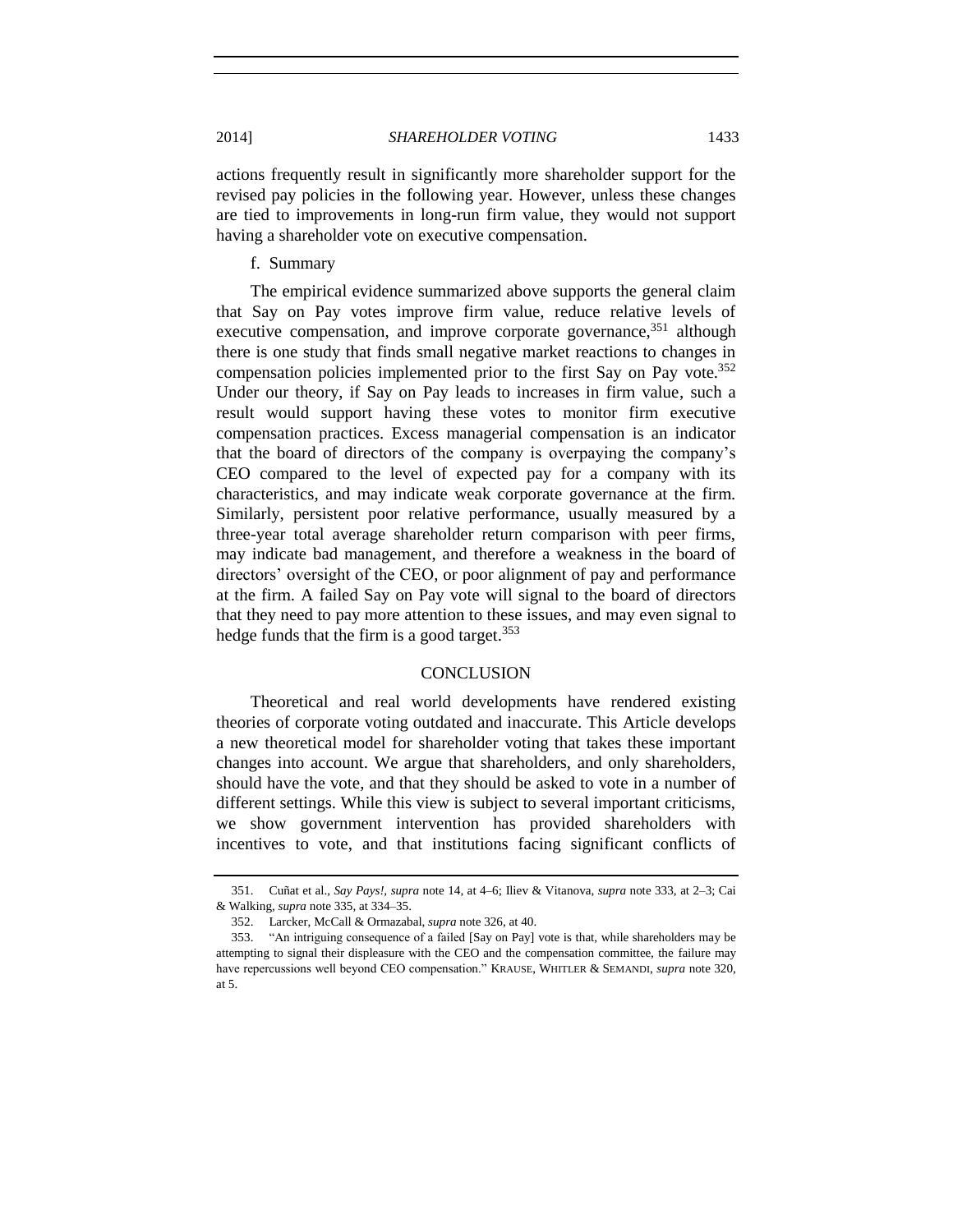actions frequently result in significantly more shareholder support for the revised pay policies in the following year. However, unless these changes are tied to improvements in long-run firm value, they would not support having a shareholder vote on executive compensation.

f. Summary

The empirical evidence summarized above supports the general claim that Say on Pay votes improve firm value, reduce relative levels of executive compensation, and improve corporate governance,[351] although there is one study that finds small negative market reactions to changes in compensation policies implemented prior to the first Say on Pay vote.[352] Under our theory, if Say on Pay leads to increases in firm value, such a result would support having these votes to monitor firm executive compensation practices. Excess managerial compensation is an indicator that the board of directors of the company is overpaying the company's CEO compared to the level of expected pay for a company with its characteristics, and may indicate weak corporate governance at the firm. Similarly, persistent poor relative performance, usually measured by a three-year total average shareholder return comparison with peer firms, may indicate bad management, and therefore a weakness in the board of directors' oversight of the CEO, or poor alignment of pay and performance at the firm. A failed Say on Pay vote will signal to the board of directors that they need to pay more attention to these issues, and may even signal to hedge funds that the firm is a good target.[353]

## CONCLUSION

Theoretical and real world developments have rendered existing theories of corporate voting outdated and inaccurate. This Article develops a new theoretical model for shareholder voting that takes these important changes into account. We argue that shareholders, and only shareholders, should have the vote, and that they should be asked to vote in a number of different settings. While this view is subject to several important criticisms, we show government intervention has provided shareholders with incentives to vote, and that institutions facing significant conflicts of

---

351. Cuñat et al., *Say Pays!*, *supra* note 14, at 4–6; Iliev & Vitanova, *supra* note 333, at 2–3; Cai & Walking, *supra* note 335, at 334–35.

352. Larcker, McCall & Ormazabal, *supra* note 326, at 40.

353. "An intriguing consequence of a failed [Say on Pay] vote is that, while shareholders may be attempting to signal their displeasure with the CEO and the compensation committee, the failure may have repercussions well beyond CEO compensation." KRAUSE, WHITLER & SEMANDI, *supra* note 320, at 5.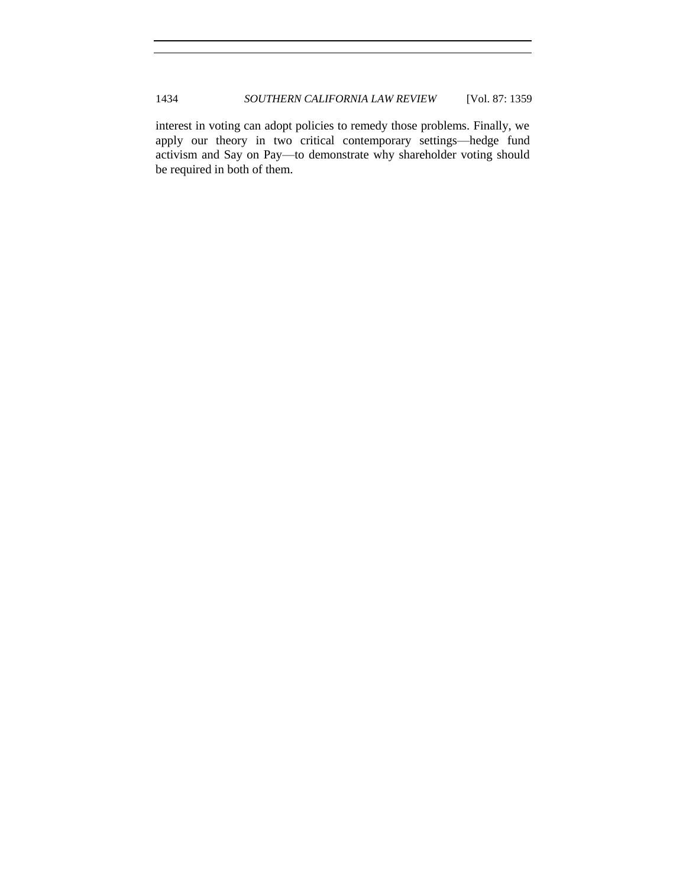interest in voting can adopt policies to remedy those problems. Finally, we apply our theory in two critical contemporary settings—hedge fund activism and Say on Pay—to demonstrate why shareholder voting should be required in both of them.